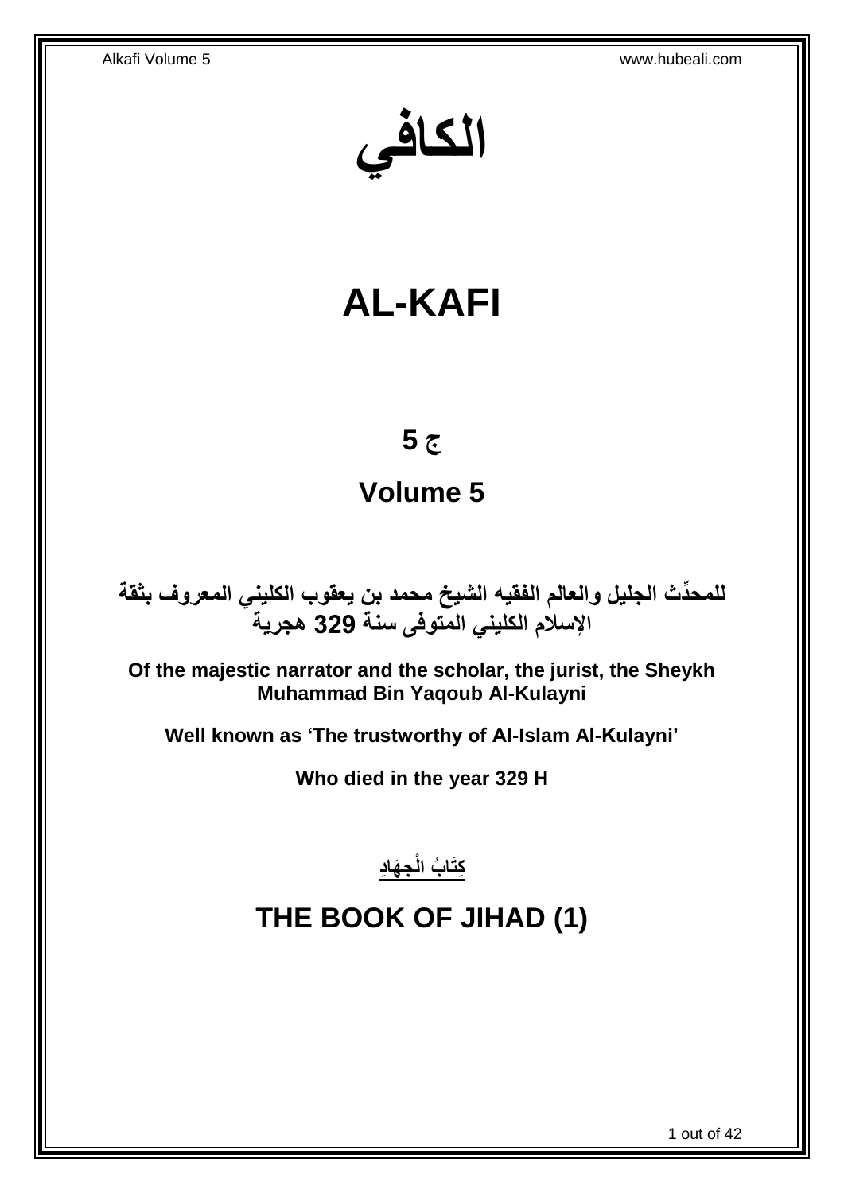# الكافي

# AL-KAFI

## ج 5

## Volume 5

**للمحدِّث الجليل والعالم الفقيه الشيخ محمد بن يعقوب الكليني المعروف بثقة الإسلام الكليني المتوفى سنة 329 هجرية**

**Of the majestic narrator and the scholar, the jurist, the Sheykh Muhammad Bin Yaqoub Al-Kulayni**

**Well known as 'The trustworthy of Al-Islam Al-Kulayni'**

**Who died in the year 329 H**

**كِتَابُ الْجِهَادِ**

## THE BOOK OF JIHAD (1)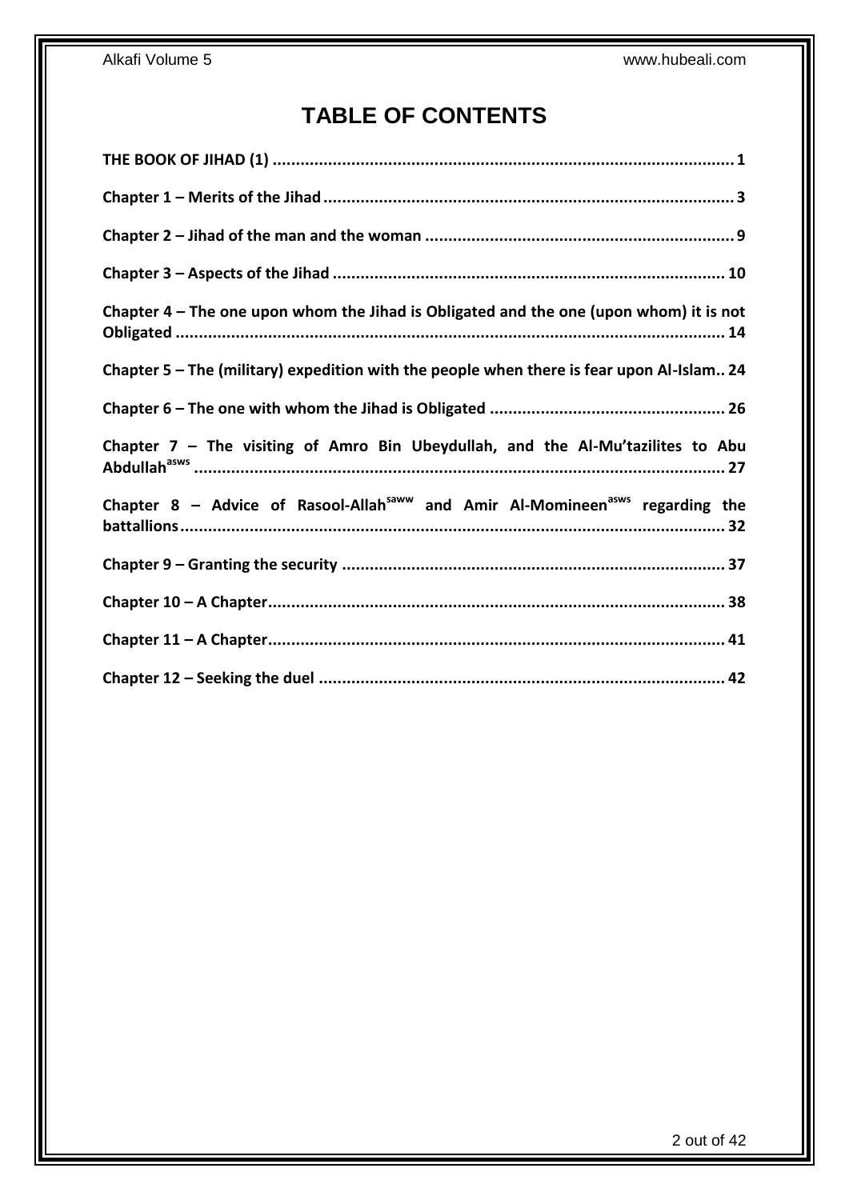# TABLE OF CONTENTS

**THE BOOK OF JIHAD (1)** ..... 1

**Chapter 1 – Merits of the Jihad** ..... 3

**Chapter 2 – Jihad of the man and the woman** ..... 9

**Chapter 3 – Aspects of the Jihad** ..... 10

**Chapter 4 – The one upon whom the Jihad is Obligated and the one (upon whom) it is not Obligated** ..... 14

**Chapter 5 – The (military) expedition with the people when there is fear upon Al-Islam** ..... 24

**Chapter 6 – The one with whom the Jihad is Obligated** ..... 26

**Chapter 7 – The visiting of Amro Bin Ubeydullah, and the Al-Mu'tazilites to Abu Abdullah[asws]** ..... 27

**Chapter 8 – Advice of Rasool-Allah[saww] and Amir Al-Momineen[asws] regarding the battallions** ..... 32

**Chapter 9 – Granting the security** ..... 37

**Chapter 10 – A Chapter** ..... 38

**Chapter 11 – A Chapter** ..... 41

**Chapter 12 – Seeking the duel** ..... 42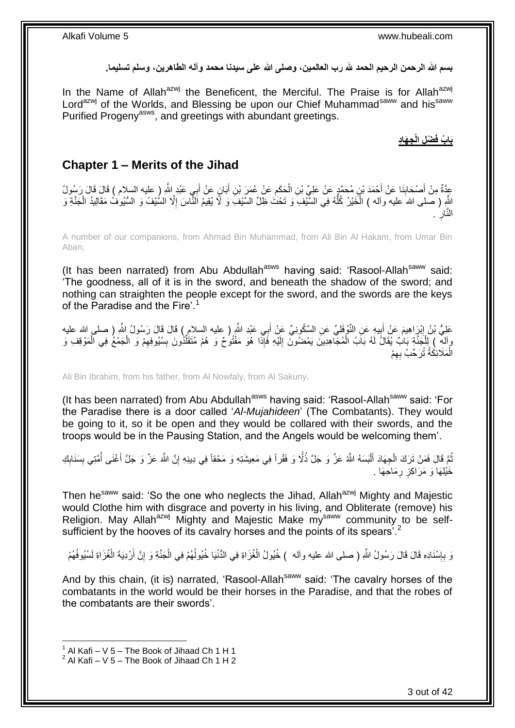**بسم الله الرحمن الرحيم الحمد لله رب العالمين، وصلى الله على سيدنا محمد وآله الطاهرين، وسلم تسليما.**

In the Name of Allah[azwj] the Beneficent, the Merciful. The Praise is for Allah[azwj] Lord[azwj] of the Worlds, and Blessing be upon our Chief Muhammad[saww] and his[saww] Purified Progeny[asws], and greetings with abundant greetings.

**بَابُ فَضْلِ الْجِهَادِ**

## Chapter 1 – Merits of the Jihad

عِدَّةٌ مِنْ أَصْحَابِنَا عَنْ أَحْمَدَ بْنِ مُحَمَّدٍ عَنْ عَلِيِّ بْنِ الْحَكَمِ عَنْ عُمَرَ بْنِ أَبَانٍ عَنْ أَبِي عَبْدِ اللَّهِ ( عليه السلام ) قَالَ قَالَ رَسُولُ اللَّهِ ( صلى الله عليه وآله ) الْخَيْرُ كُلُّهُ فِي السَّيْفِ وَ تَحْتَ ظِلِّ السَّيْفِ وَ لَا يُقِيمُ النَّاسَ إِلَّا السَّيْفُ وَ السُّيُوفُ مَقَالِيدُ الْجَنَّةِ وَ النَّارِ .

A number of our companions, from Ahmad Bin Muhammad, from Ali Bin Al Hakam, from Umar Bin Aban,

(It has been narrated) from Abu Abdullah[asws] having said: 'Rasool-Allah[saww] said: 'The goodness, all of it is in the sword, and beneath the shadow of the sword; and nothing can straighten the people except for the sword, and the swords are the keys of the Paradise and the Fire'.[1]

عَلِيُّ بْنُ إِبْرَاهِيمَ عَنْ أَبِيهِ عَنِ النَّوْفَلِيِّ عَنِ السَّكُونِيِّ عَنْ أَبِي عَبْدِ اللَّهِ ( عليه السلام ) قَالَ قَالَ رَسُولُ اللَّهِ ( صلى الله عليه وآله ) لِلْجَنَّةِ بَابٌ يُقَالُ لَهُ بَابُ الْمُجَاهِدِينَ يَمْضُونَ إِلَيْهِ فَإِذَا هُوَ مَفْتُوحٌ وَ هُمْ مُتَقَلِّدُونَ بِسُيُوفِهِمْ وَ الْجَمْعُ فِي الْمَوْقِفِ وَ الْمَلَائِكَةُ تُرَحِّبُ بِهِمْ

Ali Bin Ibrahim, from his father, from Al Nowfaly, from Al Sakuny,

(It has been narrated) from Abu Abdullah[asws] having said: 'Rasool-Allah[saww] said: 'For the Paradise there is a door called '*Al-Mujahideen*' (The Combatants). They would be going to it, so it be open and they would be collared with their swords, and the troops would be in the Pausing Station, and the Angels would be welcoming them'.

ثُمَّ قَالَ فَمَنْ تَرَكَ الْجِهَادَ أَلْبَسَهُ اللَّهُ عَزَّ وَ جَلَّ ذُلًّا وَ فَقْراً فِي مَعِيشَتِهِ وَ مَحْقاً فِي دِينِهِ إِنَّ اللَّهَ عَزَّ وَ جَلَّ أَغْنَى أُمَّتِي بِسَنَابِكِ خَيْلِهَا وَ مَرَاكِزِ رِمَاحِهَا .

Then he[saww] said: 'So the one who neglects the Jihad, Allah[azwj] Mighty and Majestic would Clothe him with disgrace and poverty in his living, and Obliterate (remove) his Religion. May Allah[azwj] Mighty and Majestic Make my[saww] community to be self-sufficient by the hooves of its cavalry horses and the points of its spears'.[2]

وَ بِإِسْنَادِهِ قَالَ قَالَ رَسُولُ اللَّهِ ( صلى الله عليه وآله ) خُيُولُ الْغُزَاةِ فِي الدُّنْيَا خُيُولُهُمْ فِي الْجَنَّةِ وَ إِنَّ أَرْدِيَةَ الْغُزَاةِ لَسُيُوفُهُمْ

And by this chain, (it is) narrated, 'Rasool-Allah[saww] said: 'The cavalry horses of the combatants in the world would be their horses in the Paradise, and that the robes of the combatants are their swords'.

[1] Al Kafi – V 5 – The Book of Jihaad Ch 1 H 1
[2] Al Kafi – V 5 – The Book of Jihaad Ch 1 H 2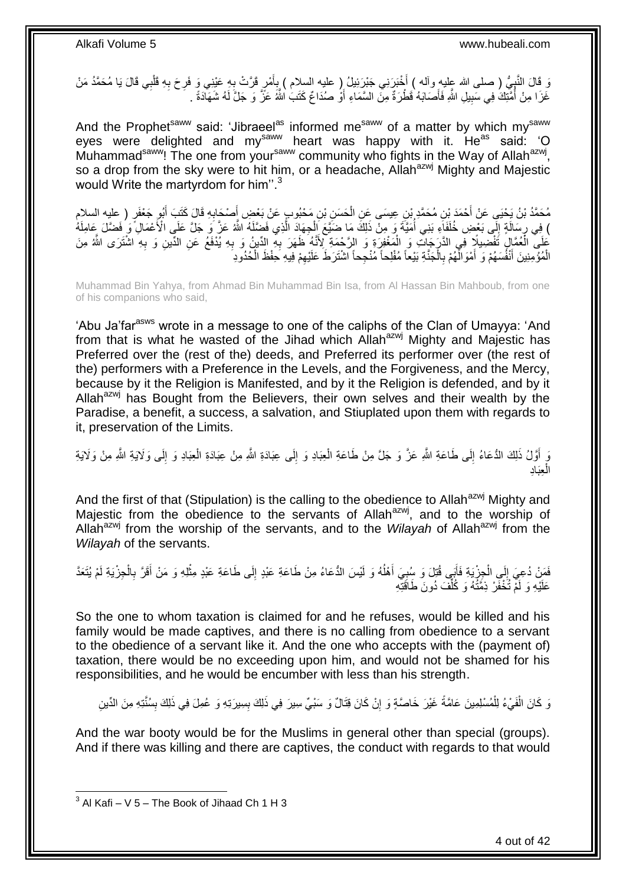وَ قَالَ النَّبِيُّ ( صلى الله عليه وآله ) أَخْبَرَنِي جَبْرَئِيلُ ( عليه السلام ) بِأَمْرٍ قَرَّتْ بِهِ عَيْنِي وَ فَرِحَ بِهِ قَلْبِي قَالَ يَا مُحَمَّدُ مَنْ غَزَا مِنْ أُمَّتِكَ فِي سَبِيلِ اللَّهِ فَأَصَابَهُ قَطْرَةٌ مِنَ السَّمَاءِ أَوْ صُدَاعٌ كَتَبَ اللَّهُ عَزَّ وَ جَلَّ لَهُ شَهَادَةً .

And the Prophet[saww] said: 'Jibraeel[as] informed me[saww] of a matter by which my[saww] eyes were delighted and my[saww] heart was happy with it. He[as] said: 'O Muhammad[saww]! The one from your[saww] community who fights in the Way of Allah[azwj], so a drop from the sky were to hit him, or a headache, Allah[azwj] Mighty and Majestic would Write the martyrdom for him''.[3]

مُحَمَّدُ بْنُ يَحْيَى عَنْ أَحْمَدَ بْنِ مُحَمَّدِ بْنِ عِيسَى عَنِ الْحَسَنِ بْنِ مَحْبُوبٍ عَنْ بَعْضِ أَصْحَابِهِ قَالَ كَتَبَ أَبُو جَعْفَرٍ ( عليه السلام ) فِي رِسَالَةٍ إِلَى بَعْضِ خُلَفَاءِ بَنِي أُمَيَّةَ وَ مِنْ ذَلِكَ مَا ضَيَّعَ الْجِهَادَ الَّذِي فَضَّلَهُ اللَّهُ عَزَّ وَ جَلَّ عَلَى الْأَعْمَالِ وَ فَضَّلَ عَامِلَهُ عَلَى الْعُمَّالِ تَفْضِيلًا فِي الدَّرَجَاتِ وَ الْمَغْفِرَةِ وَ الرَّحْمَةِ لِأَنَّهُ ظَهَرَ بِهِ الدِّينُ وَ بِهِ يُدْفَعُ عَنِ الدِّينِ وَ بِهِ اشْتَرَى اللَّهُ مِنَ الْمُؤْمِنِينَ أَنْفُسَهُمْ وَ أَمْوَالَهُمْ بِالْجَنَّةِ بَيْعاً مُفْلِحاً مُنْجِحاً اشْتَرَطَ عَلَيْهِمْ فِيهِ حِفْظَ الْحُدُودِ

Muhammad Bin Yahya, from Ahmad Bin Muhammad Bin Isa, from Al Hassan Bin Mahboub, from one of his companions who said,

'Abu Ja'far[asws] wrote in a message to one of the caliphs of the Clan of Umayya: 'And from that is what he wasted of the Jihad which Allah[azwj] Mighty and Majestic has Preferred over the (rest of the) deeds, and Preferred its performer over (the rest of the) performers with a Preference in the Levels, and the Forgiveness, and the Mercy, because by it the Religion is Manifested, and by it the Religion is defended, and by it Allah[azwj] has Bought from the Believers, their own selves and their wealth by the Paradise, a benefit, a success, a salvation, and Stiuplated upon them with regards to it, preservation of the Limits.

وَ أَوَّلُ ذَلِكَ الدُّعَاءُ إِلَى طَاعَةِ اللَّهِ عَزَّ وَ جَلَّ مِنْ طَاعَةِ الْعِبَادِ وَ إِلَى عِبَادَةِ اللَّهِ مِنْ عِبَادَةِ الْعِبَادِ وَ إِلَى وَلَايَةِ اللَّهِ مِنْ وَلَايَةِ الْعِبَادِ

And the first of that (Stipulation) is the calling to the obedience to Allah[azwj] Mighty and Majestic from the obedience to the servants of Allah[azwj], and to the worship of Allah[azwj] from the worship of the servants, and to the *Wilayah* of Allah[azwj] from the *Wilayah* of the servants.

فَمَنْ دُعِيَ إِلَى الْجِزْيَةِ فَأَبَى قُتِلَ وَ سُبِيَ أَهْلُهُ وَ لَيْسَ الدُّعَاءُ مِنْ طَاعَةِ عَبْدٍ إِلَى طَاعَةِ عَبْدٍ مِثْلِهِ وَ مَنْ أَقَرَّ بِالْجِزْيَةِ لَمْ يُتَعَدَّ عَلَيْهِ وَ لَمْ تُخْفَرْ ذِمَّتُهُ وَ كُلِّفَ دُونَ طَاقَتِهِ

So the one to whom taxation is claimed for and he refuses, would be killed and his family would be made captives, and there is no calling from obedience to a servant to the obedience of a servant like it. And the one who accepts with the (payment of) taxation, there would be no exceeding upon him, and would not be shamed for his responsibilities, and he would be encumber with less than his strength.

وَ كَانَ الْفَيْءُ لِلْمُسْلِمِينَ عَامَّةً غَيْرَ خَاصَّةٍ وَ إِنْ كَانَ قِتَالٌ وَ سَبْيٌ سِيرَ فِي ذَلِكَ بِسِيرَتِهِ وَ عُمِلَ فِي ذَلِكَ بِسُنَّتِهِ مِنَ الدِّينِ

And the war booty would be for the Muslims in general other than special (groups). And if there was killing and there are captives, the conduct with regards to that would

[3] Al Kafi – V 5 – The Book of Jihaad Ch 1 H 3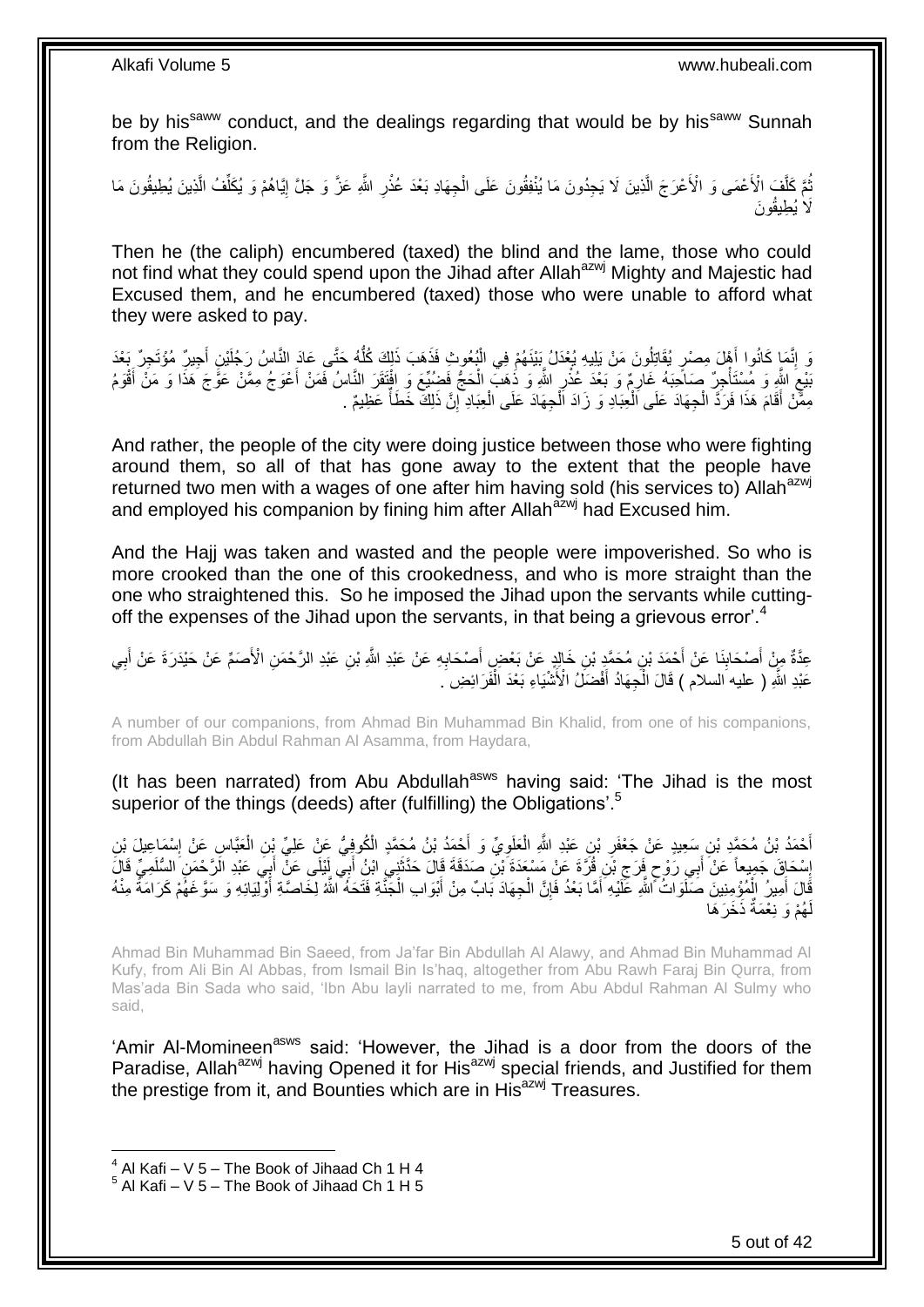be by his[saww] conduct, and the dealings regarding that would be by his[saww] Sunnah from the Religion.

ثُمَّ كَلَّفَ الْأَعْمَى وَ الْأَعْرَجَ الَّذِينَ لَا يَجِدُونَ مَا يُنْفِقُونَ عَلَى الْجِهَادِ بَعْدَ عُذْرِ اللَّهِ عَزَّ وَ جَلَّ إِيَّاهُمْ وَ يُكَلِّفُ الَّذِينَ يُطِيقُونَ مَا لَا يُطِيقُونَ

Then he (the caliph) encumbered (taxed) the blind and the lame, those who could not find what they could spend upon the Jihad after Allah[azwj] Mighty and Majestic had Excused them, and he encumbered (taxed) those who were unable to afford what they were asked to pay.

وَ إِنَّمَا كَانُوا أَهْلَ مِصْرٍ يُقَاتِلُونَ مَنْ يَلِيهِ يُعْدَلُ بَيْنَهُمْ فِي الْبُعُوثِ فَذَهَبَ ذَلِكَ كُلُّهُ حَتَّى عَادَ النَّاسُ رَجُلَيْنِ أَجِيرٌ مُؤْتَجِرٌ بَعْدَ بَيْعِ اللَّهِ وَ مُسْتَأْجِرٌ صَاحِبَهُ غَارِمٌ وَ بَعْدَ عُذْرِ اللَّهِ وَ ذَهَبَ الْحَجُّ فَضُيِّعَ وَ افْتَقَرَ النَّاسُ فَمَنْ أَعْوَجُ مِمَّنْ عَوَّجَ هَذَا وَ مَنْ أَقْوَمُ مِمَّنْ أَقَامَ هَذَا فَرَدَّ الْجِهَادَ عَلَى الْعِبَادِ وَ زَادَ الْجِهَادَ عَلَى الْعِبَادِ إِنَّ ذَلِكَ خَطَأٌ عَظِيمٌ .

And rather, the people of the city were doing justice between those who were fighting around them, so all of that has gone away to the extent that the people have returned two men with a wages of one after him having sold (his services to) Allah[azwj] and employed his companion by fining him after Allah[azwj] had Excused him.

And the Hajj was taken and wasted and the people were impoverished. So who is more crooked than the one of this crookedness, and who is more straight than the one who straightened this. So he imposed the Jihad upon the servants while cutting-off the expenses of the Jihad upon the servants, in that being a grievous error'.[4]

عِدَّةٌ مِنْ أَصْحَابِنَا عَنْ أَحْمَدَ بْنِ مُحَمَّدِ بْنِ خَالِدٍ عَنْ بَعْضِ أَصْحَابِهِ عَنْ عَبْدِ اللَّهِ بْنِ عَبْدِ الرَّحْمَنِ الْأَصَمِّ عَنْ حَيْدَرَةَ عَنْ أَبِي عَبْدِ اللَّهِ ( عليه السلام ) قَالَ الْجِهَادُ أَفْضَلُ الْأَشْيَاءِ بَعْدَ الْفَرَائِضِ .

A number of our companions, from Ahmad Bin Muhammad Bin Khalid, from one of his companions, from Abdullah Bin Abdul Rahman Al Asamma, from Haydara,

(It has been narrated) from Abu Abdullah[asws] having said: 'The Jihad is the most superior of the things (deeds) after (fulfilling) the Obligations'.[5]

أَحْمَدُ بْنُ مُحَمَّدِ بْنِ سَعِيدٍ عَنْ جَعْفَرِ بْنِ عَبْدِ اللَّهِ الْعَلَوِيِّ وَ أَحْمَدُ بْنُ مُحَمَّدٍ الْكُوفِيُّ عَنْ عَلِيِّ بْنِ الْعَبَّاسِ عَنْ إِسْمَاعِيلَ بْنِ إِسْحَاقَ جَمِيعاً عَنْ أَبِي رَوْحٍ فَرَجِ بْنِ قُرَّةَ عَنْ مَسْعَدَةَ بْنِ صَدَقَةَ قَالَ حَدَّثَنِي ابْنُ أَبِي لَيْلَى عَنْ أَبِي عَبْدِ الرَّحْمَنِ السُّلَمِيِّ قَالَ قَالَ أَمِيرُ الْمُؤْمِنِينَ صَلَوَاتُ اللَّهِ عَلَيْهِ أَمَّا بَعْدُ فَإِنَّ الْجِهَادَ بَابٌ مِنْ أَبْوَابِ الْجَنَّةِ فَتَحَهُ اللَّهُ لِخَاصَّةِ أَوْلِيَائِهِ وَ سَوَّغَهُمْ كَرَامَةً مِنْهُ لَهُمْ وَ نِعْمَةً ذَخَرَهَا

Ahmad Bin Muhammad Bin Saeed, from Ja'far Bin Abdullah Al Alawy, and Ahmad Bin Muhammad Al Kufy, from Ali Bin Al Abbas, from Ismail Bin Is'haq, altogether from Abu Rawh Faraj Bin Qurra, from Mas'ada Bin Sada who said, 'Ibn Abu layli narrated to me, from Abu Abdul Rahman Al Sulmy who said,

'Amir Al-Momineen[asws] said: 'However, the Jihad is a door from the doors of the Paradise, Allah[azwj] having Opened it for His[azwj] special friends, and Justified for them the prestige from it, and Bounties which are in His[azwj] Treasures.

---

[4] Al Kafi – V 5 – The Book of Jihaad Ch 1 H 4
[5] Al Kafi – V 5 – The Book of Jihaad Ch 1 H 5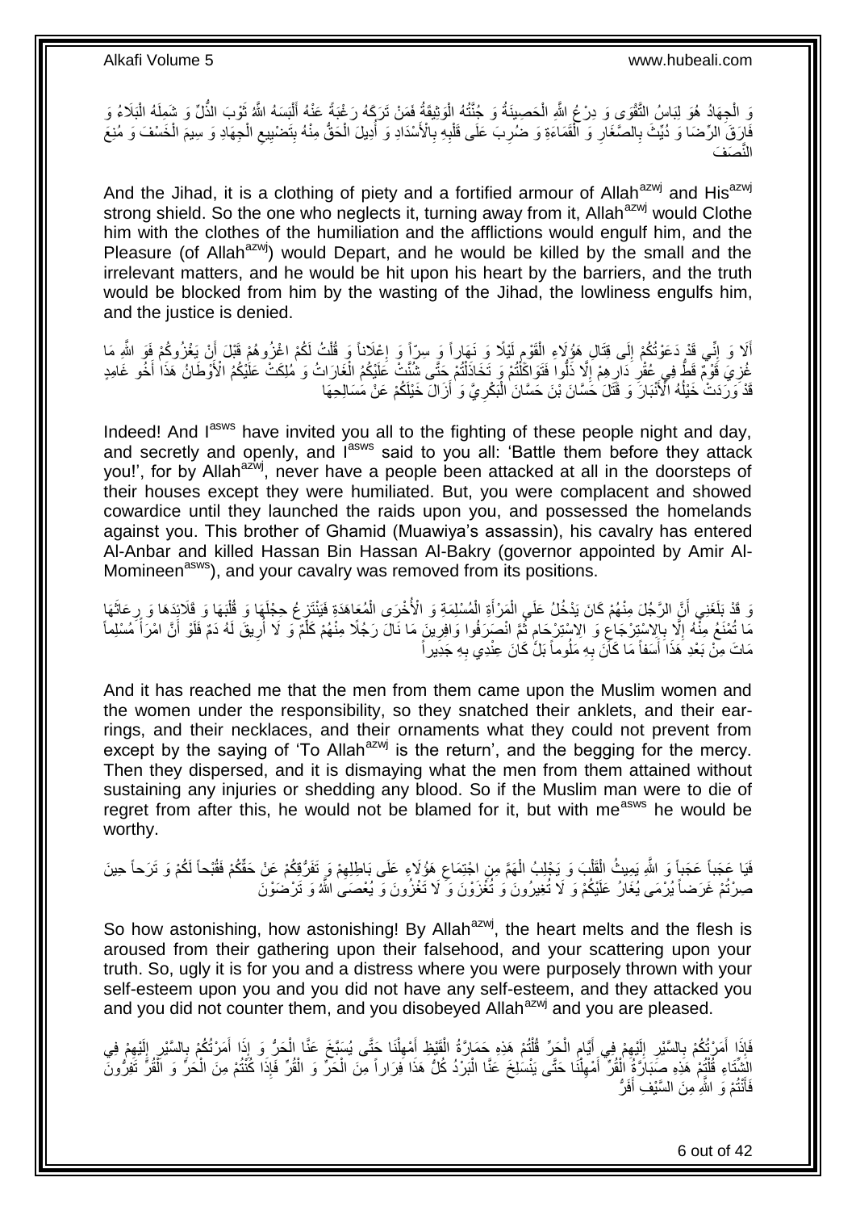وَ الْجِهَادُ هُوَ لِبَاسُ التَّقْوَى وَ دِرْعُ اللَّهِ الْحَصِينَةُ وَ جُنَّتُهُ الْوَثِيقَةُ فَمَنْ تَرَكَهُ رَغْبَةً عَنْهُ أَلْبَسَهُ اللَّهُ ثَوْبَ الذُّلِّ وَ شَمِلَهُ الْبَلَاءُ وَ فَارَقَ الرِّضَا وَ دُيِّثَ بِالصَّغَارِ وَ الْقَمَاءَةِ وَ ضُرِبَ عَلَى قَلْبِهِ بِالْأَسْدَادِ وَ أُدِيلَ الْحَقُّ مِنْهُ بِتَضْيِيعِ الْجِهَادِ وَ سِيمَ الْخَسْفَ وَ مُنِعَ النَّصَفَ

And the Jihad, it is a clothing of piety and a fortified armour of Allah^azwj and His^azwj strong shield. So the one who neglects it, turning away from it, Allah^azwj would Clothe him with the clothes of the humiliation and the afflictions would engulf him, and the Pleasure (of Allah^azwj) would Depart, and he would be killed by the small and the irrelevant matters, and he would be hit upon his heart by the barriers, and the truth would be blocked from him by the wasting of the Jihad, the lowliness engulfs him, and the justice is denied.

أَلَا وَ إِنِّي قَدْ دَعَوْتُكُمْ إِلَى قِتَالِ هَؤُلَاءِ الْقَوْمِ لَيْلًا وَ نَهَاراً وَ سِرّاً وَ إِعْلَاناً وَ قُلْتُ لَكُمُ اغْزُوهُمْ قَبْلَ أَنْ يَغْزُوكُمْ فَوَ اللَّهِ مَا غُزِيَ قَوْمٌ قَطُّ فِي عُقْرِ دَارِهِمْ إِلَّا ذَلُّوا فَتَوَاكَلْتُمْ وَ تَخَاذَلْتُمْ حَتَّى شُنَّتْ عَلَيْكُمُ الْغَارَاتُ وَ مُلِكَتْ عَلَيْكُمُ الْأَوْطَانُ هَذَا أَخُو غَامِدٍ قَدْ وَرَدَتْ خَيْلُهُ الْأَنْبَارَ وَ قَتَلَ حَسَّانَ بْنَ حَسَّانَ الْبَكْرِيَّ وَ أَزَالَ خَيْلَكُمْ عَنْ مَسَالِحِهَا

Indeed! And I^asws have invited you all to the fighting of these people night and day, and secretly and openly, and I^asws said to you all: 'Battle them before they attack you!', for by Allah^azwj, never have a people been attacked at all in the doorsteps of their houses except they were humiliated. But, you were complacent and showed cowardice until they launched the raids upon you, and possessed the homelands against you. This brother of Ghamid (Muawiya's assassin), his cavalry has entered Al-Anbar and killed Hassan Bin Hassan Al-Bakry (governor appointed by Amir Al-Momineen^asws), and your cavalry was removed from its positions.

وَ قَدْ بَلَغَنِي أَنَّ الرَّجُلَ مِنْهُمْ كَانَ يَدْخُلُ عَلَى الْمَرْأَةِ الْمُسْلِمَةِ وَ الْأُخْرَى الْمُعَاهَدَةِ فَيَنْتَزِعُ حِجْلَهَا وَ قُلْبَهَا وَ قَلَائِدَهَا وَ رِعَاثَهَا مَا تُمْنَعُ مِنْهُ إِلَّا بِالاسْتِرْجَاعِ وَ الِاسْتِرْحَامِ ثُمَّ انْصَرَفُوا وَافِرِينَ مَا نَالَ رَجُلًا مِنْهُمْ كَلْمٌ وَ لَا أُرِيقَ لَهُ دَمٌ فَلَوْ أَنَّ امْرَأً مُسْلِماً مَاتَ مِنْ بَعْدِ هَذَا أَسَفاً مَا كَانَ بِهِ مَلُوماً بَلْ كَانَ عِنْدِي بِهِ جَدِيراً

And it has reached me that the men from them came upon the Muslim women and the women under the responsibility, so they snatched their anklets, and their ear-rings, and their necklaces, and their ornaments what they could not prevent from except by the saying of 'To Allah^azwj is the return', and the begging for the mercy. Then they dispersed, and it is dismaying what the men from them attained without sustaining any injuries or shedding any blood. So if the Muslim man were to die of regret from after this, he would not be blamed for it, but with me^asws he would be worthy.

فَيَا عَجَباً عَجَباً وَ اللَّهِ يُمِيتُ الْقَلْبَ وَ يَجْلِبُ الْهَمَّ مِنِ اجْتِمَاعِ هَؤُلَاءِ عَلَى بَاطِلِهِمْ وَ تَفَرُّقِكُمْ عَنْ حَقِّكُمْ فَقُبْحاً لَكُمْ وَ تَرَحاً حِينَ صِرْتُمْ غَرَضاً يُرْمَى يُغَارُ عَلَيْكُمْ وَ لَا تُغِيرُونَ وَ تُغْزَوْنَ وَ لَا تَغْزُونَ وَ يُعْصَى اللَّهُ وَ تَرْضَوْنَ

So how astonishing, how astonishing! By Allah^azwj, the heart melts and the flesh is aroused from their gathering upon their falsehood, and your scattering upon your truth. So, ugly it is for you and a distress where you were purposely thrown with your self-esteem upon you and you did not have any self-esteem, and they attacked you and you did not counter them, and you disobeyed Allah^azwj and you are pleased.

فَإِذَا أَمَرْتُكُمْ بِالسَّيْرِ إِلَيْهِمْ فِي أَيَّامِ الْحَرِّ قُلْتُمْ هَذِهِ حَمَارَّةُ الْقَيْظِ أَمْهِلْنَا حَتَّى يُسَبَّخَ عَنَّا الْحَرُّ وَ إِذَا أَمَرْتُكُمْ بِالسَّيْرِ إِلَيْهِمْ فِي الشِّتَاءِ قُلْتُمْ هَذِهِ صَبَارَّةُ الْقُرِّ أَمْهِلْنَا حَتَّى يَنْسَلِخَ عَنَّا الْبَرْدُ كُلُّ هَذَا فِرَاراً مِنَ الْحَرِّ وَ الْقُرِّ فَإِذَا كُنْتُمْ مِنَ الْحَرِّ وَ الْقُرِّ تَفِرُّونَ فَأَنْتُمْ وَ اللَّهِ مِنَ السَّيْفِ أَفَرُّ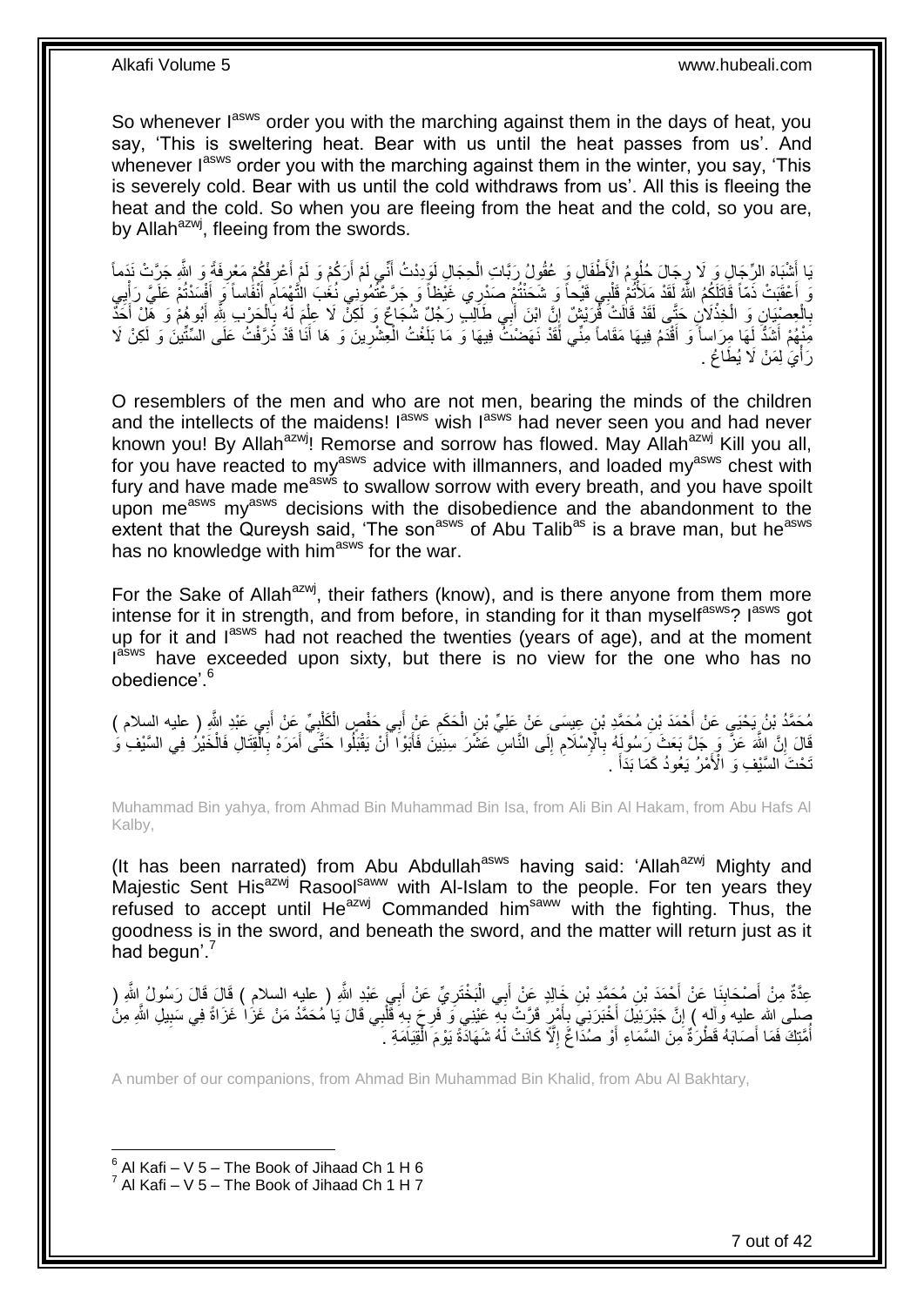So whenever I[asws] order you with the marching against them in the days of heat, you say, 'This is sweltering heat. Bear with us until the heat passes from us'. And whenever I[asws] order you with the marching against them in the winter, you say, 'This is severely cold. Bear with us until the cold withdraws from us'. All this is fleeing the heat and the cold. So when you are fleeing from the heat and the cold, so you are, by Allah[azwj], fleeing from the swords.

يَا أَشْبَاهَ الرِّجَالِ وَ لَا رِجَالَ حُلُومُ الْأَطْفَالِ وَ عُقُولُ رَبَّاتِ الْحِجَالِ لَوَدِدْتُ أَنِّي لَمْ أَرَكُمْ وَ لَمْ أَعْرِفْكُمْ مَعْرِفَةً وَ اللَّهِ جَرَّتْ نَدَماً وَ أَعْقَبَتْ ذَمّاً قَاتَلَكُمُ اللَّهُ لَقَدْ مَلَأْتُمْ قَلْبِي قَيْحاً وَ شَحَنْتُمْ صَدْرِي غَيْظاً وَ جَرَّعْتُمُونِي نُغَبَ التَّهْمَامِ أَنْفَاساً وَ أَفْسَدْتُمْ عَلَيَّ رَأْيِي بِالْعِصْيَانِ وَ الْخِذْلَانِ حَتَّى لَقَدْ قَالَتْ قُرَيْشٌ إِنَّ ابْنَ أَبِي طَالِبٍ رَجُلٌ شُجَاعٌ وَ لَكِنْ لَا عِلْمَ لَهُ بِالْحَرْبِ لِلَّهِ أَبُوهُمْ وَ هَلْ أَحَدٌ مِنْهُمْ أَشَدُّ لَهَا مِرَاساً وَ أَقْدَمُ فِيهَا مَقَاماً مِنِّي لَقَدْ نَهَضْتُ فِيهَا وَ مَا بَلَغْتُ الْعِشْرِينَ وَ هَا أَنَا قَدْ ذَرَّفْتُ عَلَى السِّتِّينَ وَ لَكِنْ لَا رَأْيَ لِمَنْ لَا يُطَاعُ .

O resembles of the men and who are not men, bearing the minds of the children and the intellects of the maidens! I[asws] wish I[asws] had never seen you and had never known you! By Allah[azwj]! Remorse and sorrow has flowed. May Allah[azwj] Kill you all, for you have reacted to my[asws] advice with illmanners, and loaded my[asws] chest with fury and have made me[asws] to swallow sorrow with every breath, and you have spoilt upon me[asws] my[asws] decisions with the disobedience and the abandonment to the extent that the Qureysh said, 'The son[asws] of Abu Talib[as] is a brave man, but he[asws] has no knowledge with him[asws] for the war.

For the Sake of Allah[azwj], their fathers (know), and is there anyone from them more intense for it in strength, and from before, in standing for it than myself[asws]? I[asws] got up for it and I[asws] had not reached the twenties (years of age), and at the moment I[asws] have exceeded upon sixty, but there is no view for the one who has no obedience'.[6]

مُحَمَّدُ بْنُ يَحْيَى عَنْ أَحْمَدَ بْنِ مُحَمَّدِ بْنِ عِيسَى عَنْ عَلِيِّ بْنِ الْحَكَمِ عَنْ أَبِي حَفْصٍ الْكَلْبِيِّ عَنْ أَبِي عَبْدِ اللَّهِ ( عليه السلام ) قَالَ إِنَّ اللَّهَ عَزَّ وَ جَلَّ بَعَثَ رَسُولَهُ بِالْإِسْلَامِ إِلَى النَّاسِ عَشْرَ سِنِينَ فَأَبَوْا أَنْ يَقْبَلُوا حَتَّى أَمَرَهُ بِالْقِتَالِ فَالْخَيْرُ فِي السَّيْفِ وَ تَحْتَ السَّيْفِ وَ الْأَمْرُ يَعُودُ كَمَا بَدَأَ .

Muhammad Bin yahya, from Ahmad Bin Muhammad Bin Isa, from Ali Bin Al Hakam, from Abu Hafs Al Kalby,

(It has been narrated) from Abu Abdullah[asws] having said: 'Allah[azwj] Mighty and Majestic Sent His[azwj] Rasool[saww] with Al-Islam to the people. For ten years they refused to accept until He[azwj] Commanded him[saww] with the fighting. Thus, the goodness is in the sword, and beneath the sword, and the matter will return just as it had begun'.[7]

عِدَّةٌ مِنْ أَصْحَابِنَا عَنْ أَحْمَدَ بْنِ مُحَمَّدِ بْنِ خَالِدٍ عَنْ أَبِي الْبَخْتَرِيِّ عَنْ أَبِي عَبْدِ اللَّهِ ( عليه السلام ) قَالَ قَالَ رَسُولُ اللَّهِ ( صلى الله عليه وآله ) إِنَّ جَبْرَئِيلَ أَخْبَرَنِي بِأَمْرٍ قَرَّتْ بِهِ عَيْنِي وَ فَرِحَ بِهِ قَلْبِي قَالَ يَا مُحَمَّدُ مَنْ غَزَا غَزَاةً فِي سَبِيلِ اللَّهِ مِنْ أُمَّتِكَ فَمَا أَصَابَهُ قَطْرَةٌ مِنَ السَّمَاءِ أَوْ صُدَاعٌ إِلَّا كَانَتْ لَهُ شَهَادَةً يَوْمَ الْقِيَامَةِ .

A number of our companions, from Ahmad Bin Muhammad Bin Khalid, from Abu Al Bakhtary,

[6] Al Kafi – V 5 – The Book of Jihaad Ch 1 H 6
[7] Al Kafi – V 5 – The Book of Jihaad Ch 1 H 7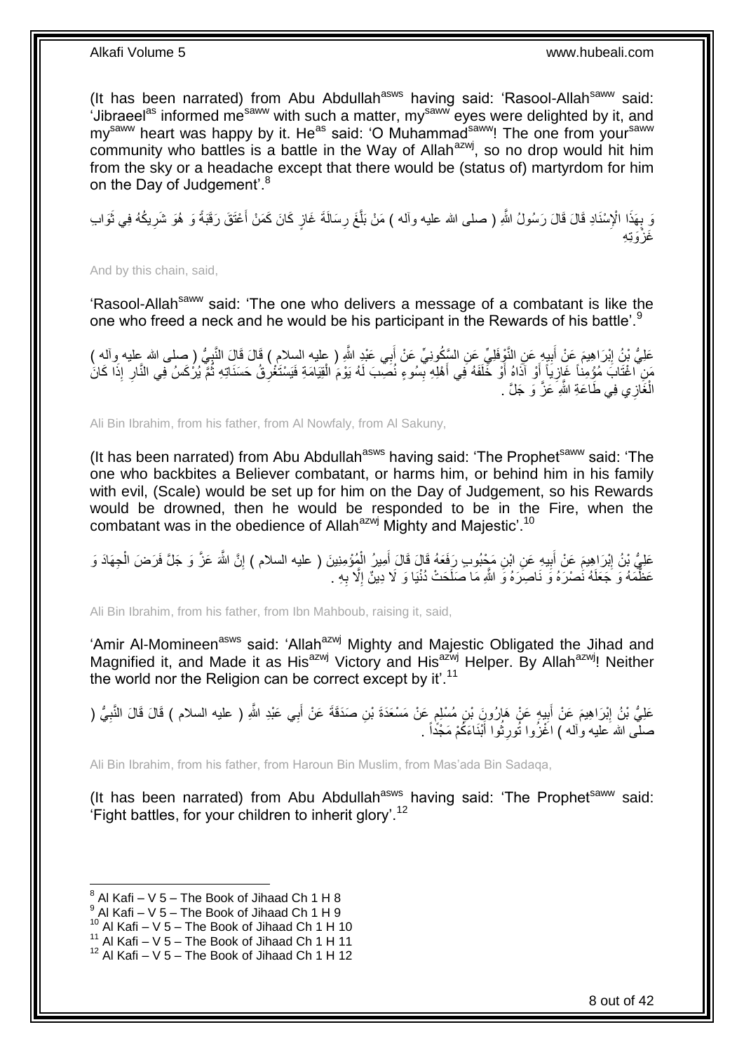(It has been narrated) from Abu Abdullah[asws] having said: 'Rasool-Allah[saww] said: 'Jibraeel[as] informed me[saww] with such a matter, my[saww] eyes were delighted by it, and my[saww] heart was happy by it. He[as] said: 'O Muhammad[saww]! The one from your[saww] community who battles is a battle in the Way of Allah[azwj], so no drop would hit him from the sky or a headache except that there would be (status of) martyrdom for him on the Day of Judgement'.[8]

وَ بِهَذَا الْإِسْنَادِ قَالَ قَالَ رَسُولُ اللَّهِ ( صلى الله عليه وآله ) مَنْ بَلَّغَ رِسَالَةَ غَازٍ كَانَ كَمَنْ أَعْتَقَ رَقَبَةً وَ هُوَ شَرِيكُهُ فِي ثَوَابِ غَزْوَتِهِ

And by this chain, said,

'Rasool-Allah[saww] said: 'The one who delivers a message of a combatant is like the one who freed a neck and he would be his participant in the Rewards of his battle'.[9]

عَلِيُّ بْنُ إِبْرَاهِيمَ عَنْ أَبِيهِ عَنِ النَّوْفَلِيِّ عَنِ السَّكُونِيِّ عَنْ أَبِي عَبْدِ اللَّهِ ( عليه السلام ) قَالَ قَالَ النَّبِيُّ ( صلى الله عليه وآله ) مَنِ اغْتَابَ مُؤْمِناً غَازِياً أَوْ آذَاهُ أَوْ خَلَفَهُ فِي أَهْلِهِ بِسُوءٍ نُصِبَ لَهُ يَوْمَ الْقِيَامَةِ فَيَسْتَغْرِقُ حَسَنَاتِهِ ثُمَّ يُرْكَسُ فِي النَّارِ إِذَا كَانَ الْغَازِي فِي طَاعَةِ اللَّهِ عَزَّ وَ جَلَّ .

Ali Bin Ibrahim, from his father, from Al Nowfaly, from Al Sakuny,

(It has been narrated) from Abu Abdullah[asws] having said: 'The Prophet[saww] said: 'The one who backbites a Believer combatant, or harms him, or behind him in his family with evil, (Scale) would be set up for him on the Day of Judgement, so his Rewards would be drowned, then he would be responded to be in the Fire, when the combatant was in the obedience of Allah[azwj] Mighty and Majestic'.[10]

عَلِيُّ بْنُ إِبْرَاهِيمَ عَنْ أَبِيهِ عَنِ ابْنِ مَحْبُوبٍ رَفَعَهُ قَالَ قَالَ أَمِيرُ الْمُؤْمِنِينَ ( عليه السلام ) إِنَّ اللَّهَ عَزَّ وَ جَلَّ فَرَضَ الْجِهَادَ وَ عَظَّمَهُ وَ جَعَلَهُ نَصْرَهُ وَ نَاصِرَهُ وَ اللَّهِ مَا صَلَحَتْ دُنْيَا وَ لَا دِينٌ إِلَّا بِهِ .

Ali Bin Ibrahim, from his father, from Ibn Mahboub, raising it, said,

'Amir Al-Momineen[asws] said: 'Allah[azwj] Mighty and Majestic Obligated the Jihad and Magnified it, and Made it as His[azwj] Victory and His[azwj] Helper. By Allah[azwj]! Neither the world nor the Religion can be correct except by it'.[11]

عَلِيُّ بْنُ إِبْرَاهِيمَ عَنْ أَبِيهِ عَنْ هَارُونَ بْنِ مُسْلِمٍ عَنْ مَسْعَدَةَ بْنِ صَدَقَةَ عَنْ أَبِي عَبْدِ اللَّهِ ( عليه السلام ) قَالَ قَالَ النَّبِيُّ ( صلى الله عليه وآله ) اغْزُوا تُورِثُوا أَبْنَاءَكُمْ مَجْداً .

Ali Bin Ibrahim, from his father, from Haroun Bin Muslim, from Mas'ada Bin Sadaqa,

(It has been narrated) from Abu Abdullah[asws] having said: 'The Prophet[saww] said: 'Fight battles, for your children to inherit glory'.[12]

---

[8] Al Kafi – V 5 – The Book of Jihaad Ch 1 H 8
[9] Al Kafi – V 5 – The Book of Jihaad Ch 1 H 9
[10] Al Kafi – V 5 – The Book of Jihaad Ch 1 H 10
[11] Al Kafi – V 5 – The Book of Jihaad Ch 1 H 11
[12] Al Kafi – V 5 – The Book of Jihaad Ch 1 H 12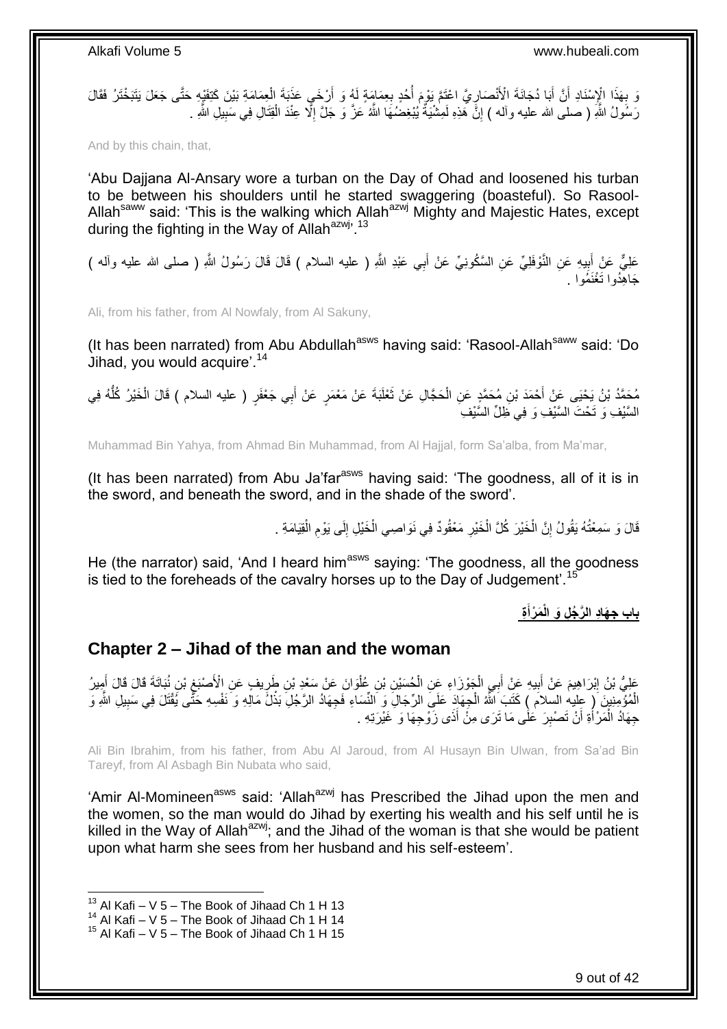وَ بِهَذَا الْإِسْنَادِ أَنَّ أَبَا دُجَانَةَ الْأَنْصَارِيَّ اعْتَمَّ يَوْمَ أُحُدٍ بِعِمَامَةٍ لَهُ وَ أَرْخَى عَذَبَةَ الْعِمَامَةِ بَيْنَ كَتِفَيْهِ حَتَّى جَعَلَ يَتَبَخْتَرُ فَقَالَ رَسُولُ اللَّهِ ( صلى الله عليه وآله ) إِنَّ هَذِهِ لَمِشْيَةٌ يُبْغِضُهَا اللَّهُ عَزَّ وَ جَلَّ إِلَّا عِنْدَ الْقِتَالِ فِي سَبِيلِ اللَّهِ .

And by this chain, that,

'Abu Dajjana Al-Ansary wore a turban on the Day of Ohad and loosened his turban to be between his shoulders until he started swaggering (boasteful). So Rasool-Allah[saww] said: 'This is the walking which Allah[azwj] Mighty and Majestic Hates, except during the fighting in the Way of Allah[azwj]'.[13]

عَلِيٌّ عَنْ أَبِيهِ عَنِ النَّوْفَلِيِّ عَنِ السَّكُونِيِّ عَنْ أَبِي عَبْدِ اللَّهِ ( عليه السلام ) قَالَ قَالَ رَسُولُ اللَّهِ ( صلى الله عليه وآله ) جَاهِدُوا تَغْنَمُوا .

Ali, from his father, from Al Nowfaly, from Al Sakuny,

(It has been narrated) from Abu Abdullah[asws] having said: 'Rasool-Allah[saww] said: 'Do Jihad, you would acquire'.[14]

مُحَمَّدُ بْنُ يَحْيَى عَنْ أَحْمَدَ بْنِ مُحَمَّدٍ عَنِ الْحَجَّالِ عَنْ ثَعْلَبَةَ عَنْ مَعْمَرٍ عَنْ أَبِي جَعْفَرٍ ( عليه السلام ) قَالَ الْخَيْرُ كُلُّهُ فِي السَّيْفِ وَ تَحْتَ السَّيْفِ وَ فِي ظِلِّ السَّيْفِ

Muhammad Bin Yahya, from Ahmad Bin Muhammad, from Al Hajjal, form Sa'alba, from Ma'mar,

(It has been narrated) from Abu Ja'far[asws] having said: 'The goodness, all of it is in the sword, and beneath the sword, and in the shade of the sword'.

قَالَ وَ سَمِعْتُهُ يَقُولُ إِنَّ الْخَيْرَ كُلَّ الْخَيْرِ مَعْقُودٌ فِي نَوَاصِي الْخَيْلِ إِلَى يَوْمِ الْقِيَامَةِ .

He (the narrator) said, 'And I heard him[asws] saying: 'The goodness, all the goodness is tied to the foreheads of the cavalry horses up to the Day of Judgement'.[15]

**بَابُ جِهَادِ الرَّجُلِ وَ الْمَرْأَةِ**

## Chapter 2 – Jihad of the man and the woman

عَلِيُّ بْنُ إِبْرَاهِيمَ عَنْ أَبِيهِ عَنْ أَبِي الْجَوْزَاءِ عَنِ الْحُسَيْنِ بْنِ عُلْوَانَ عَنْ سَعْدِ بْنِ طَرِيفٍ عَنِ الْأَصْبَغِ بْنِ نُبَاتَةَ قَالَ قَالَ أَمِيرُ الْمُؤْمِنِينَ ( عليه السلام ) كَتَبَ اللَّهُ الْجِهَادَ عَلَى الرِّجَالِ وَ النِّسَاءِ فَجِهَادُ الرَّجُلِ بَذْلُ مَالِهِ وَ نَفْسِهِ حَتَّى يُقْتَلَ فِي سَبِيلِ اللَّهِ وَ جِهَادُ الْمَرْأَةِ أَنْ تَصْبِرَ عَلَى مَا تَرَى مِنْ أَذَى زَوْجِهَا وَ غَيْرَتِهِ .

Ali Bin Ibrahim, from his father, from Abu Al Jaroud, from Al Husayn Bin Ulwan, from Sa'ad Bin Tareyf, from Al Asbagh Bin Nubata who said,

'Amir Al-Momineen[asws] said: 'Allah[azwj] has Prescribed the Jihad upon the men and the women, so the man would do Jihad by exerting his wealth and his self until he is killed in the Way of Allah[azwj]; and the Jihad of the woman is that she would be patient upon what harm she sees from her husband and his self-esteem'.

---

[13] Al Kafi – V 5 – The Book of Jihaad Ch 1 H 13
[14] Al Kafi – V 5 – The Book of Jihaad Ch 1 H 14
[15] Al Kafi – V 5 – The Book of Jihaad Ch 1 H 15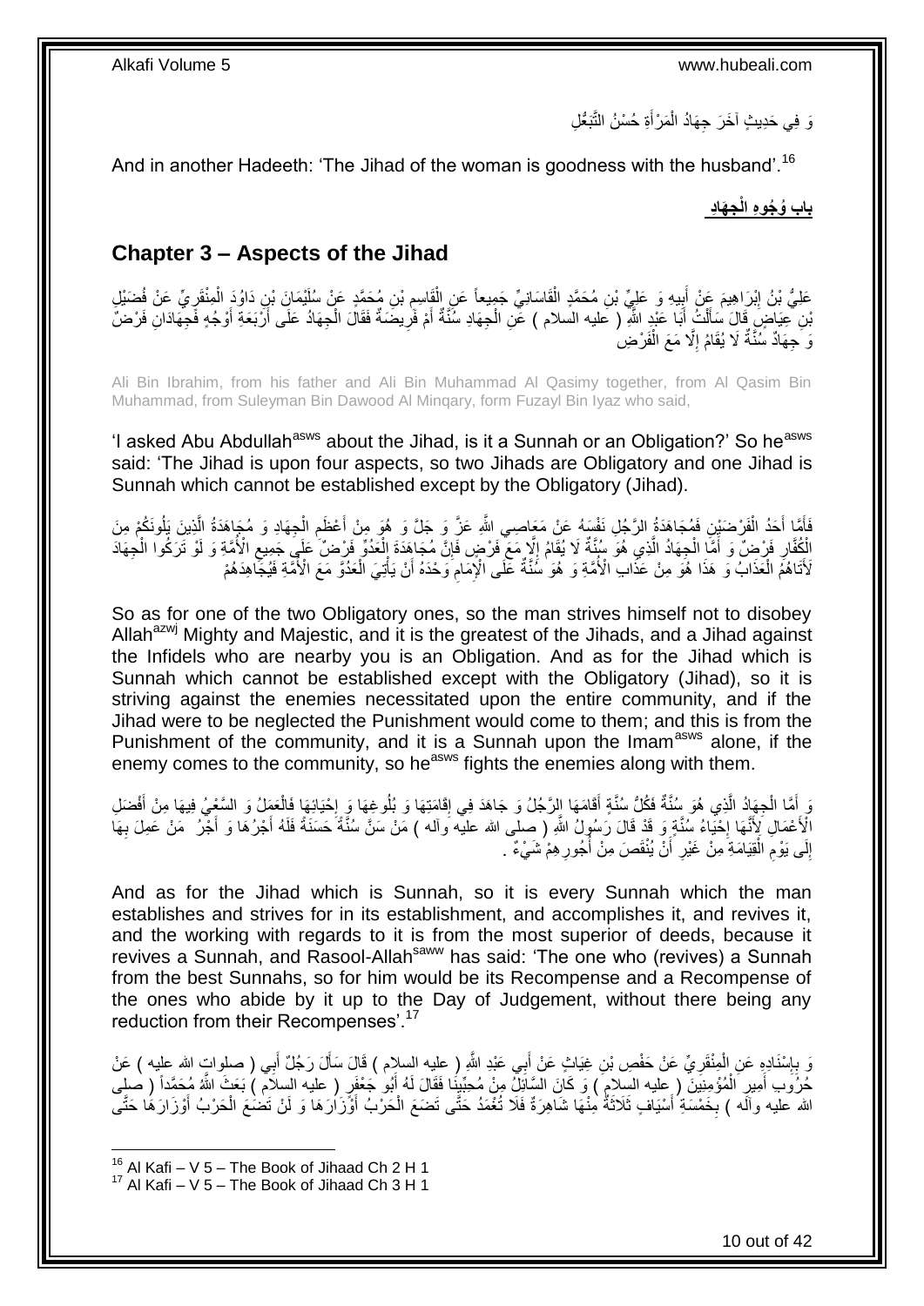وَ فِي حَدِيثٍ آخَرَ جِهَادُ الْمَرْأَةِ حُسْنُ التَّبَعُّلِ

And in another Hadeeth: 'The Jihad of the woman is goodness with the husband'.[16]

## باب وُجُوهِ الْجِهَادِ

## Chapter 3 – Aspects of the Jihad

عَلِيُّ بْنُ إِبْرَاهِيمَ عَنْ أَبِيهِ وَ عَلِيِّ بْنِ مُحَمَّدٍ الْقَاسَانِيِّ جَمِيعاً عَنِ الْقَاسِمِ بْنِ مُحَمَّدٍ عَنْ سُلَيْمَانَ بْنِ دَاوُدَ الْمِنْقَرِيِّ عَنْ فُضَيْلِ بْنِ عِيَاضٍ قَالَ سَأَلْتُ أَبَا عَبْدِ اللَّهِ ( عليه السلام ) عَنِ الْجِهَادِ سُنَّةٌ أَمْ فَرِيضَةٌ فَقَالَ الْجِهَادُ عَلَى أَرْبَعَةِ أَوْجُهٍ فَجِهَادَانِ فَرْضٌ وَ جِهَادٌ سُنَّةٌ لَا يُقَامُ إِلَّا مَعَ الْفَرْضِ

Ali Bin Ibrahim, from his father and Ali Bin Muhammad Al Qasimy together, from Al Qasim Bin Muhammad, from Suleyman Bin Dawood Al Minqary, form Fuzayl Bin Iyaz who said,

'I asked Abu Abdullah[asws] about the Jihad, is it a Sunnah or an Obligation?' So he[asws] said: 'The Jihad is upon four aspects, so two Jihads are Obligatory and one Jihad is Sunnah which cannot be established except by the Obligatory (Jihad).

فَأَمَّا أَحَدُ الْفَرْضَيْنِ فَمُجَاهَدَةُ الرَّجُلِ نَفْسَهُ عَنْ مَعَاصِي اللَّهِ عَزَّ وَ جَلَّ وَ هُوَ مِنْ أَعْظَمِ الْجِهَادِ وَ مُجَاهَدَةُ الَّذِينَ يَلُونَكُمْ مِنَ الْكُفَّارِ فَرْضٌ وَ أَمَّا الْجِهَادُ الَّذِي هُوَ سُنَّةٌ لَا يُقَامُ إِلَّا مَعَ فَرْضٍ فَإِنَّ مُجَاهَدَةَ الْعَدُوِّ فَرْضٌ عَلَى جَمِيعِ الْأُمَّةِ وَ لَوْ تَرَكُوا الْجِهَادَ لَأَتَاهُمُ الْعَذَابُ وَ هَذَا هُوَ مِنْ عَذَابِ الْأُمَّةِ وَ هُوَ سُنَّةٌ عَلَى الْإِمَامِ وَحْدَهُ أَنْ يَأْتِيَ الْعَدُوَّ مَعَ الْأُمَّةِ فَيُجَاهِدَهُمْ

So as for one of the two Obligatory ones, so the man strives himself not to disobey Allah[azwj] Mighty and Majestic, and it is the greatest of the Jihads, and a Jihad against the Infidels who are nearby you is an Obligation. And as for the Jihad which is Sunnah which cannot be established except with the Obligatory (Jihad), so it is striving against the enemies necessitated upon the entire community, and if the Jihad were to be neglected the Punishment would come to them; and this is from the Punishment of the community, and it is a Sunnah upon the Imam[asws] alone, if the enemy comes to the community, so he[asws] fights the enemies along with them.

وَ أَمَّا الْجِهَادُ الَّذِي هُوَ سُنَّةٌ فَكُلُّ سُنَّةٍ أَقَامَهَا الرَّجُلُ وَ جَاهَدَ فِي إِقَامَتِهَا وَ بُلُوغِهَا وَ إِحْيَائِهَا فَالْعَمَلُ وَ السَّعْيُ فِيهَا مِنْ أَفْضَلِ الْأَعْمَالِ لِأَنَّهَا إِحْيَاءُ سُنَّةٍ وَ قَدْ قَالَ رَسُولُ اللَّهِ ( صلى الله عليه وآله ) مَنْ سَنَّ سُنَّةً حَسَنَةً فَلَهُ أَجْرُهَا وَ أَجْرُ مَنْ عَمِلَ بِهَا إِلَى يَوْمِ الْقِيَامَةِ مِنْ غَيْرِ أَنْ يُنْقَصَ مِنْ أُجُورِهِمْ شَيْءٌ .

And as for the Jihad which is Sunnah, so it is every Sunnah which the man establishes and strives for in its establishment, and accomplishes it, and revives it, and the working with regards to it is from the most superior of deeds, because it revives a Sunnah, and Rasool-Allah[saww] has said: 'The one who (revives) a Sunnah from the best Sunnahs, so for him would be its Recompense and a Recompense of the ones who abide by it up to the Day of Judgement, without there being any reduction from their Recompenses'.[17]

وَ بِإِسْنَادِهِ عَنِ الْمِنْقَرِيِّ عَنْ حَفْصِ بْنِ غِيَاثٍ عَنْ أَبِي عَبْدِ اللَّهِ ( عليه السلام ) قَالَ سَأَلَ رَجُلٌ أَبِي ( صلوات الله عليه ) عَنْ حُرُوبِ أَمِيرِ الْمُؤْمِنِينَ ( عليه السلام ) وَ كَانَ السَّائِلُ مِنْ مُحِبِّينَا فَقَالَ لَهُ أَبُو جَعْفَرٍ ( عليه السلام ) بَعَثَ اللَّهُ مُحَمَّداً ( صلى الله عليه وآله ) بِخَمْسَةِ أَسْيَافٍ ثَلَاثَةٌ مِنْهَا شَاهِرَةٌ فَلَا تُغْمَدُ حَتَّى تَضَعَ الْحَرْبُ أَوْزَارَهَا وَ لَنْ تَضَعَ الْحَرْبُ أَوْزَارَهَا حَتَّى

[16] Al Kafi – V 5 – The Book of Jihaad Ch 2 H 1
[17] Al Kafi – V 5 – The Book of Jihaad Ch 3 H 1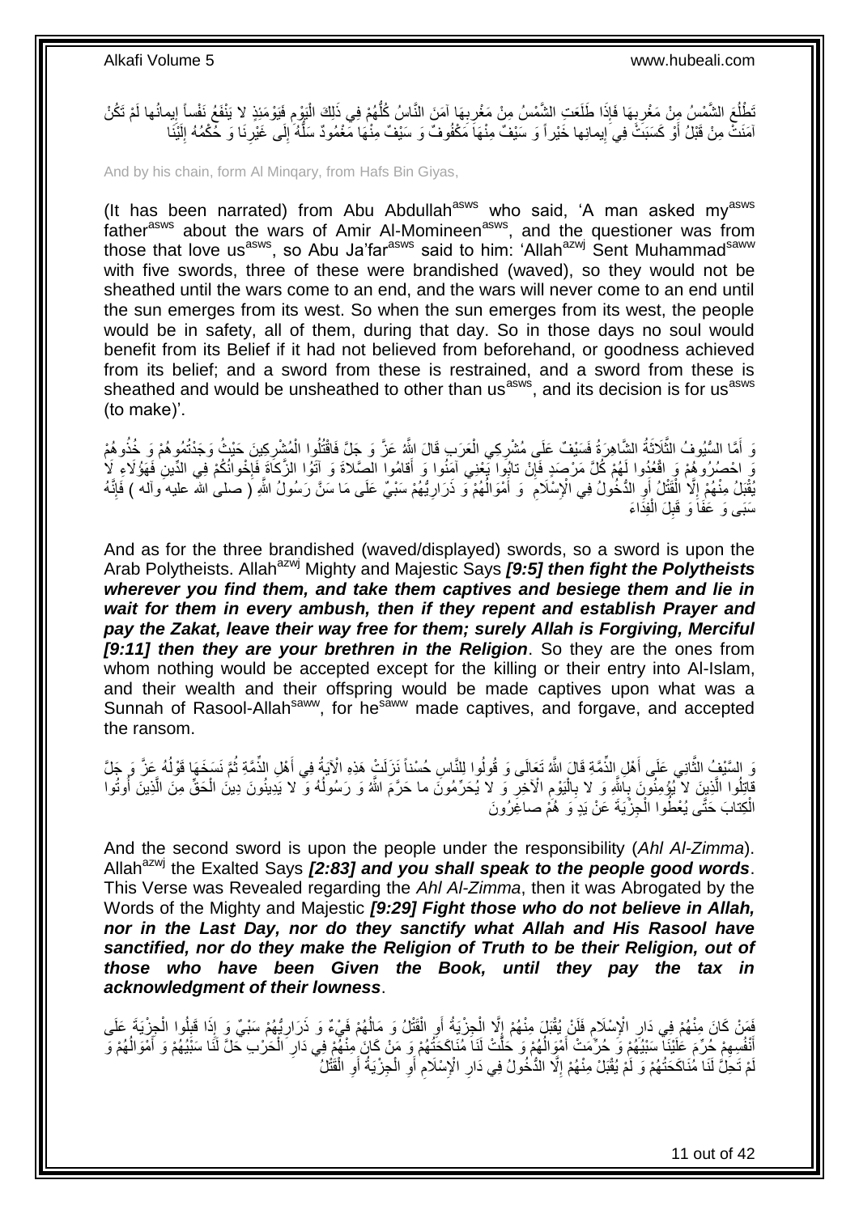تَطْلُعَ الشَّمْسُ مِنْ مَغْرِبِهَا فَإِذَا طَلَعَتِ الشَّمْسُ مِنْ مَغْرِبِهَا آمَنَ النَّاسُ كُلُّهُمْ فِي ذَلِكَ الْيَوْمِ فَيَوْمَئِذٍ لا يَنْفَعُ نَفْساً إِيمانُها لَمْ تَكُنْ آمَنَتْ مِنْ قَبْلُ أَوْ كَسَبَتْ فِي إِيمانِها خَيْراً وَ سَيْفٌ مِنْهَا مَكْفُوفٌ وَ سَيْفٌ مِنْهَا مَغْمُودٌ سَلُّهُ إِلَى غَيْرِنَا وَ حُكْمُهُ إِلَيْنَا

And by his chain, form Al Minqary, from Hafs Bin Giyas,

(It has been narrated) from Abu Abdullah[asws] who said, 'A man asked my[asws] father[asws] about the wars of Amir Al-Momineen[asws], and the questioner was from those that love us[asws], so Abu Ja'far[asws] said to him: 'Allah[azwj] Sent Muhammad[saww] with five swords, three of these were brandished (waved), so they would not be sheathed until the wars come to an end, and the wars will never come to an end until the sun emerges from its west. So when the sun emerges from its west, the people would be in safety, all of them, during that day. So in those days no soul would benefit from its Belief if it had not believed from beforehand, or goodness achieved from its belief; and a sword from these is restrained, and a sword from these is sheathed and would be unsheathed to other than us[asws], and its decision is for us[asws] (to make)'.

وَ أَمَّا السُّيُوفُ الثَّلَاثَةُ الشَّاهِرَةُ فَسَيْفٌ عَلَى مُشْرِكِي الْعَرَبِ قَالَ اللَّهُ عَزَّ وَ جَلَّ فَاقْتُلُوا الْمُشْرِكِينَ حَيْثُ وَجَدْتُمُوهُمْ وَ خُذُوهُمْ وَ احْصُرُوهُمْ وَ اقْعُدُوا لَهُمْ كُلَّ مَرْصَدٍ فَإِنْ تابُوا يَعْنِي آمَنُوا وَ أَقامُوا الصَّلاةَ وَ آتَوُا الزَّكاةَ فَإِخْوانُكُمْ فِي الدِّينِ فَهَؤُلَاءِ لَا يُقْبَلُ مِنْهُمْ إِلَّا الْقَتْلُ أَوِ الدُّخُولُ فِي الْإِسْلَامِ وَ أَمْوَالُهُمْ وَ ذَرَارِيُّهُمْ سَبْيٌ عَلَى مَا سَنَّ رَسُولُ اللَّهِ ( صلى الله عليه وآله ) فَإِنَّهُ سَبَى وَ عَفَا وَ قَبِلَ الْفِدَاءَ

And as for the three brandished (waved/displayed) swords, so a sword is upon the Arab Polytheists. Allah[azwj] Mighty and Majestic Says ***[9:5] then fight the Polytheists wherever you find them, and take them captives and besiege them and lie in wait for them in every ambush, then if they repent and establish Prayer and pay the Zakat, leave their way free for them; surely Allah is Forgiving, Merciful [9:11] then they are your brethren in the Religion***. So they are the ones from whom nothing would be accepted except for the killing or their entry into Al-Islam, and their wealth and their offspring would be made captives upon what was a Sunnah of Rasool-Allah[saww], for he[saww] made captives, and forgave, and accepted the ransom.

وَ السَّيْفُ الثَّانِي عَلَى أَهْلِ الذِّمَّةِ قَالَ اللَّهُ تَعَالَى وَ قُولُوا لِلنَّاسِ حُسْناً نَزَلَتْ هَذِهِ الْآيَةُ فِي أَهْلِ الذِّمَّةِ ثُمَّ نَسَخَهَا قَوْلُهُ عَزَّ وَ جَلَّ قاتِلُوا الَّذِينَ لا يُؤْمِنُونَ بِاللَّهِ وَ لا بِالْيَوْمِ الْآخِرِ وَ لا يُحَرِّمُونَ ما حَرَّمَ اللَّهُ وَ رَسُولُهُ وَ لا يَدِينُونَ دِينَ الْحَقِّ مِنَ الَّذِينَ أُوتُوا الْكِتابَ حَتَّى يُعْطُوا الْجِزْيَةَ عَنْ يَدٍ وَ هُمْ صاغِرُونَ

And the second sword is upon the people under the responsibility (*Ahl Al-Zimma*). Allah[azwj] the Exalted Says ***[2:83] and you shall speak to the people good words***. This Verse was Revealed regarding the *Ahl Al-Zimma*, then it was Abrogated by the Words of the Mighty and Majestic ***[9:29] Fight those who do not believe in Allah, nor in the Last Day, nor do they sanctify what Allah and His Rasool have sanctified, nor do they make the Religion of Truth to be their Religion, out of those who have been Given the Book, until they pay the tax in acknowledgment of their lowness***.

فَمَنْ كَانَ مِنْهُمْ فِي دَارِ الْإِسْلَامِ فَلَنْ يُقْبَلَ مِنْهُمْ إِلَّا الْجِزْيَةُ أَوِ الْقَتْلُ وَ مَالُهُمْ فَيْءٌ وَ ذَرَارِيُّهُمْ سَبْيٌ وَ إِذَا قَبِلُوا الْجِزْيَةَ عَلَى أَنْفُسِهِمْ حُرِّمَ عَلَيْنَا سَبْيُهُمْ وَ حُرِّمَتْ أَمْوَالُهُمْ وَ حَلَّتْ لَنَا مُنَاكَحَتُهُمْ وَ مَنْ كَانَ مِنْهُمْ فِي دَارِ الْحَرْبِ حَلَّ لَنَا سَبْيُهُمْ وَ أَمْوَالُهُمْ وَ لَمْ تَحِلَّ لَنَا مُنَاكَحَتُهُمْ وَ لَمْ يُقْبَلْ مِنْهُمْ إِلَّا الدُّخُولُ فِي دَارِ الْإِسْلَامِ أَوِ الْجِزْيَةُ أَوِ الْقَتْلُ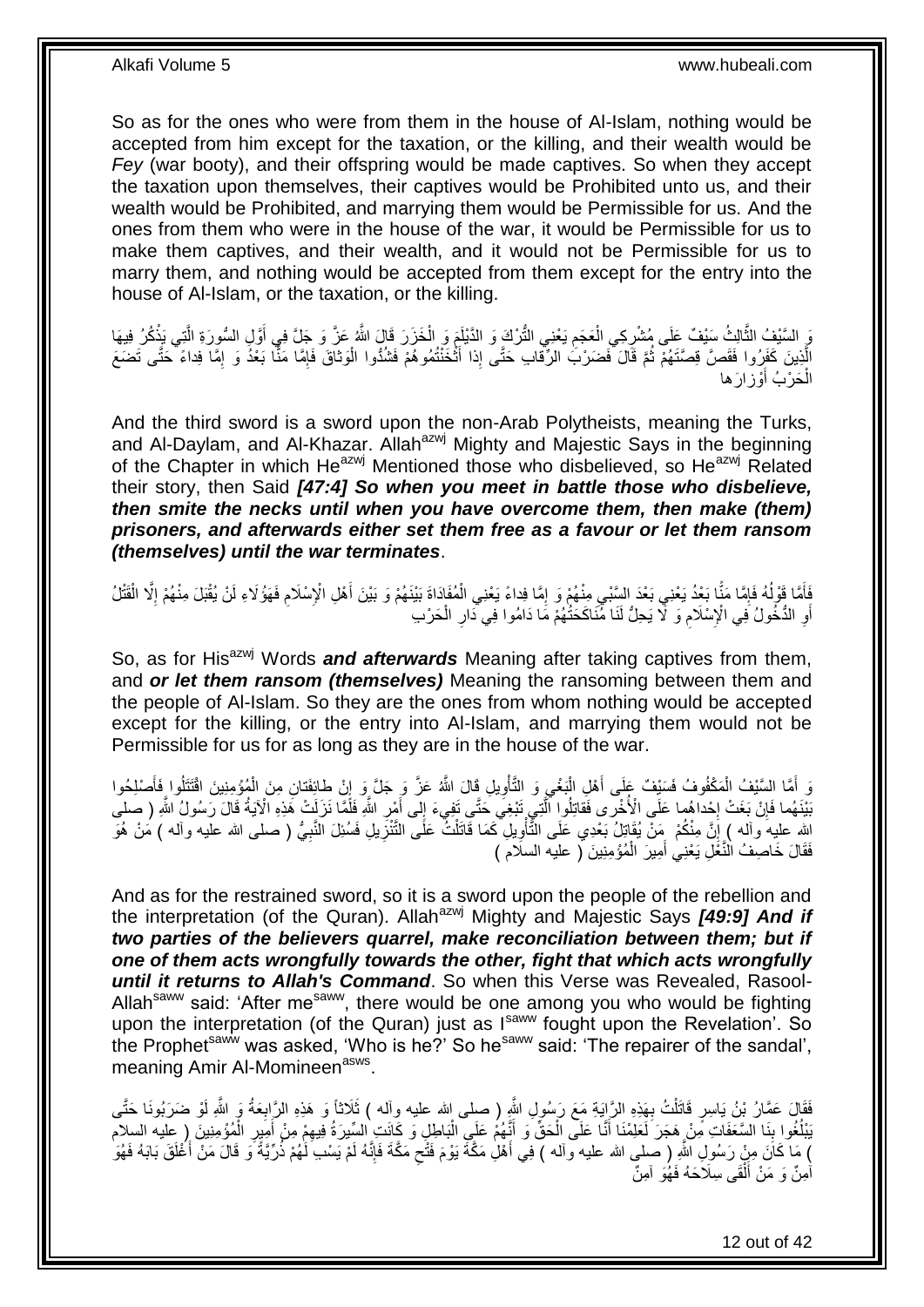So as for the ones who were from them in the house of Al-Islam, nothing would be accepted from him except for the taxation, or the killing, and their wealth would be *Fey* (war booty), and their offspring would be made captives. So when they accept the taxation upon themselves, their captives would be Prohibited unto us, and their wealth would be Prohibited, and marrying them would be Permissible for us. And the ones from them who were in the house of the war, it would be Permissible for us to make them captives, and their wealth, and it would not be Permissible for us to marry them, and nothing would be accepted from them except for the entry into the house of Al-Islam, or the taxation, or the killing.

وَ السَّيْفُ الثَّالِثُ سَيْفٌ عَلَى مُشْرِكِي الْعَجَمِ يَعْنِي التُّرْكَ وَ الدَّيْلَمَ وَ الْخَزَرَ قَالَ اللَّهُ عَزَّ وَ جَلَّ فِي أَوَّلِ السُّورَةِ الَّتِي يَذْكُرُ فِيهَا الَّذِينَ كَفَرُوا فَقَصَّ قِصَّتَهُمْ ثُمَّ قَالَ فَضَرْبَ الرِّقابِ حَتَّى إِذا أَثْخَنْتُمُوهُمْ فَشُدُّوا الْوَثاقَ فَإِمَّا مَنًّا بَعْدُ وَ إِمَّا فِداءً حَتَّى تَضَعَ الْحَرْبُ أَوْزارَها

And the third sword is a sword upon the non-Arab Polytheists, meaning the Turks, and Al-Daylam, and Al-Khazar. Allah[azwj] Mighty and Majestic Says in the beginning of the Chapter in which He[azwj] Mentioned those who disbelieved, so He[azwj] Related their story, then Said ***[47:4] So when you meet in battle those who disbelieve, then smite the necks until when you have overcome them, then make (them) prisoners, and afterwards either set them free as a favour or let them ransom (themselves) until the war terminates***.

فَأَمَّا قَوْلُهُ فَإِمَّا مَنًّا بَعْدُ يَعْنِي بَعْدَ السَّبْيِ مِنْهُمْ وَ إِمَّا فِداءً يَعْنِي الْمُفَادَاةَ بَيْنَهُمْ وَ بَيْنَ أَهْلِ الْإِسْلَامِ فَهَؤُلَاءِ لَنْ يُقْبَلَ مِنْهُمْ إِلَّا الْقَتْلُ أَوِ الدُّخُولُ فِي الْإِسْلَامِ وَ لَا يَحِلُّ لَنَا مُنَاكَحَتُهُمْ مَا دَامُوا فِي دَارِ الْحَرْبِ

So, as for His[azwj] Words ***and afterwards*** Meaning after taking captives from them, and ***or let them ransom (themselves)*** Meaning the ransoming between them and the people of Al-Islam. So they are the ones from whom nothing would be accepted except for the killing, or the entry into Al-Islam, and marrying them would not be Permissible for us for as long as they are in the house of the war.

وَ أَمَّا السَّيْفُ الْمَكْفُوفُ فَسَيْفٌ عَلَى أَهْلِ الْبَغْيِ وَ التَّأْوِيلِ قَالَ اللَّهُ عَزَّ وَ جَلَّ وَ إِنْ طائِفَتانِ مِنَ الْمُؤْمِنِينَ اقْتَتَلُوا فَأَصْلِحُوا بَيْنَهُما فَإِنْ بَغَتْ إِحْداهُما عَلَى الْأُخْرى فَقاتِلُوا الَّتِي تَبْغِي حَتَّى تَفِيءَ إِلى أَمْرِ اللَّهِ فَلَمَّا نَزَلَتْ هَذِهِ الْآيَةُ قَالَ رَسُولُ اللَّهِ ( صلى الله عليه وآله ) إِنَّ مِنْكُمْ مَنْ يُقَاتِلُ بَعْدِي عَلَى التَّأْوِيلِ كَمَا قَاتَلْتُ عَلَى التَّنْزِيلِ فَسُئِلَ النَّبِيُّ ( صلى الله عليه وآله ) مَنْ هُوَ فَقَالَ خَاصِفُ النَّعْلِ يَعْنِي أَمِيرَ الْمُؤْمِنِينَ ( عليه السلام )

And as for the restrained sword, so it is a sword upon the people of the rebellion and the interpretation (of the Quran). Allah[azwj] Mighty and Majestic Says ***[49:9] And if two parties of the believers quarrel, make reconciliation between them; but if one of them acts wrongfully towards the other, fight that which acts wrongfully until it returns to Allah's Command***. So when this Verse was Revealed, Rasool-Allah[saww] said: 'After me[saww], there would be one among you who would be fighting upon the interpretation (of the Quran) just as I[saww] fought upon the Revelation'. So the Prophet[saww] was asked, 'Who is he?' So he[saww] said: 'The repairer of the sandal', meaning Amir Al-Momineen[asws].

فَقَالَ عَمَّارُ بْنُ يَاسِرٍ قَاتَلْتُ بِهَذِهِ الرَّايَةِ مَعَ رَسُولِ اللَّهِ ( صلى الله عليه وآله ) ثَلَاثاً وَ هَذِهِ الرَّابِعَةُ وَ اللَّهِ لَوْ ضَرَبُونَا حَتَّى يَبْلُغُوا بِنَا السَّعَفَاتِ مِنْ هَجَرَ لَعَلِمْنَا أَنَّا عَلَى الْحَقِّ وَ أَنَّهُمْ عَلَى الْبَاطِلِ وَ كَانَتِ السِّيرَةُ فِيهِمْ مِنْ أَمِيرِ الْمُؤْمِنِينَ ( عليه السلام ) مَا كَانَ مِنْ رَسُولِ اللَّهِ ( صلى الله عليه وآله ) فِي أَهْلِ مَكَّةَ يَوْمَ فَتْحِ مَكَّةَ فَإِنَّهُ لَمْ يَسْبِ لَهُمْ ذُرِّيَّةً وَ قَالَ مَنْ أَغْلَقَ بَابَهُ فَهُوَ آمِنٌ وَ مَنْ أَلْقَى سِلَاحَهُ فَهُوَ آمِنٌ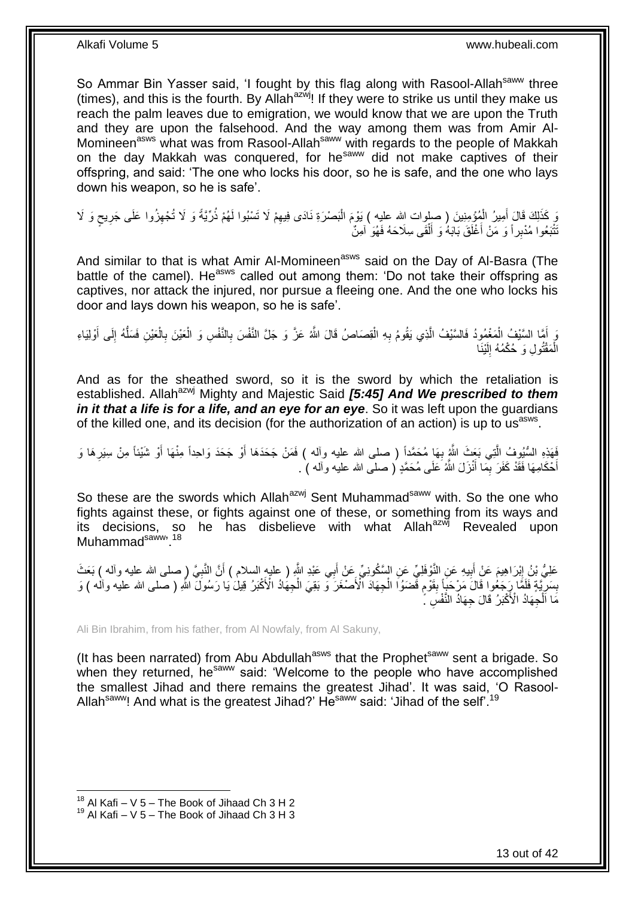So Ammar Bin Yasser said, 'I fought by this flag along with Rasool-Allah[saww] three (times), and this is the fourth. By Allah[azwj]! If they were to strike us until they make us reach the palm leaves due to emigration, we would know that we are upon the Truth and they are upon the falsehood. And the way among them was from Amir Al-Momineen[asws] what was from Rasool-Allah[saww] with regards to the people of Makkah on the day Makkah was conquered, for he[saww] did not make captives of their offspring, and said: 'The one who locks his door, so he is safe, and the one who lays down his weapon, so he is safe'.

وَ كَذَلِكَ قَالَ أَمِيرُ الْمُؤْمِنِينَ ( صلوات الله عليه ) يَوْمَ الْبَصْرَةِ نَادَى فِيهِمْ لَا تَسْبُوا لَهُمْ ذُرِّيَّةً وَ لَا تُجْهِزُوا عَلَى جَرِيحٍ وَ لَا تَتْبَعُوا مُدْبِراً وَ مَنْ أَغْلَقَ بَابَهُ وَ أَلْقَى سِلَاحَهُ فَهُوَ آمِنٌ

And similar to that is what Amir Al-Momineen[asws] said on the Day of Al-Basra (The battle of the camel). He[asws] called out among them: 'Do not take their offspring as captives, nor attack the injured, nor pursue a fleeing one. And the one who locks his door and lays down his weapon, so he is safe'.

وَ أَمَّا السَّيْفُ الْمَغْمُودُ فَالسَّيْفُ الَّذِي يَقُومُ بِهِ الْقِصَاصُ قَالَ اللَّهُ عَزَّ وَ جَلَّ النَّفْسَ بِالنَّفْسِ وَ الْعَيْنَ بِالْعَيْنِ فَسَلُّهُ إِلَى أَوْلِيَاءِ الْمَقْتُولِ وَ حُكْمُهُ إِلَيْنَا

And as for the sheathed sword, so it is the sword by which the retaliation is established. Allah[azwj] Mighty and Majestic Said ***[5:45] And We prescribed to them in it that a life is for a life, and an eye for an eye***. So it was left upon the guardians of the killed one, and its decision (for the authorization of an action) is up to us[asws].

فَهَذِهِ السُّيُوفُ الَّتِي بَعَثَ اللَّهُ بِهَا مُحَمَّداً ( صلى الله عليه وآله ) فَمَنْ جَحَدَهَا أَوْ جَحَدَ وَاحِداً مِنْهَا أَوْ شَيْئاً مِنْ سِيَرِهَا وَ أَحْكَامِهَا فَقَدْ كَفَرَ بِمَا أَنْزَلَ اللَّهُ عَلَى مُحَمَّدٍ ( صلى الله عليه وآله ) .

So these are the swords which Allah[azwj] Sent Muhammad[saww] with. So the one who fights against these, or fights against one of these, or something from its ways and its decisions, so he has disbelieve with what Allah[azwj] Revealed upon Muhammad[saww]'.[18]

عَلِيُّ بْنُ إِبْرَاهِيمَ عَنْ أَبِيهِ عَنِ النَّوْفَلِيِّ عَنِ السَّكُونِيِّ عَنْ أَبِي عَبْدِ اللَّهِ ( عليه السلام ) أَنَّ النَّبِيَّ ( صلى الله عليه وآله ) بَعَثَ بِسَرِيَّةٍ فَلَمَّا رَجَعُوا قَالَ مَرْحَباً بِقَوْمٍ قَضَوُا الْجِهَادَ الْأَصْغَرَ وَ بَقِيَ الْجِهَادُ الْأَكْبَرُ قِيلَ يَا رَسُولَ اللَّهِ ( صلى الله عليه وآله ) وَ مَا الْجِهَادُ الْأَكْبَرُ قَالَ جِهَادُ النَّفْسِ .

Ali Bin Ibrahim, from his father, from Al Nowfaly, from Al Sakuny,

(It has been narrated) from Abu Abdullah[asws] that the Prophet[saww] sent a brigade. So when they returned, he[saww] said: 'Welcome to the people who have accomplished the smallest Jihad and there remains the greatest Jihad'. It was said, 'O Rasool-Allah[saww]! And what is the greatest Jihad?' He[saww] said: 'Jihad of the self'.[19]

---

[18] Al Kafi – V 5 – The Book of Jihaad Ch 3 H 2
[19] Al Kafi – V 5 – The Book of Jihaad Ch 3 H 3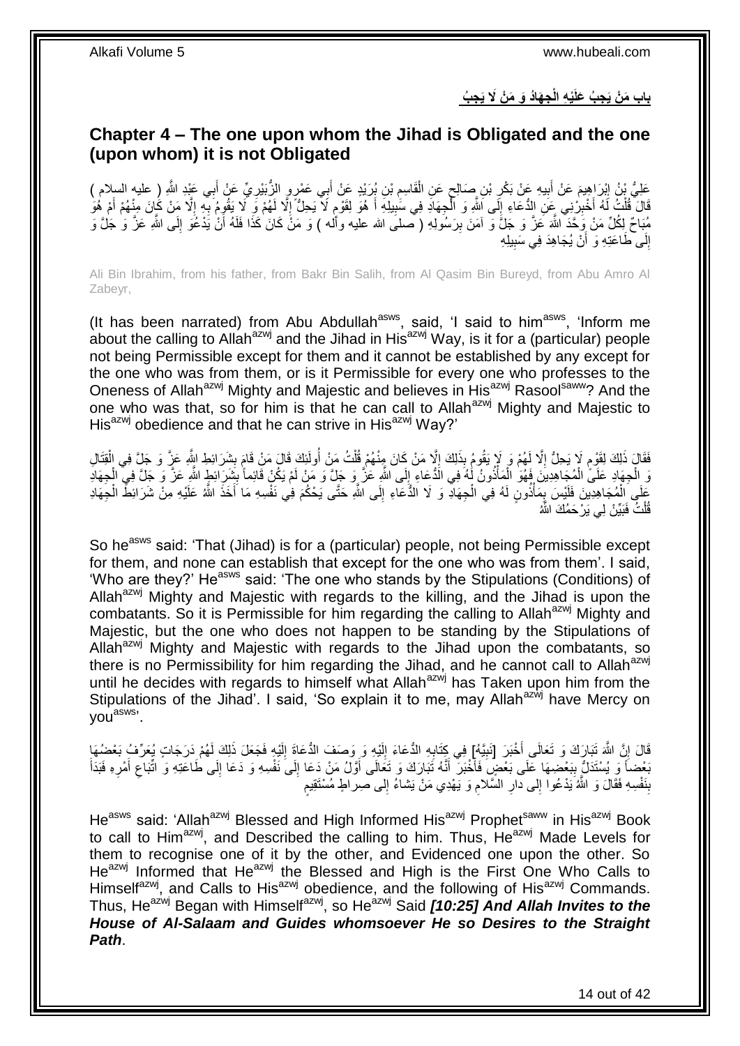## باب مَنْ يَجِبُ عَلَيْهِ الْجِهَادُ وَ مَنْ لَا يَجِبُ

## Chapter 4 – The one upon whom the Jihad is Obligated and the one (upon whom) it is not Obligated

عَلِيُّ بْنُ إِبْرَاهِيمَ عَنْ أَبِيهِ عَنْ بَكْرِ بْنِ صَالِحٍ عَنِ الْقَاسِمِ بْنِ بُرَيْدٍ عَنْ أَبِي عَمْرٍو الزُّبَيْرِيِّ عَنْ أَبِي عَبْدِ اللَّهِ ( عليه السلام ) قَالَ قُلْتُ لَهُ أَخْبِرْنِي عَنِ الدُّعَاءِ إِلَى اللَّهِ وَ الْجِهَادِ فِي سَبِيلِهِ أَ هُوَ لِقَوْمٍ لَا يَحِلُّ إِلَّا لَهُمْ وَ لَا يَقُومُ بِهِ إِلَّا مَنْ كَانَ مِنْهُمْ أَمْ هُوَ مُبَاحٌ لِكُلِّ مَنْ وَحَّدَ اللَّهَ عَزَّ وَ جَلَّ وَ آمَنَ بِرَسُولِهِ ( صلى الله عليه وآله ) وَ مَنْ كَانَ كَذَا فَلَهُ أَنْ يَدْعُوَ إِلَى اللَّهِ عَزَّ وَ جَلَّ وَ إِلَى طَاعَتِهِ وَ أَنْ يُجَاهِدَ فِي سَبِيلِهِ

Ali Bin Ibrahim, from his father, from Bakr Bin Salih, from Al Qasim Bin Bureyd, from Abu Amro Al Zabeyr,

(It has been narrated) from Abu Abdullah[asws], said, 'I said to him[asws], 'Inform me about the calling to Allah[azwj] and the Jihad in His[azwj] Way, is it for a (particular) people not being Permissible except for them and it cannot be established by any except for the one who was from them, or is it Permissible for every one who professes to the Oneness of Allah[azwj] Mighty and Majestic and believes in His[azwj] Rasool[saww]? And the one who was that, so for him is that he can call to Allah[azwj] Mighty and Majestic to His[azwj] obedience and that he can strive in His[azwj] Way?'

فَقَالَ ذَلِكَ لِقَوْمٍ لَا يَحِلُّ إِلَّا لَهُمْ وَ لَا يَقُومُ بِذَلِكَ إِلَّا مَنْ كَانَ مِنْهُمْ قُلْتُ مَنْ أُولَئِكَ قَالَ مَنْ قَامَ بِشَرَائِطِ اللَّهِ عَزَّ وَ جَلَّ فِي الْقِتَالِ وَ الْجِهَادِ عَلَى الْمُجَاهِدِينَ فَهُوَ الْمَأْذُونُ لَهُ فِي الدُّعَاءِ إِلَى اللَّهِ عَزَّ وَ جَلَّ وَ مَنْ لَمْ يَكُنْ قَائِماً بِشَرَائِطِ اللَّهِ عَزَّ وَ جَلَّ فِي الْجِهَادِ عَلَى الْمُجَاهِدِينَ فَلَيْسَ بِمَأْذُونٍ لَهُ فِي الْجِهَادِ وَ لَا الدُّعَاءِ إِلَى اللَّهِ حَتَّى يَحْكُمَ فِي نَفْسِهِ مَا أَخَذَ اللَّهُ عَلَيْهِ مِنْ شَرَائِطِ الْجِهَادِ قُلْتُ فَبَيِّنْ لِي يَرْحَمُكَ اللَّهُ

So he[asws] said: 'That (Jihad) is for a (particular) people, not being Permissible except for them, and none can establish that except for the one who was from them'. I said, 'Who are they?' He[asws] said: 'The one who stands by the Stipulations (Conditions) of Allah[azwj] Mighty and Majestic with regards to the killing, and the Jihad is upon the combatants. So it is Permissible for him regarding the calling to Allah[azwj] Mighty and Majestic, but the one who does not happen to be standing by the Stipulations of Allah[azwj] Mighty and Majestic with regards to the Jihad upon the combatants, so there is no Permissibility for him regarding the Jihad, and he cannot call to Allah[azwj] until he decides with regards to himself what Allah[azwj] has Taken upon him from the Stipulations of the Jihad'. I said, 'So explain it to me, may Allah[azwj] have Mercy on you[asws]'.

قَالَ إِنَّ اللَّهَ تَبَارَكَ وَ تَعَالَى أَخْبَرَ [نَبِيَّهُ] فِي كِتَابِهِ الدُّعَاءَ إِلَيْهِ وَ وَصَفَ الدُّعَاةَ إِلَيْهِ فَجَعَلَ ذَلِكَ لَهُمْ دَرَجَاتٍ يُعَرِّفُ بَعْضُهَا بَعْضاً وَ يُسْتَدَلُّ بِبَعْضِهَا عَلَى بَعْضٍ فَأَخْبَرَ أَنَّهُ تَبَارَكَ وَ تَعَالَى أَوَّلُ مَنْ دَعَا إِلَى نَفْسِهِ وَ دَعَا إِلَى طَاعَتِهِ وَ اتِّبَاعِ أَمْرِهِ فَبَدَأَ بِنَفْسِهِ فَقَالَ وَ اللَّهُ يَدْعُوا إِلى دارِ السَّلامِ وَ يَهْدِي مَنْ يَشاءُ إِلى صِراطٍ مُسْتَقِيمٍ

He[asws] said: 'Allah[azwj] Blessed and High Informed His[azwj] Prophet[saww] in His[azwj] Book to call to Him[azwj], and Described the calling to him. Thus, He[azwj] Made Levels for them to recognise one of it by the other, and Evidenced one upon the other. So He[azwj] Informed that He[azwj] the Blessed and High is the First One Who Calls to Himself[azwj], and Calls to His[azwj] obedience, and the following of His[azwj] Commands. Thus, He[azwj] Began with Himself[azwj], so He[azwj] Said *[10:25] And Allah Invites to the House of Al-Salaam and Guides whomsoever He so Desires to the Straight Path*.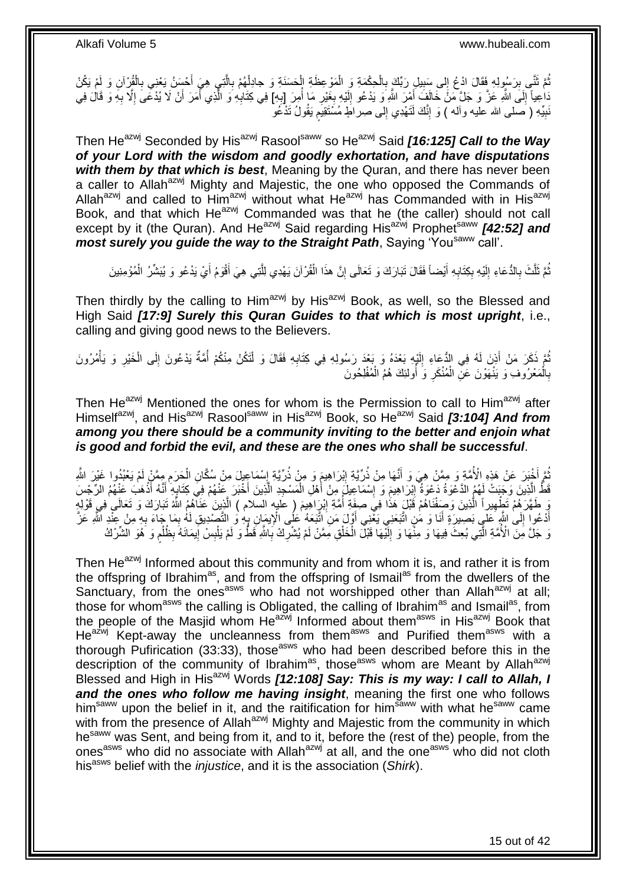ثُمَّ ثَنَّى بِرَسُولِهِ فَقَالَ ادْعُ إِلى سَبِيلِ رَبِّكَ بِالْحِكْمَةِ وَ الْمَوْعِظَةِ الْحَسَنَةِ وَ جادِلْهُمْ بِالَّتِي هِيَ أَحْسَنُ يَعْنِي بِالْقُرْآنِ وَ لَمْ يَكُنْ دَاعِياً إِلَى اللَّهِ عَزَّ وَ جَلَّ مَنْ خَالَفَ أَمْرَ اللَّهِ وَ يَدْعُو إِلَيْهِ بِغَيْرِ مَا أُمِرَ [بِهِ] فِي كِتَابِهِ وَ الَّذِي أَمَرَ أَنْ لَا يُدْعَى إِلَّا بِهِ وَ قَالَ فِي نَبِيِّهِ ( صلى الله عليه وآله ) وَ إِنَّكَ لَتَهْدِي إِلى صِراطٍ مُسْتَقِيمٍ يَقُولُ تَدْعُو

Then He^azwj Seconded by His^azwj Rasool^saww so He^azwj Said ***[16:125] Call to the Way of your Lord with the wisdom and goodly exhortation, and have disputations with them by that which is best***, Meaning by the Quran, and there has never been a caller to Allah^azwj Mighty and Majestic, the one who opposed the Commands of Allah^azwj and called to Him^azwj without what He^azwj has Commanded with in His^azwj Book, and that which He^azwj Commanded was that he (the caller) should not call except by it (the Quran). And He^azwj Said regarding His^azwj Prophet^saww ***[42:52] and most surely you guide the way to the Straight Path***, Saying 'You^saww call'.

ثُمَّ ثَلَّثَ بِالدُّعَاءِ إِلَيْهِ بِكِتَابِهِ أَيْضاً فَقَالَ تَبَارَكَ وَ تَعَالَى إِنَّ هذَا الْقُرْآنَ يَهْدِي لِلَّتِي هِيَ أَقْوَمُ أَيْ يَدْعُو وَ يُبَشِّرُ الْمُؤْمِنِينَ

Then thirdly by the calling to Him^azwj by His^azwj Book, as well, so the Blessed and High Said ***[17:9] Surely this Quran Guides to that which is most upright***, i.e., calling and giving good news to the Believers.

ثُمَّ ذَكَرَ مَنْ أَذِنَ لَهُ فِي الدُّعَاءِ إِلَيْهِ بَعْدَهُ وَ بَعْدَ رَسُولِهِ فِي كِتَابِهِ فَقَالَ وَ لْتَكُنْ مِنْكُمْ أُمَّةٌ يَدْعُونَ إِلَى الْخَيْرِ وَ يَأْمُرُونَ بِالْمَعْرُوفِ وَ يَنْهَوْنَ عَنِ الْمُنْكَرِ وَ أُولئِكَ هُمُ الْمُفْلِحُونَ

Then He^azwj Mentioned the ones for whom is the Permission to call to Him^azwj after Himself^azwj, and His^azwj Rasool^saww in His^azwj Book, so He^azwj Said ***[3:104] And from among you there should be a community inviting to the better and enjoin what is good and forbid the evil, and these are the ones who shall be successful***.

ثُمَّ أَخْبَرَ عَنْ هَذِهِ الْأُمَّةِ وَ مِمَّنْ هِيَ وَ أَنَّهَا مِنْ ذُرِّيَّةِ إِبْرَاهِيمَ وَ مِنْ ذُرِّيَّةِ إِسْمَاعِيلَ مِنْ سُكَّانِ الْحَرَمِ مِمَّنْ لَمْ يَعْبُدُوا غَيْرَ اللَّهِ قَطُّ الَّذِينَ وَجَبَتْ لَهُمُ الدَّعْوَةُ دَعْوَةُ إِبْرَاهِيمَ وَ إِسْمَاعِيلَ مِنْ أَهْلِ الْمَسْجِدِ الَّذِينَ أَخْبَرَ عَنْهُمْ فِي كِتَابِهِ أَنَّهُ أَذْهَبَ عَنْهُمُ الرِّجْسَ وَ طَهَّرَهُمْ تَطْهِيراً الَّذِينَ وَصَفْنَاهُمْ قَبْلَ هَذَا فِي صِفَةِ أُمَّةِ إِبْرَاهِيمَ ( عليه السلام ) الَّذِينَ عَنَاهُمُ اللَّهُ تَبَارَكَ وَ تَعَالَى فِي قَوْلِهِ أَدْعُوا إِلَى اللَّهِ عَلى بَصِيرَةٍ أَنَا وَ مَنِ اتَّبَعَنِي يَعْنِي أَوَّلَ مَنِ اتَّبَعَهُ عَلَى الْإِيمَانِ بِهِ وَ التَّصْدِيقِ لَهُ بِمَا جَاءَ بِهِ مِنْ عِنْدِ اللَّهِ عَزَّ وَ جَلَّ مِنَ الْأُمَّةِ الَّتِي بُعِثَ فِيهَا وَ مِنْهَا وَ إِلَيْهَا قَبْلَ الْخَلْقِ مِمَّنْ لَمْ يُشْرِكْ بِاللَّهِ قَطُّ وَ لَمْ يَلْبِسْ إِيمَانَهُ بِظُلْمٍ وَ هُوَ الشِّرْكُ

Then He^azwj Informed about this community and from whom it is, and rather it is from the offspring of Ibrahim^as, and from the offspring of Ismail^as from the dwellers of the Sanctuary, from the ones^asws who had not worshipped other than Allah^azwj at all; those for whom^asws the calling is Obligated, the calling of Ibrahim^as and Ismail^as, from the people of the Masjid whom He^azwj Informed about them^asws in His^azwj Book that He^azwj Kept-away the uncleanness from them^asws and Purified them^asws with a thorough Pufirication (33:33), those^asws who had been described before this in the description of the community of Ibrahim^as, those^asws whom are Meant by Allah^azwj Blessed and High in His^azwj Words ***[12:108] Say: This is my way: I call to Allah, I and the ones who follow me having insight***, meaning the first one who follows him^saww upon the belief in it, and the raitification for him^saww with what he^saww came with from the presence of Allah^azwj Mighty and Majestic from the community in which he^saww was Sent, and being from it, and to it, before the (rest of the) people, from the ones^asws who did no associate with Allah^azwj at all, and the one^asws who did not cloth his^asws belief with the *injustice*, and it is the association (*Shirk*).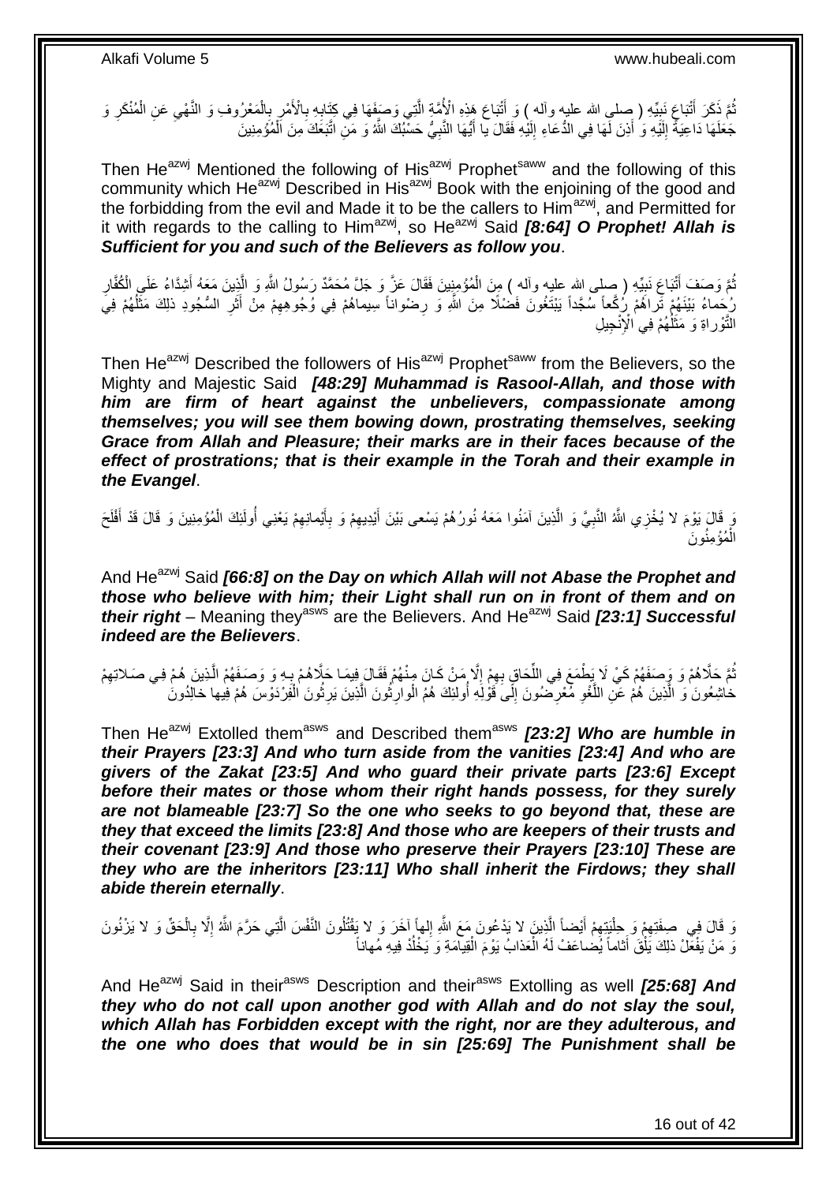ثُمَّ ذَكَرَ أَتْبَاعَ نَبِيِّهِ ( صلى الله عليه وآله ) وَ أَتْبَاعَ هَذِهِ الْأُمَّةِ الَّتِي وَصَفَهَا فِي كِتَابِهِ بِالْأَمْرِ بِالْمَعْرُوفِ وَ النَّهْيِ عَنِ الْمُنْكَرِ وَ جَعَلَهَا دَاعِيَةً إِلَيْهِ وَ أَذِنَ لَهَا فِي الدُّعَاءِ إِلَيْهِ فَقَالَ يا أَيُّهَا النَّبِيُّ حَسْبُكَ اللَّهُ وَ مَنِ اتَّبَعَكَ مِنَ الْمُؤْمِنِينَ

Then He^azwj^ Mentioned the following of His^azwj^ Prophet^saww^ and the following of this community which He^azwj^ Described in His^azwj^ Book with the enjoining of the good and the forbidding from the evil and Made it to be the callers to Him^azwj^, and Permitted for it with regards to the calling to Him^azwj^, so He^azwj^ Said ***[8:64] O Prophet! Allah is Sufficient for you and such of the Believers as follow you***.

ثُمَّ وَصَفَ أَتْبَاعَ نَبِيِّهِ ( صلى الله عليه وآله ) مِنَ الْمُؤْمِنِينَ فَقَالَ عَزَّ وَ جَلَّ مُحَمَّدٌ رَسُولُ اللَّهِ وَ الَّذِينَ مَعَهُ أَشِدَّاءُ عَلَى الْكُفَّارِ رُحَماءُ بَيْنَهُمْ تَراهُمْ رُكَّعاً سُجَّداً يَبْتَغُونَ فَضْلًا مِنَ اللَّهِ وَ رِضْواناً سِيماهُمْ فِي وُجُوهِهِمْ مِنْ أَثَرِ السُّجُودِ ذلِكَ مَثَلُهُمْ فِي التَّوْراةِ وَ مَثَلُهُمْ فِي الْإِنْجِيلِ

Then He^azwj^ Described the followers of His^azwj^ Prophet^saww^ from the Believers, so the Mighty and Majestic Said ***[48:29] Muhammad is Rasool-Allah, and those with him are firm of heart against the unbelievers, compassionate among themselves; you will see them bowing down, prostrating themselves, seeking Grace from Allah and Pleasure; their marks are in their faces because of the effect of prostrations; that is their example in the Torah and their example in the Evangel***.

وَ قَالَ يَوْمَ لا يُخْزِي اللَّهُ النَّبِيَّ وَ الَّذِينَ آمَنُوا مَعَهُ نُورُهُمْ يَسْعى بَيْنَ أَيْدِيهِمْ وَ بِأَيْمانِهِمْ يَعْنِي أُولَئِكَ الْمُؤْمِنِينَ وَ قَالَ قَدْ أَفْلَحَ الْمُؤْمِنُونَ

And He^azwj^ Said ***[66:8] on the Day on which Allah will not Abase the Prophet and those who believe with him; their Light shall run on in front of them and on their right*** – Meaning they^asws^ are the Believers. And He^azwj^ Said ***[23:1] Successful indeed are the Believers***.

ثُمَّ حَلَّاهُمْ وَ وَصَفَهُمْ كَيْ لَا يَطْمَعَ فِي اللَّحَاقِ بِهِمْ إِلَّا مَنْ كَانَ مِنْهُمْ فَقَالَ فِيمَا حَلَّاهُمْ بِهِ وَ وَصَفَهُمُ الَّذِينَ هُمْ فِي صَلاتِهِمْ خاشِعُونَ وَ الَّذِينَ هُمْ عَنِ اللَّغْوِ مُعْرِضُونَ إِلَى قَوْلِهِ أُولئِكَ هُمُ الْوارِثُونَ الَّذِينَ يَرِثُونَ الْفِرْدَوْسَ هُمْ فِيها خالِدُونَ

Then He^azwj^ Extolled them^asws^ and Described them^asws^ ***[23:2] Who are humble in their Prayers [23:3] And who turn aside from the vanities [23:4] And who are givers of the Zakat [23:5] And who guard their private parts [23:6] Except before their mates or those whom their right hands possess, for they surely are not blameable [23:7] So the one who seeks to go beyond that, these are they that exceed the limits [23:8] And those who are keepers of their trusts and their covenant [23:9] And those who preserve their Prayers [23:10] These are they who are the inheritors [23:11] Who shall inherit the Firdows; they shall abide therein eternally***.

وَ قَالَ فِي صِفَتِهِمْ وَ حِلْيَتِهِمْ أَيْضاً الَّذِينَ لا يَدْعُونَ مَعَ اللَّهِ إِلهاً آخَرَ وَ لا يَقْتُلُونَ النَّفْسَ الَّتِي حَرَّمَ اللَّهُ إِلَّا بِالْحَقِّ وَ لا يَزْنُونَ وَ مَنْ يَفْعَلْ ذلِكَ يَلْقَ أَثاماً يُضاعَفْ لَهُ الْعَذابُ يَوْمَ الْقِيامَةِ وَ يَخْلُدْ فِيهِ مُهاناً

And He^azwj^ Said in their^asws^ Description and their^asws^ Extolling as well ***[25:68] And they who do not call upon another god with Allah and do not slay the soul, which Allah has Forbidden except with the right, nor are they adulterous, and the one who does that would be in sin [25:69] The Punishment shall be***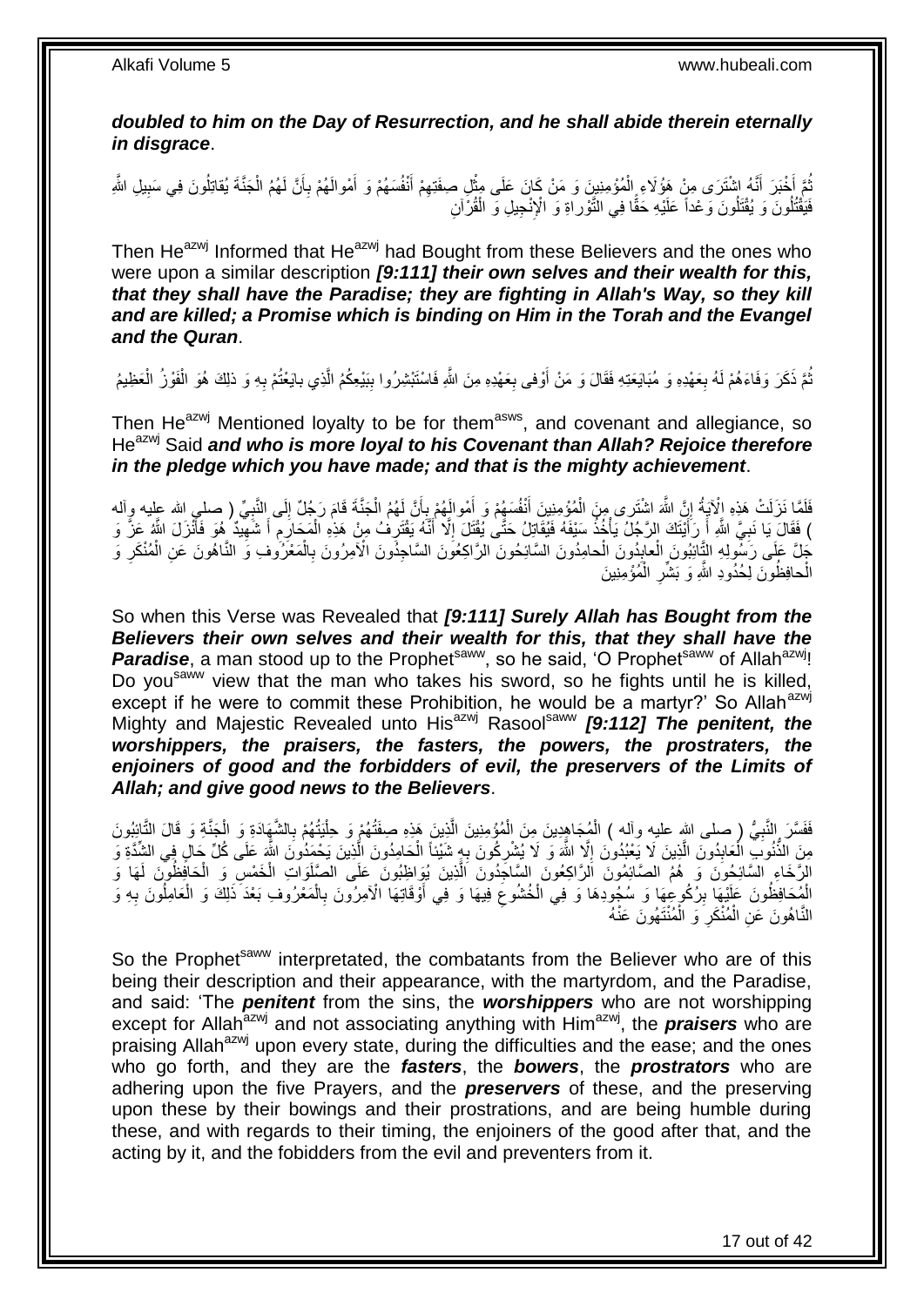***doubled to him on the Day of Resurrection, and he shall abide therein eternally in disgrace***.

ثُمَّ أَخْبَرَ أَنَّهُ اشْتَرَى مِنْ هَؤُلَاءِ الْمُؤْمِنِينَ وَ مَنْ كَانَ عَلَى مِثْلِ صِفَتِهِمْ أَنْفُسَهُمْ وَ أَمْوالَهُمْ بِأَنَّ لَهُمُ الْجَنَّةَ يُقاتِلُونَ فِي سَبِيلِ اللَّهِ فَيَقْتُلُونَ وَ يُقْتَلُونَ وَعْداً عَلَيْهِ حَقًّا فِي التَّوْراةِ وَ الْإِنْجِيلِ وَ الْقُرْآنِ

Then He[azwj] Informed that He[azwj] had Bought from these Believers and the ones who were upon a similar description ***[9:111] their own selves and their wealth for this, that they shall have the Paradise; they are fighting in Allah's Way, so they kill and are killed; a Promise which is binding on Him in the Torah and the Evangel and the Quran***.

ثُمَّ ذَكَرَ وَفَاءَهُمْ لَهُ بِعَهْدِهِ وَ مُبَايَعَتِهِ فَقَالَ وَ مَنْ أَوْفى بِعَهْدِهِ مِنَ اللَّهِ فَاسْتَبْشِرُوا بِبَيْعِكُمُ الَّذِي بايَعْتُمْ بِهِ وَ ذلِكَ هُوَ الْفَوْزُ الْعَظِيمُ

Then He[azwj] Mentioned loyalty to be for them[asws], and covenant and allegiance, so He[azwj] Said ***and who is more loyal to his Covenant than Allah? Rejoice therefore in the pledge which you have made; and that is the mighty achievement***.

فَلَمَّا نَزَلَتْ هَذِهِ الْآيَةُ إِنَّ اللَّهَ اشْتَرى مِنَ الْمُؤْمِنِينَ أَنْفُسَهُمْ وَ أَمْوالَهُمْ بِأَنَّ لَهُمُ الْجَنَّةَ قَامَ رَجُلٌ إِلَى النَّبِيِّ ( صلى الله عليه وآله ) فَقَالَ يَا نَبِيَّ اللَّهِ أَ رَأَيْتَكَ الرَّجُلُ يَأْخُذُ سَيْفَهُ فَيُقَاتِلُ حَتَّى يُقْتَلَ إِلَّا أَنَّهُ يَقْتَرِفُ مِنْ هَذِهِ الْمَحَارِمِ أَ شَهِيدٌ هُوَ فَأَنْزَلَ اللَّهُ عَزَّ وَ جَلَّ عَلَى رَسُولِهِ التَّائِبُونَ الْعابِدُونَ الْحامِدُونَ السَّائِحُونَ الرَّاكِعُونَ السَّاجِدُونَ الْآمِرُونَ بِالْمَعْرُوفِ وَ النَّاهُونَ عَنِ الْمُنْكَرِ وَ الْحافِظُونَ لِحُدُودِ اللَّهِ وَ بَشِّرِ الْمُؤْمِنِينَ

So when this Verse was Revealed that ***[9:111] Surely Allah has Bought from the Believers their own selves and their wealth for this, that they shall have the Paradise***, a man stood up to the Prophet[saww], so he said, 'O Prophet[saww] of Allah[azwj]! Do you[saww] view that the man who takes his sword, so he fights until he is killed, except if he were to commit these Prohibition, he would be a martyr?' So Allah[azwj] Mighty and Majestic Revealed unto His[azwj] Rasool[saww] ***[9:112] The penitent, the worshippers, the praisers, the fasters, the powers, the prostraters, the enjoiners of good and the forbidders of evil, the preservers of the Limits of Allah; and give good news to the Believers***.

فَفَسَّرَ النَّبِيُّ ( صلى الله عليه وآله ) الْمُجَاهِدِينَ مِنَ الْمُؤْمِنِينَ الَّذِينَ هَذِهِ صِفَتُهُمْ وَ حِلْيَتُهُمْ بِالشَّهَادَةِ وَ الْجَنَّةِ وَ قَالَ التَّائِبُونَ مِنَ الذُّنُوبِ الْعَابِدُونَ الَّذِينَ لَا يَعْبُدُونَ إِلَّا اللَّهَ وَ لَا يُشْرِكُونَ بِهِ شَيْئاً الْحَامِدُونَ الَّذِينَ يَحْمَدُونَ اللَّهَ عَلَى كُلِّ حَالٍ فِي الشِّدَّةِ وَ الرَّخَاءِ السَّائِحُونَ وَ هُمُ الصَّائِمُونَ الرَّاكِعُونَ السَّاجِدُونَ الَّذِينَ يُوَاظِبُونَ عَلَى الصَّلَوَاتِ الْخَمْسِ وَ الْحَافِظُونَ لَهَا وَ الْمُحَافِظُونَ عَلَيْهَا بِرُكُوعِهَا وَ سُجُودِهَا وَ فِي الْخُشُوعِ فِيهَا وَ فِي أَوْقَاتِهَا الْآمِرُونَ بِالْمَعْرُوفِ بَعْدَ ذَلِكَ وَ الْعَامِلُونَ بِهِ وَ النَّاهُونَ عَنِ الْمُنْكَرِ وَ الْمُنْتَهُونَ عَنْهُ

So the Prophet[saww] interpretated, the combatants from the Believer who are of this being their description and their appearance, with the martyrdom, and the Paradise, and said: 'The ***penitent*** from the sins, the ***worshippers*** who are not worshipping except for Allah[azwj] and not associating anything with Him[azwj], the ***praisers*** who are praising Allah[azwj] upon every state, during the difficulties and the ease; and the ones who go forth, and they are the ***fasters***, the ***bowers***, the ***prostrators*** who are adhering upon the five Prayers, and the ***preservers*** of these, and the preserving upon these by their bowings and their prostrations, and are being humble during these, and with regards to their timing, the enjoiners of the good after that, and the acting by it, and the fobidders from the evil and preventers from it.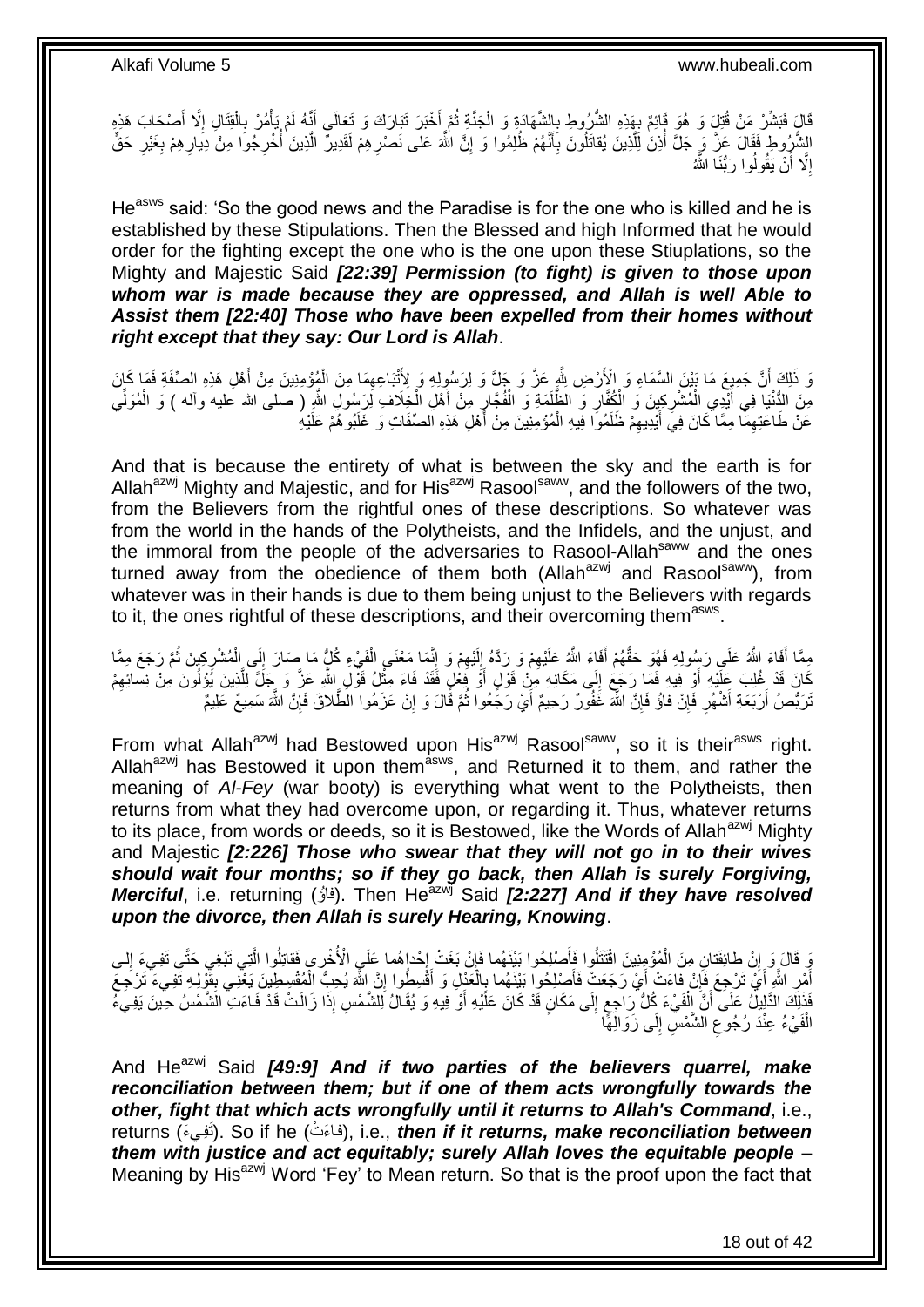قَالَ فَبَشِّرْ مَنْ قُتِلَ وَ هُوَ قَائِمٌ بِهَذِهِ الشُّرُوطِ بِالشَّهَادَةِ وَ الْجَنَّةِ ثُمَّ أَخْبَرَ تَبَارَكَ وَ تَعَالَى أَنَّهُ لَمْ يَأْمُرْ بِالْقِتَالِ إِلَّا أَصْحَابَ هَذِهِ الشُّرُوطِ فَقَالَ عَزَّ وَ جَلَّ أُذِنَ لِلَّذِينَ يُقاتَلُونَ بِأَنَّهُمْ ظُلِمُوا وَ إِنَّ اللَّهَ عَلى نَصْرِهِمْ لَقَدِيرٌ الَّذِينَ أُخْرِجُوا مِنْ دِيارِهِمْ بِغَيْرِ حَقٍّ إِلَّا أَنْ يَقُولُوا رَبُّنَا اللَّهُ

He[asws] said: 'So the good news and the Paradise is for the one who is killed and he is established by these Stipulations. Then the Blessed and high Informed that he would order for the fighting except the one who is the one upon these Stiuplations, so the Mighty and Majestic Said ***[22:39] Permission (to fight) is given to those upon whom war is made because they are oppressed, and Allah is well Able to Assist them [22:40] Those who have been expelled from their homes without right except that they say: Our Lord is Allah***.

وَ ذَلِكَ أَنَّ جَمِيعَ مَا بَيْنَ السَّمَاءِ وَ الْأَرْضِ لِلَّهِ عَزَّ وَ جَلَّ وَ لِرَسُولِهِ وَ لِأَتْبَاعِهِمَا مِنَ الْمُؤْمِنِينَ مِنْ أَهْلِ هَذِهِ الصِّفَةِ فَمَا كَانَ مِنَ الدُّنْيَا فِي أَيْدِي الْمُشْرِكِينَ وَ الْكُفَّارِ وَ الظَّلَمَةِ وَ الْفُجَّارِ مِنْ أَهْلِ الْخِلَافِ لِرَسُولِ اللَّهِ ( صلى الله عليه وآله ) وَ الْمُوَلِّي عَنْ طَاعَتِهِمَا مِمَّا كَانَ فِي أَيْدِيهِمْ ظَلَمُوا فِيهِ الْمُؤْمِنِينَ مِنْ أَهْلِ هَذِهِ الصِّفَاتِ وَ غَلَبُوهُمْ عَلَيْهِ

And that is because the entirety of what is between the sky and the earth is for Allah[azwj] Mighty and Majestic, and for His[azwj] Rasool[saww], and the followers of the two, from the Believers from the rightful ones of these descriptions. So whatever was from the world in the hands of the Polytheists, and the Infidels, and the unjust, and the immoral from the people of the adversaries to Rasool-Allah[saww] and the ones turned away from the obedience of them both (Allah[azwj] and Rasool[saww]), from whatever was in their hands is due to them being unjust to the Believers with regards to it, the ones rightful of these descriptions, and their overcoming them[asws].

مِمَّا أَفَاءَ اللَّهُ عَلَى رَسُولِهِ فَهُوَ حَقُّهُمْ أَفَاءَ اللَّهُ عَلَيْهِمْ وَ رَدَّهُ إِلَيْهِمْ وَ إِنَّمَا مَعْنَى الْفَيْءِ كُلُّ مَا صَارَ إِلَى الْمُشْرِكِينَ ثُمَّ رَجَعَ مِمَّا كَانَ قَدْ غُلِبَ عَلَيْهِ أَوْ فِيهِ فَمَا رَجَعَ إِلَى مَكَانِهِ مِنْ قَوْلٍ أَوْ فِعْلٍ فَقَدْ فَاءَ مِثْلُ قَوْلِ اللَّهِ عَزَّ وَ جَلَّ لِلَّذِينَ يُؤْلُونَ مِنْ نِسائِهِمْ تَرَبُّصُ أَرْبَعَةِ أَشْهُرٍ فَإِنْ فاؤُ فَإِنَّ اللَّهَ غَفُورٌ رَحِيمٌ أَيْ رَجَعُوا ثُمَّ قَالَ وَ إِنْ عَزَمُوا الطَّلاقَ فَإِنَّ اللَّهَ سَمِيعٌ عَلِيمٌ

From what Allah[azwj] had Bestowed upon His[azwj] Rasool[saww], so it is their[asws] right. Allah[azwj] has Bestowed it upon them[asws], and Returned it to them, and rather the meaning of *Al-Fey* (war booty) is everything what went to the Polytheists, then returns from what they had overcome upon, or regarding it. Thus, whatever returns to its place, from words or deeds, so it is Bestowed, like the Words of Allah[azwj] Mighty and Majestic ***[2:226] Those who swear that they will not go in to their wives should wait four months; so if they go back, then Allah is surely Forgiving, Merciful***, i.e. returning (فاؤُ). Then He[azwj] Said ***[2:227] And if they have resolved upon the divorce, then Allah is surely Hearing, Knowing***.

وَ قَالَ وَ إِنْ طائِفَتانِ مِنَ الْمُؤْمِنِينَ اقْتَتَلُوا فَأَصْلِحُوا بَيْنَهُما فَإِنْ بَغَتْ إِحْداهُما عَلَى الْأُخْرى فَقاتِلُوا الَّتِي تَبْغِي حَتَّى تَفِيءَ إِلى أَمْرِ اللَّهِ أَيْ تَرْجِعَ فَإِنْ فاءَتْ أَيْ رَجَعَتْ فَأَصْلِحُوا بَيْنَهُما بِالْعَدْلِ وَ أَقْسِطُوا إِنَّ اللَّهَ يُحِبُّ الْمُقْسِطِينَ يَعْنِي بِقَوْلِهِ تَفِيءَ تَرْجِعَ فَذَلِكَ الدَّلِيلُ عَلَى أَنَّ الْفَيْءَ كُلُّ رَاجِعٍ إِلَى مَكَانٍ قَدْ كَانَ عَلَيْهِ أَوْ فِيهِ وَ يُقَالُ لِلشَّمْسِ إِذَا زَالَتْ قَدْ فَاءَتِ الشَّمْسُ حِينَ يَفِيءُ الْفَيْءُ عِنْدَ رُجُوعِ الشَّمْسِ إِلَى زَوَالِهَا

And He[azwj] Said ***[49:9] And if two parties of the believers quarrel, make reconciliation between them; but if one of them acts wrongfully towards the other, fight that which acts wrongfully until it returns to Allah's Command***, i.e., returns (تفيء). So if he (فاءَتْ), i.e., ***then if it returns, make reconciliation between them with justice and act equitably; surely Allah loves the equitable people*** – Meaning by His[azwj] Word 'Fey' to Mean return. So that is the proof upon the fact that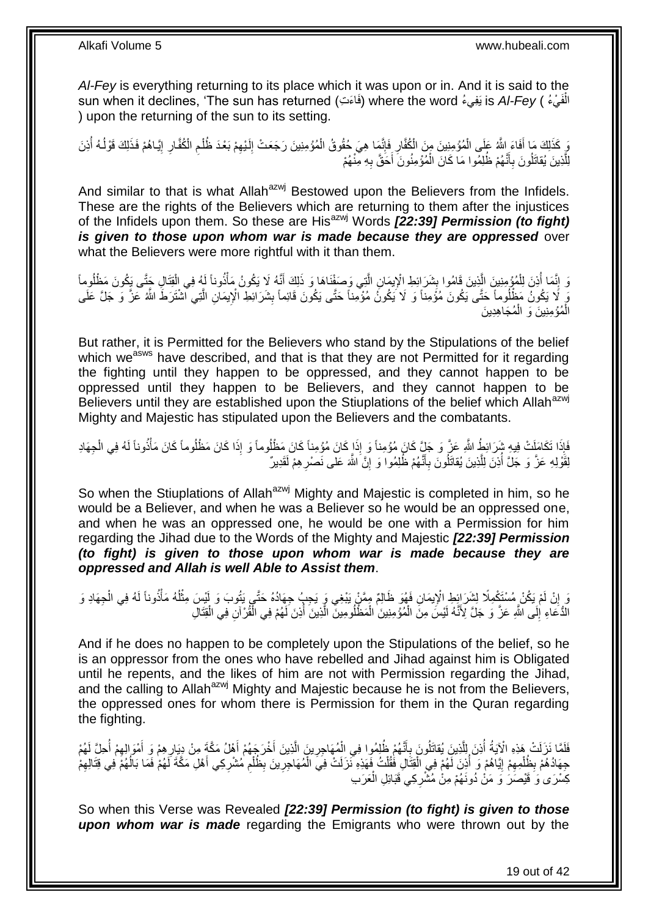*Al-Fey* is everything returning to its place which it was upon or in. And it is said to the sun when it declines, 'The sun has returned (فَاءَتِ) where the word يَفِيءُ is *Al-Fey* ( الْفَيْءُ ) upon the returning of the sun to its setting.

وَ كَذَلِكَ مَا أَفَاءَ اللَّهُ عَلَى الْمُؤْمِنِينَ مِنَ الْكُفَّارِ فَإِنَّمَا هِيَ حُقُوقُ الْمُؤْمِنِينَ رَجَعَتْ إِلَيْهِمْ بَعْدَ ظُلْمِ الْكُفَّارِ إِيَّاهُمْ فَذَلِكَ قَوْلُهُ أُذِنَ لِلَّذِينَ يُقاتَلُونَ بِأَنَّهُمْ ظُلِمُوا مَا كَانَ الْمُؤْمِنُونَ أَحَقَّ بِهِ مِنْهُمْ

And similar to that is what Allah[azwj] Bestowed upon the Believers from the Infidels. These are the rights of the Believers which are returning to them after the injustices of the Infidels upon them. So these are His[azwj] Words *[22:39] Permission (to fight) is given to those upon whom war is made because they are oppressed* over what the Believers were more rightful with it than them.

وَ إِنَّمَا أُذِنَ لِلْمُؤْمِنِينَ الَّذِينَ قَامُوا بِشَرَائِطِ الْإِيمَانِ الَّتِي وَصَفْنَاهَا وَ ذَلِكَ أَنَّهُ لَا يَكُونُ مَأْذُوناً لَهُ فِي الْقِتَالِ حَتَّى يَكُونَ مَظْلُوماً وَ لَا يَكُونُ مَظْلُوماً حَتَّى يَكُونَ مُؤْمِناً وَ لَا يَكُونُ مُؤْمِناً حَتَّى يَكُونَ قَائِماً بِشَرَائِطِ الْإِيمَانِ الَّتِي اشْتَرَطَ اللَّهُ عَزَّ وَ جَلَّ عَلَى الْمُؤْمِنِينَ وَ الْمُجَاهِدِينَ

But rather, it is Permitted for the Believers who stand by the Stipulations of the belief which we[asws] have described, and that is that they are not Permitted for it regarding the fighting until they happen to be oppressed, and they cannot happen to be oppressed until they happen to be Believers, and they cannot happen to be Believers until they are established upon the Stiuplations of the belief which Allah[azwj] Mighty and Majestic has stipulated upon the Believers and the combatants.

فَإِذَا تَكَامَلَتْ فِيهِ شَرَائِطُ اللَّهِ عَزَّ وَ جَلَّ كَانَ مُؤْمِناً وَ إِذَا كَانَ مُؤْمِناً كَانَ مَظْلُوماً وَ إِذَا كَانَ مَظْلُوماً كَانَ مَأْذُوناً لَهُ فِي الْجِهَادِ لِقَوْلِهِ عَزَّ وَ جَلَّ أُذِنَ لِلَّذِينَ يُقاتَلُونَ بِأَنَّهُمْ ظُلِمُوا وَ إِنَّ اللَّهَ عَلى نَصْرِهِمْ لَقَدِيرٌ

So when the Stiuplations of Allah[azwj] Mighty and Majestic is completed in him, so he would be a Believer, and when he was a Believer so he would be an oppressed one, and when he was an oppressed one, he would be one with a Permission for him regarding the Jihad due to the Words of the Mighty and Majestic *[22:39] Permission (to fight) is given to those upon whom war is made because they are oppressed and Allah is well Able to Assist them*.

وَ إِنْ لَمْ يَكُنْ مُسْتَكْمِلًا لِشَرَائِطِ الْإِيمَانِ فَهُوَ ظَالِمٌ مِمَّنْ يَبْغِي وَ يَجِبُ جِهَادُهُ حَتَّى يَتُوبَ وَ لَيْسَ مِثْلُهُ مَأْذُوناً لَهُ فِي الْجِهَادِ وَ الدُّعَاءِ إِلَى اللَّهِ عَزَّ وَ جَلَّ لِأَنَّهُ لَيْسَ مِنَ الْمُؤْمِنِينَ الْمَظْلُومِينَ الَّذِينَ أُذِنَ لَهُمْ فِي الْقُرْآنِ فِي الْقِتَالِ

And if he does no happen to be completely upon the Stipulations of the belief, so he is an oppressor from the ones who have rebelled and Jihad against him is Obligated until he repents, and the likes of him are not with Permission regarding the Jihad, and the calling to Allah[azwj] Mighty and Majestic because he is not from the Believers, the oppressed ones for whom there is Permission for them in the Quran regarding the fighting.

فَلَمَّا نَزَلَتْ هَذِهِ الْآيَةُ أُذِنَ لِلَّذِينَ يُقاتَلُونَ بِأَنَّهُمْ ظُلِمُوا فِي الْمُهَاجِرِينَ الَّذِينَ أَخْرَجَهُمْ أَهْلُ مَكَّةَ مِنْ دِيَارِهِمْ وَ أَمْوَالِهِمْ أُحِلَّ لَهُمْ جِهَادُهُمْ بِظُلْمِهِمْ إِيَّاهُمْ وَ أُذِنَ لَهُمْ فِي الْقِتَالِ فَقُلْتُ فَهَذِهِ نَزَلَتْ فِي الْمُهَاجِرِينَ بِظُلْمِ مُشْرِكِي أَهْلِ مَكَّةَ لَهُمْ فَمَا بَالُهُمْ فِي قِتَالِهِمْ كِسْرَى وَ قَيْصَرَ وَ مَنْ دُونَهُمْ مِنْ مُشْرِكِي قَبَائِلِ الْعَرَبِ

So when this Verse was Revealed *[22:39] Permission (to fight) is given to those upon whom war is made* regarding the Emigrants who were thrown out by the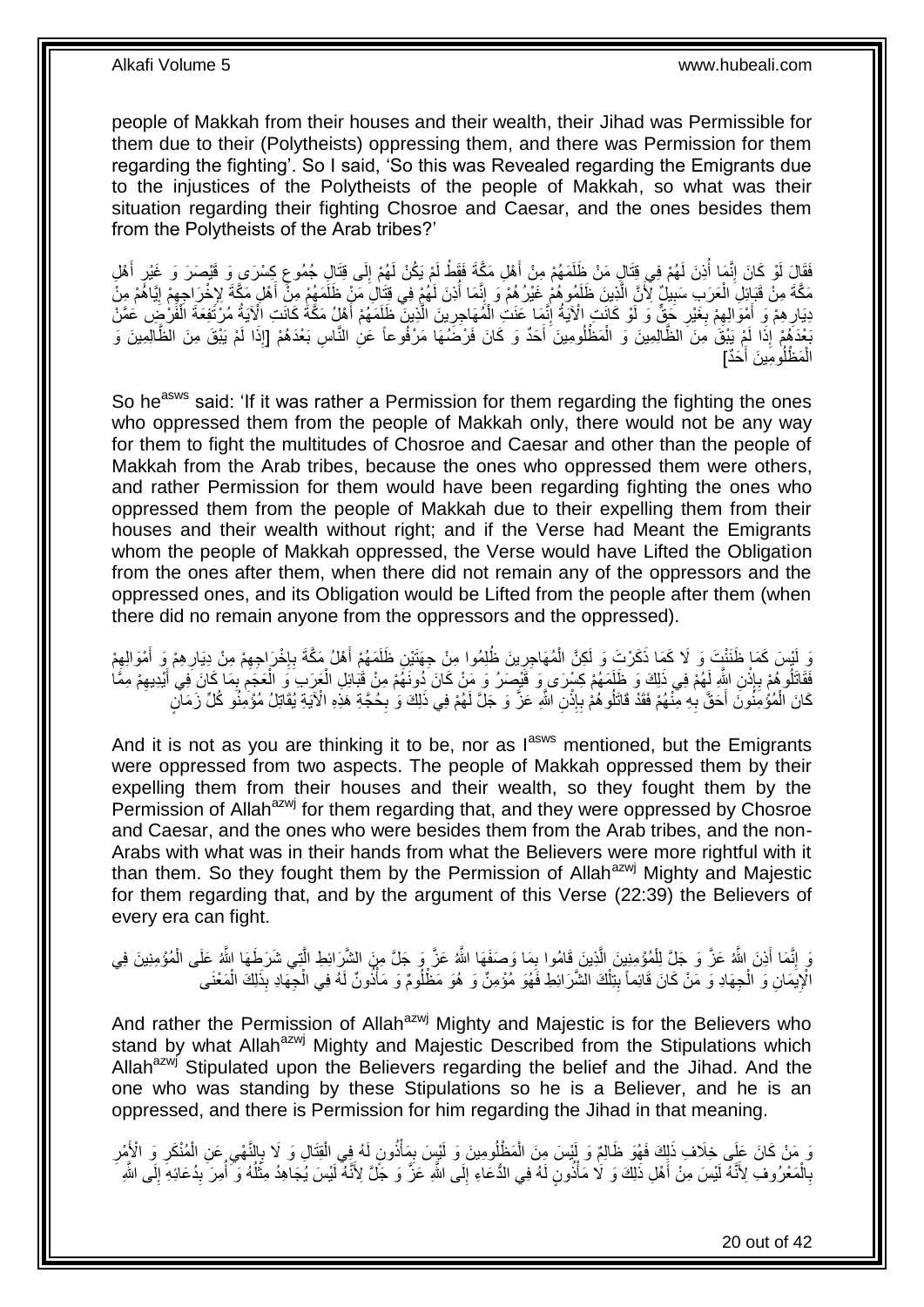people of Makkah from their houses and their wealth, their Jihad was Permissible for them due to their (Polytheists) oppressing them, and there was Permission for them regarding the fighting'. So I said, 'So this was Revealed regarding the Emigrants due to the injustices of the Polytheists of the people of Makkah, so what was their situation regarding their fighting Chosroe and Caesar, and the ones besides them from the Polytheists of the Arab tribes?'

فَقَالَ لَوْ كَانَ إِنَّمَا أُذِنَ لَهُمْ فِي قِتَالِ مَنْ ظَلَمَهُمْ مِنْ أَهْلِ مَكَّةَ فَقَطْ لَمْ يَكُنْ لَهُمْ إِلَى قِتَالِ جُمُوعِ كِسْرَى وَ قَيْصَرَ وَ غَيْرِ أَهْلِ مَكَّةَ مِنْ قَبَائِلِ الْعَرَبِ سَبِيلٌ لِأَنَّ الَّذِينَ ظَلَمُوهُمْ غَيْرُهُمْ وَ إِنَّمَا أُذِنَ لَهُمْ فِي قِتَالِ مَنْ ظَلَمَهُمْ مِنْ أَهْلِ مَكَّةَ لِإِخْرَاجِهِمْ إِيَّاهُمْ مِنْ دِيَارِهِمْ وَ أَمْوَالِهِمْ بِغَيْرِ حَقٍّ وَ لَوْ كَانَتِ الْآيَةُ إِنَّمَا عَنَتِ الْمُهَاجِرِينَ الَّذِينَ ظَلَمَهُمْ أَهْلُ مَكَّةَ كَانَتِ الْآيَةُ مُرْتَفِعَةَ الْفَرْضِ عَمَّنْ بَعْدَهُمْ إِذَا لَمْ يَبْقَ مِنَ الظَّالِمِينَ وَ الْمَظْلُومِينَ أَحَدٌ وَ كَانَ فَرْضُهَا مَرْفُوعاً عَنِ النَّاسِ بَعْدَهُمْ [إِذَا لَمْ يَبْقَ مِنَ الظَّالِمِينَ وَ الْمَظْلُومِينَ أَحَدٌ]

So he[asws] said: 'If it was rather a Permission for them regarding the fighting the ones who oppressed them from the people of Makkah only, there would not be any way for them to fight the multitudes of Chosroe and Caesar and other than the people of Makkah from the Arab tribes, because the ones who oppressed them were others, and rather Permission for them would have been regarding fighting the ones who oppressed them from the people of Makkah due to their expelling them from their houses and their wealth without right; and if the Verse had Meant the Emigrants whom the people of Makkah oppressed, the Verse would have Lifted the Obligation from the ones after them, when there did not remain any of the oppressors and the oppressed ones, and its Obligation would be Lifted from the people after them (when there did no remain anyone from the oppressors and the oppressed).

وَ لَيْسَ كَمَا ظَنَنْتَ وَ لَا كَمَا ذَكَرْتَ وَ لَكِنَّ الْمُهَاجِرِينَ ظُلِمُوا مِنْ جِهَتَيْنِ ظَلَمَهُمْ أَهْلُ مَكَّةَ بِإِخْرَاجِهِمْ مِنْ دِيَارِهِمْ وَ أَمْوَالِهِمْ فَقَاتَلُوهُمْ بِإِذْنِ اللَّهِ لَهُمْ فِي ذَلِكَ وَ ظَلَمَهُمْ كِسْرَى وَ قَيْصَرُ وَ مَنْ كَانَ دُونَهُمْ مِنْ قَبَائِلِ الْعَرَبِ وَ الْعَجَمِ بِمَا كَانَ فِي أَيْدِيهِمْ مِمَّا كَانَ الْمُؤْمِنُونَ أَحَقَّ بِهِ مِنْهُمْ فَقَدْ قَاتَلُوهُمْ بِإِذْنِ اللَّهِ عَزَّ وَ جَلَّ لَهُمْ فِي ذَلِكَ وَ بِحُجَّةِ هَذِهِ الْآيَةِ يُقَاتِلُ مُؤْمِنُو كُلِّ زَمَانٍ

And it is not as you are thinking it to be, nor as I[asws] mentioned, but the Emigrants were oppressed from two aspects. The people of Makkah oppressed them by their expelling them from their houses and their wealth, so they fought them by the Permission of Allah[azwj] for them regarding that, and they were oppressed by Chosroe and Caesar, and the ones who were besides them from the Arab tribes, and the non-Arabs with what was in their hands from what the Believers were more rightful with it than them. So they fought them by the Permission of Allah[azwj] Mighty and Majestic for them regarding that, and by the argument of this Verse (22:39) the Believers of every era can fight.

وَ إِنَّمَا أَذِنَ اللَّهُ عَزَّ وَ جَلَّ لِلْمُؤْمِنِينَ الَّذِينَ قَامُوا بِمَا وَصَفَهَا اللَّهُ عَزَّ وَ جَلَّ مِنَ الشَّرَائِطِ الَّتِي شَرَطَهَا اللَّهُ عَلَى الْمُؤْمِنِينَ فِي الْإِيمَانِ وَ الْجِهَادِ وَ مَنْ كَانَ قَائِماً بِتِلْكَ الشَّرَائِطِ فَهُوَ مُؤْمِنٌ وَ هُوَ مَظْلُومٌ وَ مَأْذُونٌ لَهُ فِي الْجِهَادِ بِذَلِكَ الْمَعْنَى

And rather the Permission of Allah[azwj] Mighty and Majestic is for the Believers who stand by what Allah[azwj] Mighty and Majestic Described from the Stipulations which Allah[azwj] Stipulated upon the Believers regarding the belief and the Jihad. And the one who was standing by these Stipulations so he is a Believer, and he is an oppressed, and there is Permission for him regarding the Jihad in that meaning.

وَ مَنْ كَانَ عَلَى خِلَافِ ذَلِكَ فَهُوَ ظَالِمٌ وَ لَيْسَ مِنَ الْمَظْلُومِينَ وَ لَيْسَ بِمَأْذُونٍ لَهُ فِي الْقِتَالِ وَ لَا بِالنَّهْيِ عَنِ الْمُنْكَرِ وَ الْأَمْرِ بِالْمَعْرُوفِ لِأَنَّهُ لَيْسَ مِنْ أَهْلِ ذَلِكَ وَ لَا مَأْذُونٍ لَهُ فِي الدُّعَاءِ إِلَى اللَّهِ عَزَّ وَ جَلَّ لِأَنَّهُ لَيْسَ يُجَاهِدُ مِثْلُهُ وَ أُمِرَ بِدُعَائِهِ إِلَى اللَّهِ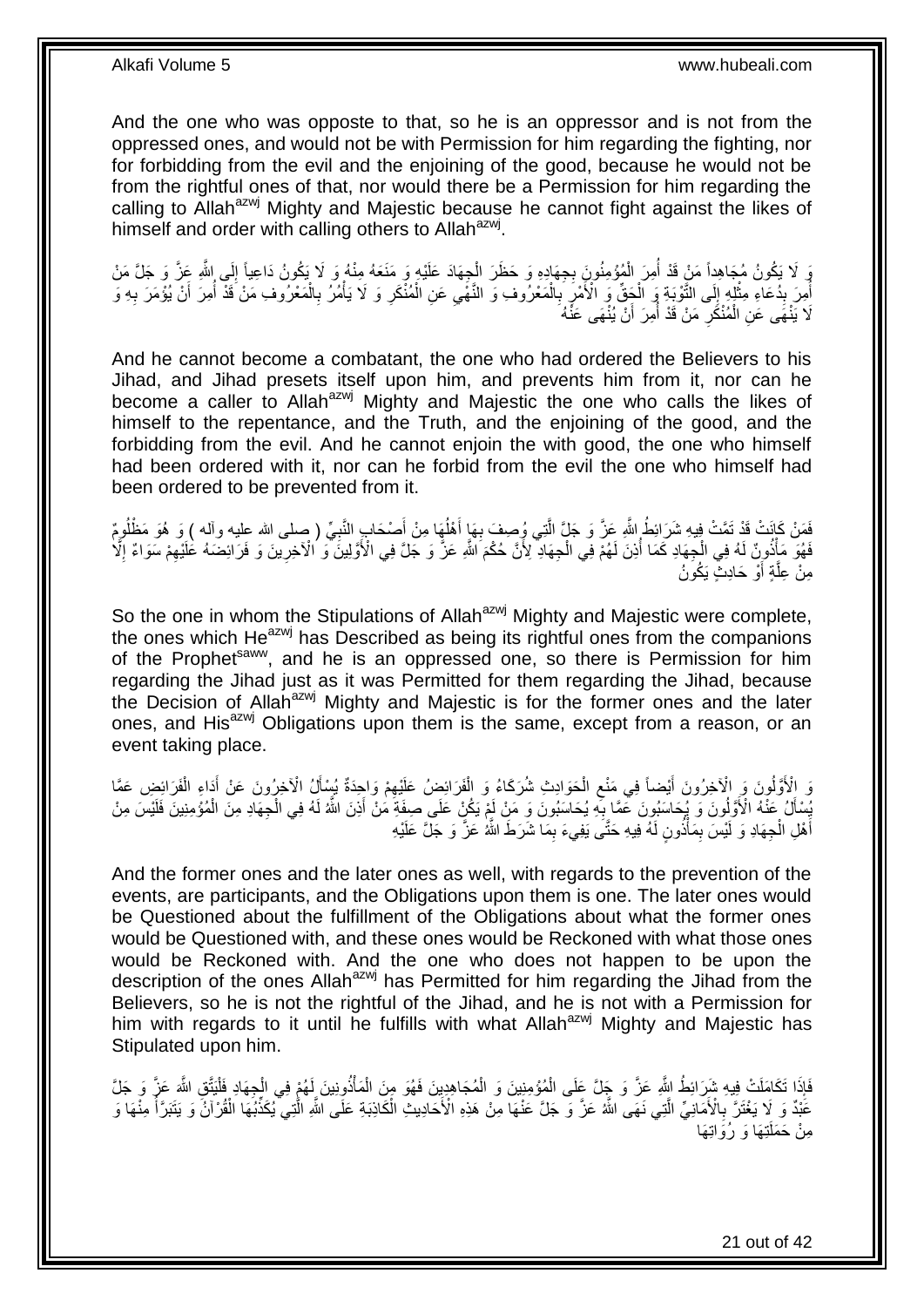And the one who was opposte to that, so he is an oppressor and is not from the oppressed ones, and would not be with Permission for him regarding the fighting, nor for forbidding from the evil and the enjoining of the good, because he would not be from the rightful ones of that, nor would there be a Permission for him regarding the calling to Allah[azwj] Mighty and Majestic because he cannot fight against the likes of himself and order with calling others to Allah[azwj].

وَ لَا يَكُونُ مُجَاهِداً مَنْ قَدْ أُمِرَ الْمُؤْمِنُونَ بِجِهَادِهِ وَ حَظَرَ الْجِهَادَ عَلَيْهِ وَ مَنَعَهُ مِنْهُ وَ لَا يَكُونُ دَاعِياً إِلَى اللَّهِ عَزَّ وَ جَلَّ مَنْ أُمِرَ بِدُعَاءِ مِثْلِهِ إِلَى التَّوْبَةِ وَ الْحَقِّ وَ الْأَمْرِ بِالْمَعْرُوفِ وَ النَّهْيِ عَنِ الْمُنْكَرِ وَ لَا يَأْمُرُ بِالْمَعْرُوفِ مَنْ قَدْ أُمِرَ أَنْ يُؤْمَرَ بِهِ وَ لَا يَنْهَى عَنِ الْمُنْكَرِ مَنْ قَدْ أُمِرَ أَنْ يُنْهَى عَنْهُ

And he cannot become a combatant, the one who had ordered the Believers to his Jihad, and Jihad presets itself upon him, and prevents him from it, nor can he become a caller to Allah[azwj] Mighty and Majestic the one who calls the likes of himself to the repentance, and the Truth, and the enjoining of the good, and the forbidding from the evil. And he cannot enjoin the with good, the one who himself had been ordered with it, nor can he forbid from the evil the one who himself had been ordered to be prevented from it.

فَمَنْ كَانَتْ قَدْ تَمَّتْ فِيهِ شَرَائِطُ اللَّهِ عَزَّ وَ جَلَّ الَّتِي وُصِفَ بِهَا أَهْلُهَا مِنْ أَصْحَابِ النَّبِيِّ ( صلى الله عليه وآله ) وَ هُوَ مَظْلُومٌ فَهُوَ مَأْذُونٌ لَهُ فِي الْجِهَادِ كَمَا أُذِنَ لَهُمْ فِي الْجِهَادِ لِأَنَّ حُكْمَ اللَّهِ عَزَّ وَ جَلَّ فِي الْأَوَّلِينَ وَ الْآخِرِينَ وَ فَرَائِضَهُ عَلَيْهِمْ سَوَاءٌ إِلَّا مِنْ عِلَّةٍ أَوْ حَادِثٍ يَكُونُ

So the one in whom the Stipulations of Allah[azwj] Mighty and Majestic were complete, the ones which He[azwj] has Described as being its rightful ones from the companions of the Prophet[saww], and he is an oppressed one, so there is Permission for him regarding the Jihad just as it was Permitted for them regarding the Jihad, because the Decision of Allah[azwj] Mighty and Majestic is for the former ones and the later ones, and His[azwj] Obligations upon them is the same, except from a reason, or an event taking place.

وَ الْأَوَّلُونَ وَ الْآخِرُونَ أَيْضاً فِي مَنْعِ الْحَوَادِثِ شُرَكَاءُ وَ الْفَرَائِضُ عَلَيْهِمْ وَاحِدَةٌ يُسْأَلُ الْآخِرُونَ عَنْ أَدَاءِ الْفَرَائِضِ عَمَّا يُسْأَلُ عَنْهُ الْأَوَّلُونَ وَ يُحَاسَبُونَ عَمَّا بِهِ يُحَاسَبُونَ وَ مَنْ لَمْ يَكُنْ عَلَى صِفَةِ مَنْ أَذِنَ اللَّهُ لَهُ فِي الْجِهَادِ مِنَ الْمُؤْمِنِينَ فَلَيْسَ مِنْ أَهْلِ الْجِهَادِ وَ لَيْسَ بِمَأْذُونٍ لَهُ فِيهِ حَتَّى يَفِيءَ بِمَا شَرَطَ اللَّهُ عَزَّ وَ جَلَّ عَلَيْهِ

And the former ones and the later ones as well, with regards to the prevention of the events, are participants, and the Obligations upon them is one. The later ones would be Questioned about the fulfillment of the Obligations about what the former ones would be Questioned with, and these ones would be Reckoned with what those ones would be Reckoned with. And the one who does not happen to be upon the description of the ones Allah[azwj] has Permitted for him regarding the Jihad from the Believers, so he is not the rightful of the Jihad, and he is not with a Permission for him with regards to it until he fulfills with what Allah[azwj] Mighty and Majestic has Stipulated upon him.

فَإِذَا تَكَامَلَتْ فِيهِ شَرَائِطُ اللَّهِ عَزَّ وَ جَلَّ عَلَى الْمُؤْمِنِينَ وَ الْمُجَاهِدِينَ فَهُوَ مِنَ الْمَأْذُونِينَ لَهُمْ فِي الْجِهَادِ فَلْيَتَّقِ اللَّهَ عَزَّ وَ جَلَّ عَبْدٌ وَ لَا يَغْتَرَّ بِالْأَمَانِيِّ الَّتِي نَهَى اللَّهُ عَزَّ وَ جَلَّ عَنْهَا مِنْ هَذِهِ الْأَحَادِيثِ الْكَاذِبَةِ عَلَى اللَّهِ الَّتِي يُكَذِّبُهَا الْقُرْآنُ وَ يَتَبَرَّأُ مِنْهَا وَ مِنْ حَمَلَتِهَا وَ رُوَاتِهَا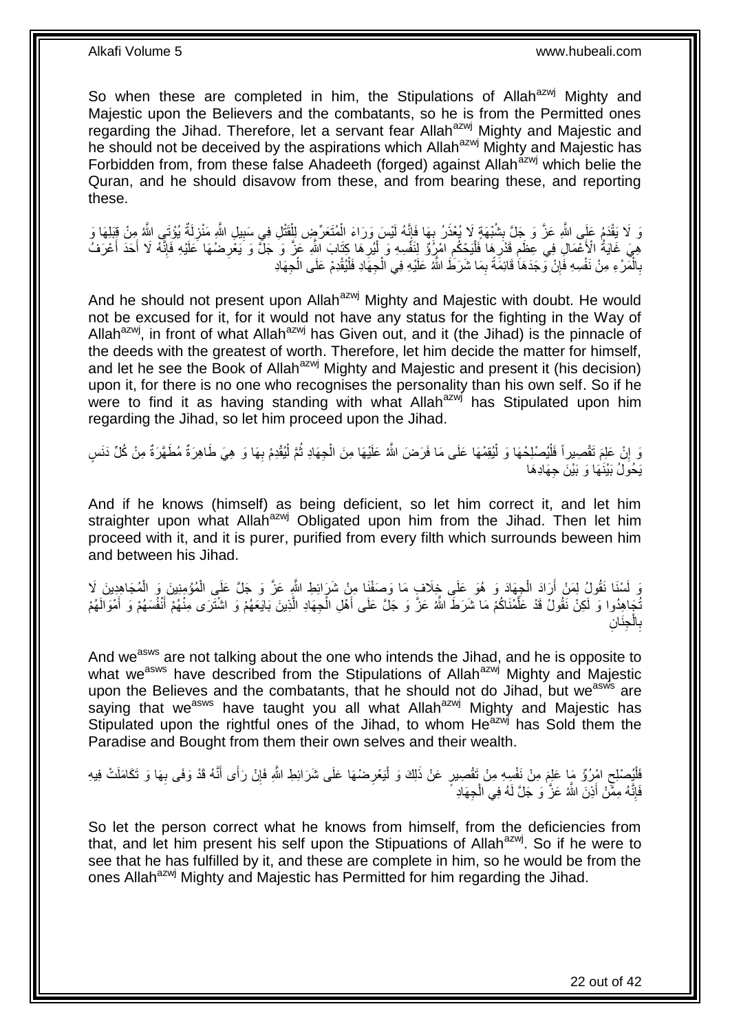So when these are completed in him, the Stipulations of Allah[azwj] Mighty and Majestic upon the Believers and the combatants, so he is from the Permitted ones regarding the Jihad. Therefore, let a servant fear Allah[azwj] Mighty and Majestic and he should not be deceived by the aspirations which Allah[azwj] Mighty and Majestic has Forbidden from, from these false Ahadeeth (forged) against Allah[azwj] which belie the Quran, and he should disavow from these, and from bearing these, and reporting these.

وَ لَا يَقْدَمُ عَلَى اللَّهِ عَزَّ وَ جَلَّ بِشُبْهَةٍ لَا يُعْذَرُ بِهَا فَإِنَّهُ لَيْسَ وَرَاءَ الْمُتَعَرِّضِ لِلْقَتْلِ فِي سَبِيلِ اللَّهِ مَنْزِلَةٌ يُؤْتَى اللَّهُ مِنْ قِبَلِهَا وَ هِيَ غَايَةُ الْأَعْمَالِ فِي عِظَمِ قَدْرِهَا فَلْيَحْكُمِ امْرُؤٌ لِنَفْسِهِ وَ لْيُرِهَا كِتَابَ اللَّهِ عَزَّ وَ جَلَّ وَ يَعْرِضُهَا عَلَيْهِ فَإِنَّهُ لَا أَحَدَ أَعْرَفُ بِالْمَرْءِ مِنْ نَفْسِهِ فَإِنْ وَجَدَهَا قَائِمَةً بِمَا شَرَطَ اللَّهُ عَلَيْهِ فِي الْجِهَادِ فَلْيُقْدِمْ عَلَى الْجِهَادِ

And he should not present upon Allah[azwj] Mighty and Majestic with doubt. He would not be excused for it, for it would not have any status for the fighting in the Way of Allah[azwj], in front of what Allah[azwj] has Given out, and it (the Jihad) is the pinnacle of the deeds with the greatest of worth. Therefore, let him decide the matter for himself, and let he see the Book of Allah[azwj] Mighty and Majestic and present it (his decision) upon it, for there is no one who recognises the personality than his own self. So if he were to find it as having standing with what Allah[azwj] has Stipulated upon him regarding the Jihad, so let him proceed upon the Jihad.

وَ إِنْ عَلِمَ تَقْصِيراً فَلْيُصْلِحْهَا وَ لْيُقِمْهَا عَلَى مَا فَرَضَ اللَّهُ عَلَيْهَا مِنَ الْجِهَادِ ثُمَّ لْيُقْدِمْ بِهَا وَ هِيَ طَاهِرَةٌ مُطَهَّرَةٌ مِنْ كُلِّ دَنَسٍ يَحُولُ بَيْنَهَا وَ بَيْنَ جِهَادِهَا

And if he knows (himself) as being deficient, so let him correct it, and let him straighter upon what Allah[azwj] Obligated upon him from the Jihad. Then let him proceed with it, and it is purer, purified from every filth which surrounds beween him and between his Jihad.

وَ لَسْنَا نَقُولُ لِمَنْ أَرَادَ الْجِهَادَ وَ هُوَ عَلَى خِلَافِ مَا وَصَفْنَا مِنْ شَرَائِطِ اللَّهِ عَزَّ وَ جَلَّ عَلَى الْمُؤْمِنِينَ وَ الْمُجَاهِدِينَ لَا تُجَاهِدُوا وَ لَكِنْ نَقُولُ قَدْ عَلَّمْنَاكُمْ مَا شَرَطَ اللَّهُ عَزَّ وَ جَلَّ عَلَى أَهْلِ الْجِهَادِ الَّذِينَ بَايَعَهُمْ وَ اشْتَرَى مِنْهُمْ أَنْفُسَهُمْ وَ أَمْوَالَهُمْ بِالْجِنَانِ

And we[asws] are not talking about the one who intends the Jihad, and he is opposite to what we[asws] have described from the Stipulations of Allah[azwj] Mighty and Majestic upon the Believes and the combatants, that he should not do Jihad, but we[asws] are saying that we[asws] have taught you all what Allah[azwj] Mighty and Majestic has Stipulated upon the rightful ones of the Jihad, to whom He[azwj] has Sold them the Paradise and Bought from them their own selves and their wealth.

فَلْيُصْلِحِ امْرُؤٌ مَا عَلِمَ مِنْ نَفْسِهِ مِنْ تَقْصِيرٍ عَنْ ذَلِكَ وَ لْيَعْرِضْهَا عَلَى شَرَائِطِ اللَّهِ فَإِنْ رَأَى أَنَّهُ قَدْ وَفَى بِهَا وَ تَكَامَلَتْ فِيهِ فَإِنَّهُ مِمَّنْ أَذِنَ اللَّهُ عَزَّ وَ جَلَّ لَهُ فِي الْجِهَادِ

So let the person correct what he knows from himself, from the deficiencies from that, and let him present his self upon the Stipuations of Allah[azwj]. So if he were to see that he has fulfilled by it, and these are complete in him, so he would be from the ones Allah[azwj] Mighty and Majestic has Permitted for him regarding the Jihad.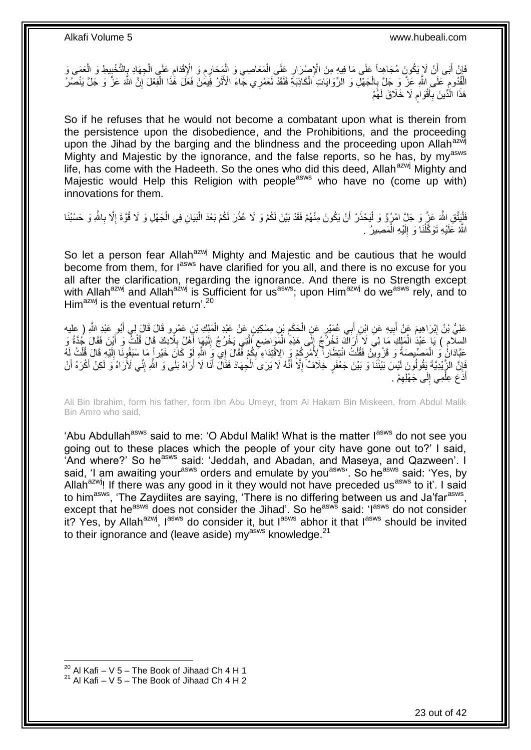فَإِنْ أَبَى أَنْ لَا يَكُونَ مُجَاهِداً عَلَى مَا فِيهِ مِنَ الْإِصْرَارِ عَلَى الْمَعَاصِي وَ الْمَحَارِمِ وَ الْإِقْدَامِ عَلَى الْجِهَادِ بِالتَّخْبِيطِ وَ الْعَمَى وَ الْقُدُومِ عَلَى اللَّهِ عَزَّ وَ جَلَّ بِالْجَهْلِ وَ الرِّوَايَاتِ الْكَاذِبَةِ فَلَقَدْ لَعَمْرِي جَاءَ الْأَثَرُ فِيمَنْ فَعَلَ هَذَا الْفِعْلَ إِنَّ اللَّهَ عَزَّ وَ جَلَّ يَنْصُرُ هَذَا الدِّينَ بِأَقْوَامٍ لَا خَلَاقَ لَهُمْ

So if he refuses that he would not become a combatant upon what is therein from the persistence upon the disobedience, and the Prohibitions, and the proceeding upon the Jihad by the barging and the blindness and the proceeding upon Allah[azwj] Mighty and Majestic by the ignorance, and the false reports, so he has, by my[asws] life, has come with the Hadeeth. So the ones who did this deed, Allah[azwj] Mighty and Majestic would Help this Religion with people[asws] who have no (come up with) innovations for them.

فَلْيَتَّقِ اللَّهَ عَزَّ وَ جَلَّ امْرُؤٌ وَ لْيَحْذَرْ أَنْ يَكُونَ مِنْهُمْ فَقَدْ بَيَّنَ لَكُمْ وَ لَا عُذْرَ لَكُمْ بَعْدَ الْبَيَانِ فِي الْجَهْلِ وَ لَا قُوَّةَ إِلَّا بِاللَّهِ وَ حَسْبُنَا اللَّهُ عَلَيْهِ تَوَكَّلْنَا وَ إِلَيْهِ الْمَصِيرُ .

So let a person fear Allah[azwj] Mighty and Majestic and be cautious that he would become from them, for I[asws] have clarified for you all, and there is no excuse for you all after the clarification, regarding the ignorance. And there is no Strength except with Allah[azwj] and Allah[azwj] is Sufficient for us[asws]; upon Him[azwj] do we[asws] rely, and to Him[azwj] is the eventual return'.[20]

عَلِيُّ بْنُ إِبْرَاهِيمَ عَنْ أَبِيهِ عَنِ ابْنِ أَبِي عُمَيْرٍ عَنِ الْحَكَمِ بْنِ مِسْكِينٍ عَنْ عَبْدِ الْمَلِكِ بْنِ عَمْرٍو قَالَ قَالَ لِي أَبُو عَبْدِ اللَّهِ ( عليه السلام ) يَا عَبْدَ الْمَلِكِ مَا لِي لَا أَرَاكَ تَخْرُجُ إِلَى هَذِهِ الْمَوَاضِعِ الَّتِي يَخْرُجُ إِلَيْهَا أَهْلُ بِلَادِكَ قَالَ قُلْتُ وَ أَيْنَ فَقَالَ جُدَّةُ وَ عَبَّادَانُ وَ الْمَصِّيصَةُ وَ قَزْوِينُ فَقُلْتُ انْتِظَاراً لِأَمْرِكُمْ وَ الِاقْتِدَاءِ بِكُمْ فَقَالَ إِي وَ اللَّهِ لَوْ كَانَ خَيْراً مَا سَبَقُونَا إِلَيْهِ قَالَ قُلْتُ لَهُ فَإِنَّ الزَّيْدِيَّةَ يَقُولُونَ لَيْسَ بَيْنَنَا وَ بَيْنَ جَعْفَرٍ خِلَافٌ إِلَّا أَنَّهُ لَا يَرَى الْجِهَادَ فَقَالَ أَنَا لَا أَرَاهُ بَلَى وَ اللَّهِ إِنِّي لَأَرَاهُ وَ لَكِنْ أَكْرَهُ أَنْ أَدَعَ عِلْمِي إِلَى جَهْلِهِمْ .

Ali Bin Ibrahim, form his father, form Ibn Abu Umeyr, from Al Hakam Bin Miskeen, from Abdul Malik Bin Amro who said,

'Abu Abdullah[asws] said to me: 'O Abdul Malik! What is the matter I[asws] do not see you going out to these places which the people of your city have gone out to?' I said, 'And where?' So he[asws] said: 'Jeddah, and Abadan, and Maseya, and Qazween'. I said, 'I am awaiting your[asws] orders and emulate by you[asws]'. So he[asws] said: 'Yes, by Allah[azwj]! If there was any good in it they would not have preceded us[asws] to it'. I said to him[asws], 'The Zaydiites are saying, 'There is no differing between us and Ja'far[asws], except that he[asws] does not consider the Jihad'. So he[asws] said: 'I[asws] do not consider it? Yes, by Allah[azwj], I[asws] do consider it, but I[asws] abhor it that I[asws] should be invited to their ignorance and (leave aside) my[asws] knowledge.[21]

[20] Al Kafi – V 5 – The Book of Jihaad Ch 4 H 1
[21] Al Kafi – V 5 – The Book of Jihaad Ch 4 H 2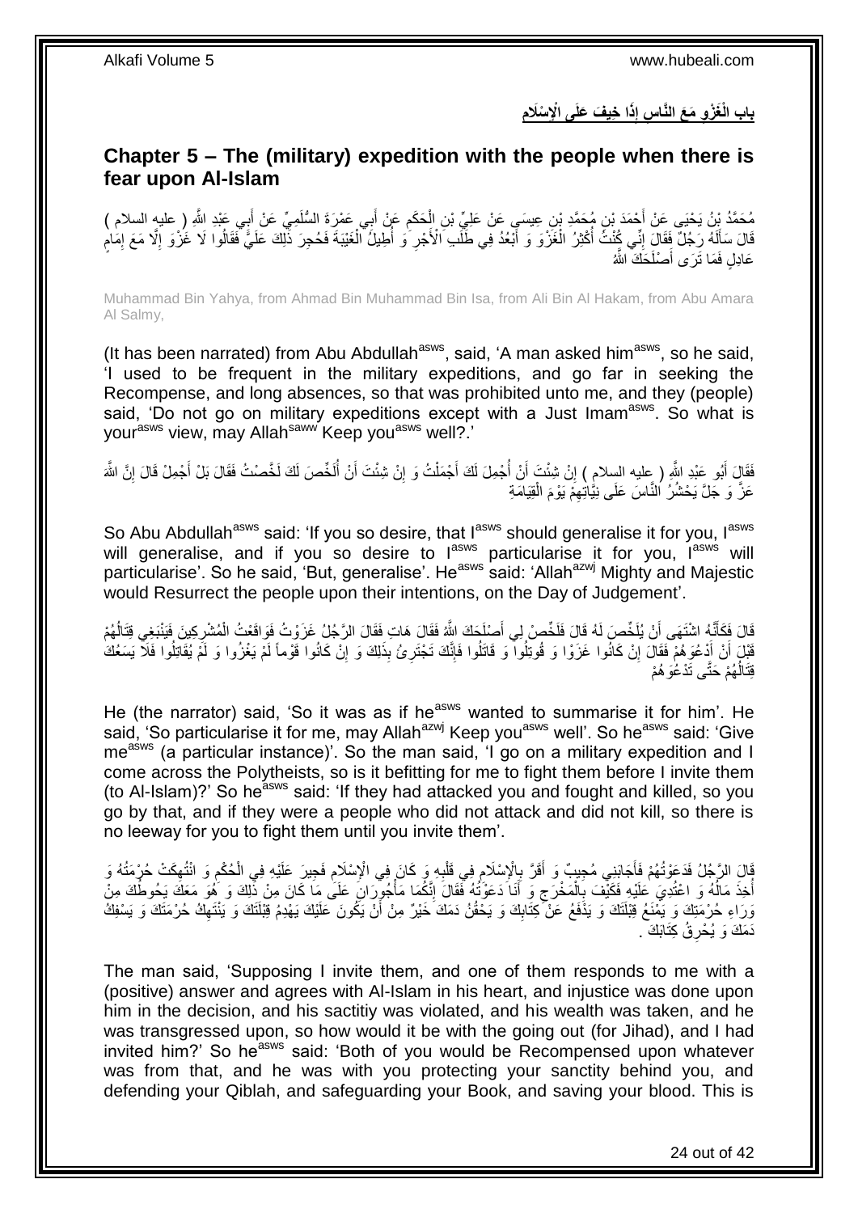## بابِ الْغَزْوِ مَعَ النَّاسِ إِذَا خِيفَ عَلَى الْإِسْلَامِ

## Chapter 5 – The (military) expedition with the people when there is fear upon Al-Islam

مُحَمَّدُ بْنُ يَحْيَى عَنْ أَحْمَدَ بْنِ مُحَمَّدِ بْنِ عِيسَى عَنْ عَلِيِّ بْنِ الْحَكَمِ عَنْ أَبِي عَمْرَةَ السُّلَمِيِّ عَنْ أَبِي عَبْدِ اللَّهِ ( عليه السلام ) قَالَ سَأَلَهُ رَجُلٌ فَقَالَ إِنِّي كُنْتُ أُكْثِرُ الْغَزْوَ وَ أَبْعُدُ فِي طَلَبِ الْأَجْرِ وَ أُطِيلُ الْغَيْبَةَ فَحُجِرَ ذَلِكَ عَلَيَّ فَقَالُوا لَا غَزْوَ إِلَّا مَعَ إِمَامٍ عَادِلٍ فَمَا تَرَى أَصْلَحَكَ اللَّهُ

Muhammad Bin Yahya, from Ahmad Bin Muhammad Bin Isa, from Ali Bin Al Hakam, from Abu Amara Al Salmy,

(It has been narrated) from Abu Abdullah[asws], said, 'A man asked him[asws], so he said, 'I used to be frequent in the military expeditions, and go far in seeking the Recompense, and long absences, so that was prohibited unto me, and they (people) said, 'Do not go on military expeditions except with a Just Imam[asws]. So what is your[asws] view, may Allah[saww] Keep you[asws] well?.'

فَقَالَ أَبُو عَبْدِ اللَّهِ ( عليه السلام ) إِنْ شِئْتَ أَنْ أُجْمِلَ لَكَ أَجْمَلْتُ وَ إِنْ شِئْتَ أَنْ أُلَخِّصَ لَكَ لَخَّصْتُ فَقَالَ بَلْ أَجْمِلْ قَالَ إِنَّ اللَّهَ عَزَّ وَ جَلَّ يَحْشُرُ النَّاسَ عَلَى نِيَّاتِهِمْ يَوْمَ الْقِيَامَةِ

So Abu Abdullah[asws] said: 'If you so desire, that I[asws] should generalise it for you, I[asws] will generalise, and if you so desire to I[asws] particularise it for you, I[asws] will particularise'. So he said, 'But, generalise'. He[asws] said: 'Allah[azwj] Mighty and Majestic would Resurrect the people upon their intentions, on the Day of Judgement'.

قَالَ فَكَأَنَّهُ اشْتَهَى أَنْ يُلَخِّصَ لَهُ قَالَ فَلَخِّصْ لِي أَصْلَحَكَ اللَّهُ فَقَالَ هَاتِ فَقَالَ الرَّجُلُ غَزَوْتُ فَوَاقَعْتُ الْمُشْرِكِينَ فَيَنْبَغِي قِتَالُهُمْ قَبْلَ أَنْ أَدْعُوَهُمْ فَقَالَ إِنْ كَانُوا غَزَوْا وَ قُوتِلُوا وَ قَاتَلُوا فَإِنَّكَ تَجْتَرِئُ بِذَلِكَ وَ إِنْ كَانُوا قَوْماً لَمْ يَغْزُوا وَ لَمْ يُقَاتِلُوا فَلَا يَسَعُكَ قِتَالُهُمْ حَتَّى تَدْعُوَهُمْ

He (the narrator) said, 'So it was as if he[asws] wanted to summarise it for him'. He said, 'So particularise it for me, may Allah[azwj] Keep you[asws] well'. So he[asws] said: 'Give me[asws] (a particular instance)'. So the man said, 'I go on a military expedition and I come across the Polytheists, so is it befitting for me to fight them before I invite them (to Al-Islam)?' So he[asws] said: 'If they had attacked you and fought and killed, so you go by that, and if they were a people who did not attack and did not kill, so there is no leeway for you to fight them until you invite them'.

قَالَ الرَّجُلُ فَدَعَوْتُهُمْ فَأَجَابَنِي مُجِيبٌ وَ أَقَرَّ بِالْإِسْلَامِ فِي قَلْبِهِ وَ كَانَ فِي الْإِسْلَامِ فَجِيرَ عَلَيْهِ فِي الْحُكْمِ وَ انْتُهِكَتْ حُرْمَتُهُ وَ أُخِذَ مَالُهُ وَ اعْتُدِيَ عَلَيْهِ فَكَيْفَ بِالْمَخْرَجِ وَ أَنَا دَعَوْتُهُ فَقَالَ إِنَّكُمَا مَأْجُورَانِ عَلَى مَا كَانَ مِنْ ذَلِكَ وَ هُوَ مَعَكَ يَحُوطُكَ مِنْ وَرَاءِ حُرْمَتِكَ وَ يَمْنَعُ قِبْلَتَكَ وَ يَدْفَعُ عَنْ كِتَابِكَ وَ يَحْقُنُ دَمَكَ خَيْرٌ مِنْ أَنْ يَكُونَ عَلَيْكَ يَهْدِمُ قِبْلَتَكَ وَ يَنْتَهِكُ حُرْمَتَكَ وَ يَسْفِكُ دَمَكَ وَ يُحْرِقُ كِتَابَكَ .

The man said, 'Supposing I invite them, and one of them responds to me with a (positive) answer and agrees with Al-Islam in his heart, and injustice was done upon him in the decision, and his sactitiy was violated, and his wealth was taken, and he was transgressed upon, so how would it be with the going out (for Jihad), and I had invited him?' So he[asws] said: 'Both of you would be Recompensed upon whatever was from that, and he was with you protecting your sanctity behind you, and defending your Qiblah, and safeguarding your Book, and saving your blood. This is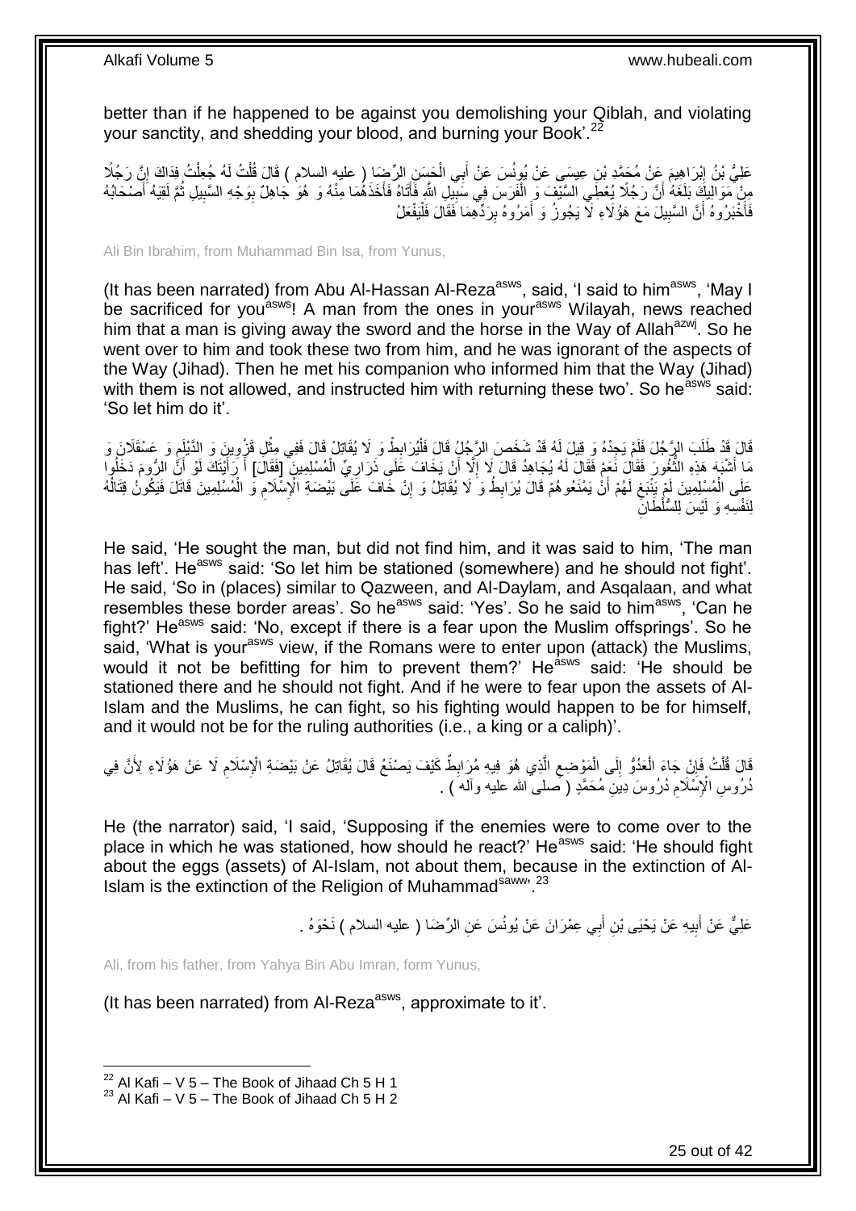better than if he happened to be against you demolishing your Qiblah, and violating your sanctity, and shedding your blood, and burning your Book'.[22]

عَلِيُّ بْنُ إِبْرَاهِيمَ عَنْ مُحَمَّدِ بْنِ عِيسَى عَنْ يُونُسَ عَنْ أَبِي الْحَسَنِ الرِّضَا ( عليه السلام ) قَالَ قُلْتُ لَهُ جُعِلْتُ فِدَاكَ إِنَّ رَجُلًا مِنْ مَوَالِيكَ بَلَغَهُ أَنَّ رَجُلًا يُعْطِي السَّيْفَ وَ الْفَرَسَ فِي سَبِيلِ اللَّهِ فَأَتَاهُ فَأَخَذَهُمَا مِنْهُ وَ هُوَ جَاهِلٌ بِوَجْهِ السَّبِيلِ ثُمَّ لَقِيَهُ أَصْحَابُهُ فَأَخْبَرُوهُ أَنَّ السَّبِيلَ مَعَ هَؤُلَاءِ لَا يَجُوزُ وَ أَمَرُوهُ بِرَدِّهِمَا فَقَالَ فَلْيَفْعَلْ

Ali Bin Ibrahim, from Muhammad Bin Isa, from Yunus,

(It has been narrated) from Abu Al-Hassan Al-Reza[asws], said, 'I said to him[asws], 'May I be sacrificed for you[asws]! A man from the ones in your[asws] Wilayah, news reached him that a man is giving away the sword and the horse in the Way of Allah[azwj]. So he went over to him and took these two from him, and he was ignorant of the aspects of the Way (Jihad). Then he met his companion who informed him that the Way (Jihad) with them is not allowed, and instructed him with returning these two'. So he[asws] said: 'So let him do it'.

قَالَ قَدْ طَلَبَ الرَّجُلَ فَلَمْ يَجِدْهُ وَ قِيلَ لَهُ قَدْ شَخَصَ الرَّجُلُ قَالَ فَلْيُرَابِطْ وَ لَا يُقَاتِلْ قَالَ فَفِي مِثْلِ قَزْوِينَ وَ الدَّيْلَمِ وَ عَسْقَلَانَ وَ مَا أَشْبَهَ هَذِهِ الثُّغُورَ فَقَالَ نَعَمْ فَقَالَ لَهُ يُجَاهِدُ قَالَ لَا إِلَّا أَنْ يَخَافَ عَلَى ذَرَارِيِّ الْمُسْلِمِينَ [فَقَالَ] أَ رَأَيْتَكَ لَوْ أَنَّ الرُّومَ دَخَلُوا عَلَى الْمُسْلِمِينَ لَمْ يَنْبَغِ لَهُمْ أَنْ يَمْنَعُوهُمْ قَالَ يُرَابِطُ وَ لَا يُقَاتِلُ وَ إِنْ خَافَ عَلَى بَيْضَةِ الْإِسْلَامِ وَ الْمُسْلِمِينَ قَاتَلَ فَيَكُونُ قِتَالُهُ لِنَفْسِهِ وَ لَيْسَ لِلسُّلْطَانِ

He said, 'He sought the man, but did not find him, and it was said to him, 'The man has left'. He[asws] said: 'So let him be stationed (somewhere) and he should not fight'. He said, 'So in (places) similar to Qazween, and Al-Daylam, and Asqalaan, and what resembles these border areas'. So he[asws] said: 'Yes'. So he said to him[asws], 'Can he fight?' He[asws] said: 'No, except if there is a fear upon the Muslim offsprings'. So he said, 'What is your[asws] view, if the Romans were to enter upon (attack) the Muslims, would it not be befitting for him to prevent them?' He[asws] said: 'He should be stationed there and he should not fight. And if he were to fear upon the assets of Al-Islam and the Muslims, he can fight, so his fighting would happen to be for himself, and it would not be for the ruling authorities (i.e., a king or a caliph)'.

قَالَ قُلْتُ فَإِنْ جَاءَ الْعَدُوُّ إِلَى الْمَوْضِعِ الَّذِي هُوَ فِيهِ مُرَابِطٌ كَيْفَ يَصْنَعُ قَالَ يُقَاتِلُ عَنْ بَيْضَةِ الْإِسْلَامِ لَا عَنْ هَؤُلَاءِ لِأَنَّ فِي دُرُوسِ الْإِسْلَامِ دُرُوسَ دِينِ مُحَمَّدٍ ( صلى الله عليه وآله ) .

He (the narrator) said, 'I said, 'Supposing if the enemies were to come over to the place in which he was stationed, how should he react?' He[asws] said: 'He should fight about the eggs (assets) of Al-Islam, not about them, because in the extinction of Al-Islam is the extinction of the Religion of Muhammad[saww]'.[23]

عَلِيٌّ عَنْ أَبِيهِ عَنْ يَحْيَى بْنِ أَبِي عِمْرَانَ عَنْ يُونُسَ عَنِ الرِّضَا ( عليه السلام ) نَحْوَهُ .

Ali, from his father, from Yahya Bin Abu Imran, form Yunus,

(It has been narrated) from Al-Reza[asws], approximate to it'.

[22] Al Kafi – V 5 – The Book of Jihaad Ch 5 H 1
[23] Al Kafi – V 5 – The Book of Jihaad Ch 5 H 2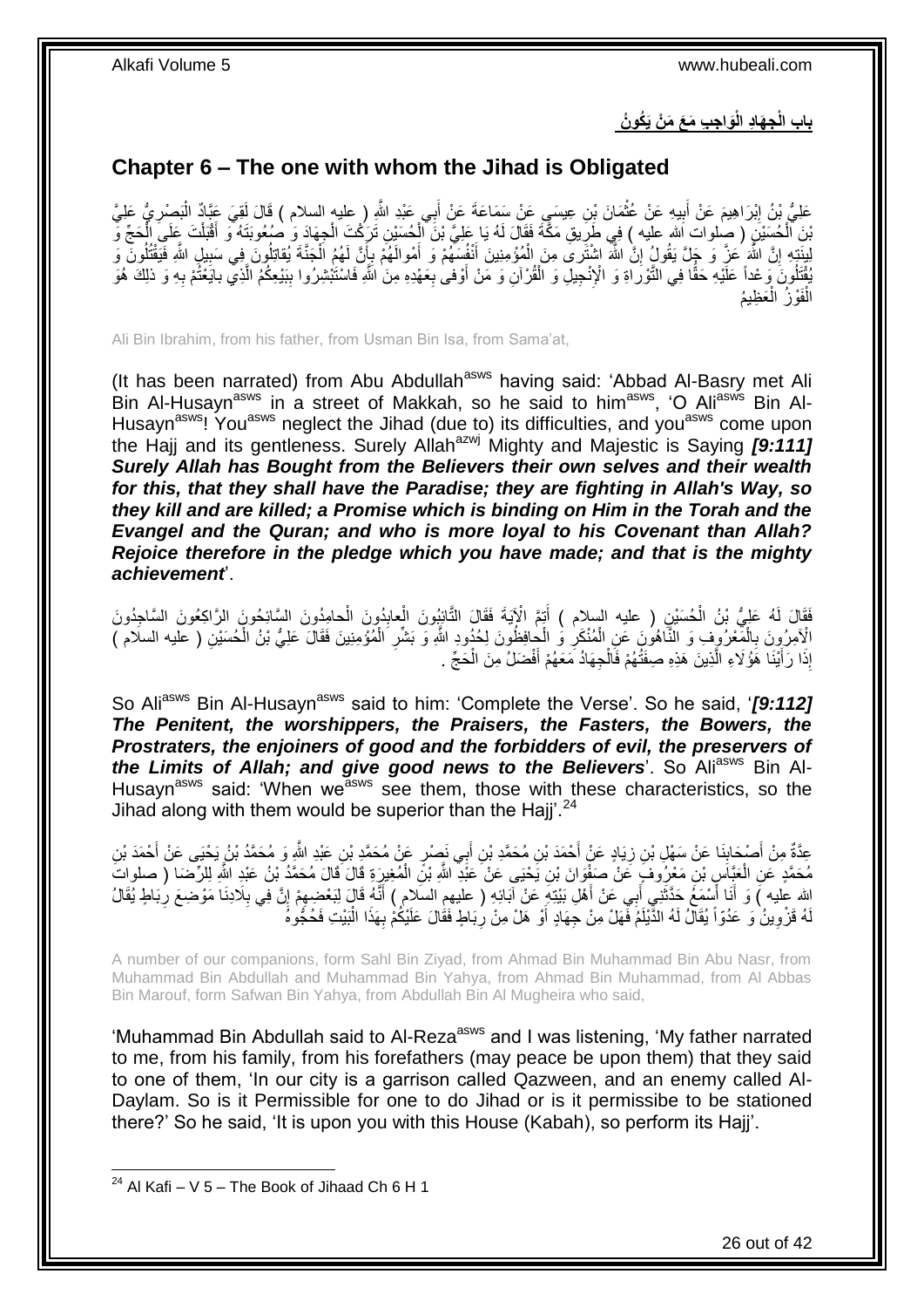## بابُ الْجِهَادِ الْوَاجِبِ مَعَ مَنْ يَكُونُ

## Chapter 6 – The one with whom the Jihad is Obligated

عَلِيُّ بْنُ إِبْرَاهِيمَ عَنْ أَبِيهِ عَنْ عُثْمَانَ بْنِ عِيسَى عَنْ سَمَاعَةَ عَنْ أَبِي عَبْدِ اللَّهِ ( عليه السلام ) قَالَ لَقِيَ عَبَّادٌ الْبَصْرِيُّ عَلِيَّ بْنَ الْحُسَيْنِ ( صلوات الله عليه ) فِي طَرِيقِ مَكَّةَ فَقَالَ لَهُ يَا عَلِيَّ بْنَ الْحُسَيْنِ تَرَكْتَ الْجِهَادَ وَ صُعُوبَتَهُ وَ أَقْبَلْتَ عَلَى الْحَجِّ وَ لِينَتِهِ إِنَّ اللَّهَ عَزَّ وَ جَلَّ يَقُولُ إِنَّ اللَّهَ اشْتَرى مِنَ الْمُؤْمِنِينَ أَنْفُسَهُمْ وَ أَمْوالَهُمْ بِأَنَّ لَهُمُ الْجَنَّةَ يُقاتِلُونَ فِي سَبِيلِ اللَّهِ فَيَقْتُلُونَ وَ يُقْتَلُونَ وَعْداً عَلَيْهِ حَقًّا فِي التَّوْراةِ وَ الْإِنْجِيلِ وَ الْقُرْآنِ وَ مَنْ أَوْفى بِعَهْدِهِ مِنَ اللَّهِ فَاسْتَبْشِرُوا بِبَيْعِكُمُ الَّذِي بايَعْتُمْ بِهِ وَ ذلِكَ هُوَ الْفَوْزُ الْعَظِيمُ

Ali Bin Ibrahim, from his father, from Usman Bin Isa, from Sama'at,

(It has been narrated) from Abu Abdullah[asws] having said: 'Abbad Al-Basry met Ali Bin Al-Husayn[asws] in a street of Makkah, so he said to him[asws], 'O Ali[asws] Bin Al-Husayn[asws]! You[asws] neglect the Jihad (due to) its difficulties, and you[asws] come upon the Hajj and its gentleness. Surely Allah[azwj] Mighty and Majestic is Saying *[9:111] Surely Allah has Bought from the Believers their own selves and their wealth for this, that they shall have the Paradise; they are fighting in Allah's Way, so they kill and are killed; a Promise which is binding on Him in the Torah and the Evangel and the Quran; and who is more loyal to his Covenant than Allah? Rejoice therefore in the pledge which you have made; and that is the mighty achievement*'.

فَقَالَ لَهُ عَلِيُّ بْنُ الْحُسَيْنِ ( عليه السلام ) أَتِمَّ الْآيَةَ فَقَالَ التَّائِبُونَ الْعابِدُونَ الْحامِدُونَ السَّائِحُونَ الرَّاكِعُونَ السَّاجِدُونَ الْآمِرُونَ بِالْمَعْرُوفِ وَ النَّاهُونَ عَنِ الْمُنْكَرِ وَ الْحافِظُونَ لِحُدُودِ اللَّهِ وَ بَشِّرِ الْمُؤْمِنِينَ فَقَالَ عَلِيُّ بْنُ الْحُسَيْنِ ( عليه السلام ) إِذَا رَأَيْنَا هَؤُلَاءِ الَّذِينَ هَذِهِ صِفَتُهُمْ فَالْجِهَادُ مَعَهُمْ أَفْضَلُ مِنَ الْحَجِّ .

So Ali[asws] Bin Al-Husayn[asws] said to him: 'Complete the Verse'. So he said, '*[9:112] The Penitent, the worshippers, the Praisers, the Fasters, the Bowers, the Prostraters, the enjoiners of good and the forbidders of evil, the preservers of the Limits of Allah; and give good news to the Believers*'. So Ali[asws] Bin Al-Husayn[asws] said: 'When we[asws] see them, those with these characteristics, so the Jihad along with them would be superior than the Hajj'.[24]

عِدَّةٌ مِنْ أَصْحَابِنَا عَنْ سَهْلِ بْنِ زِيَادٍ عَنْ أَحْمَدَ بْنِ مُحَمَّدِ بْنِ أَبِي نَصْرٍ عَنْ مُحَمَّدِ بْنِ عَبْدِ اللَّهِ وَ مُحَمَّدُ بْنُ يَحْيَى عَنْ أَحْمَدَ بْنِ مُحَمَّدٍ عَنِ الْعَبَّاسِ بْنِ مَعْرُوفٍ عَنْ صَفْوَانَ بْنِ يَحْيَى عَنْ عَبْدِ اللَّهِ بْنِ الْمُغِيرَةِ قَالَ قَالَ مُحَمَّدُ بْنُ عَبْدِ اللَّهِ لِلرِّضَا ( صلوات الله عليه ) وَ أَنَا أَسْمَعُ حَدَّثَنِي أَبِي عَنْ أَهْلِ بَيْتِهِ عَنْ آبَائِهِ ( عليهم السلام ) أَنَّهُ قَالَ لِبَعْضِهِمْ إِنَّ فِي بِلَادِنَا مَوْضِعَ رِبَاطٍ يُقَالُ لَهُ قَزْوِينُ وَ عَدُوّاً يُقَالُ لَهُ الدَّيْلَمُ فَهَلْ مِنْ جِهَادٍ أَوْ هَلْ مِنْ رِبَاطٍ فَقَالَ عَلَيْكُمْ بِهَذَا الْبَيْتِ فَحُجُّوهُ

A number of our companions, form Sahl Bin Ziyad, from Ahmad Bin Muhammad Bin Abu Nasr, from Muhammad Bin Abdullah and Muhammad Bin Yahya, from Ahmad Bin Muhammad, from Al Abbas Bin Marouf, form Safwan Bin Yahya, from Abdullah Bin Al Mugheira who said,

'Muhammad Bin Abdullah said to Al-Reza[asws] and I was listening, 'My father narrated to me, from his family, from his forefathers (may peace be upon them) that they said to one of them, 'In our city is a garrison called Qazween, and an enemy called Al-Daylam. So is it Permissible for one to do Jihad or is it permissibe to be stationed there?' So he said, 'It is upon you with this House (Kabah), so perform its Hajj'.

[24] Al Kafi – V 5 – The Book of Jihaad Ch 6 H 1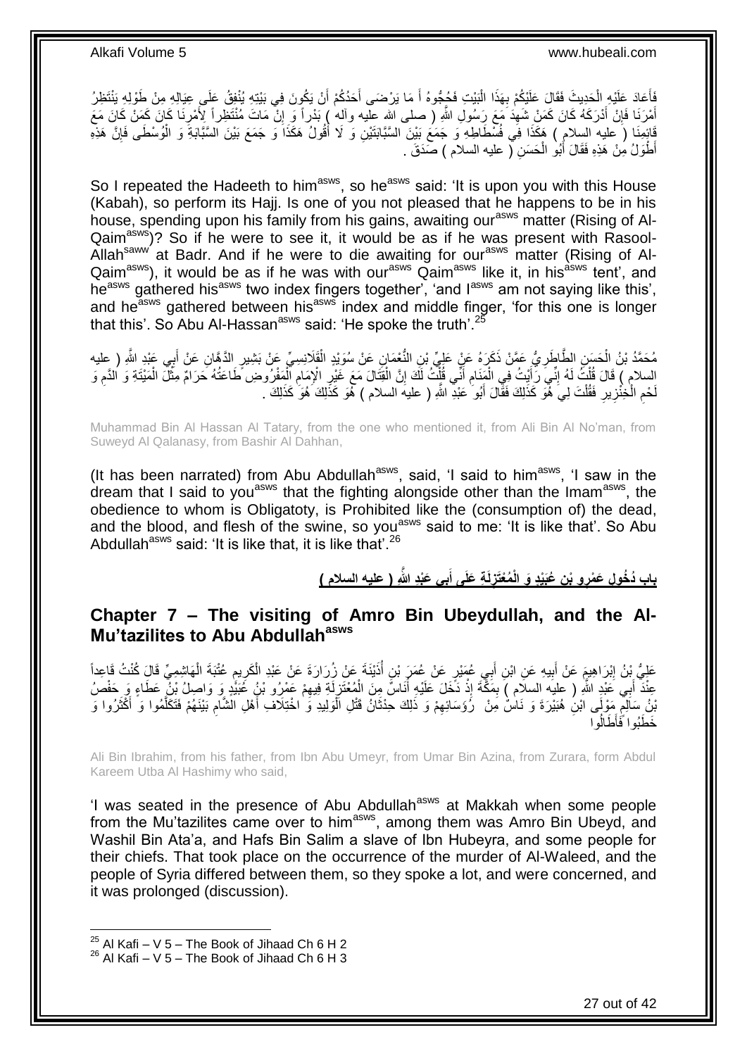فَأَعَادَ عَلَيْهِ الْحَدِيثَ فَقَالَ عَلَيْكُمْ بِهَذَا الْبَيْتِ فَحُجُّوهُ أَ مَا يَرْضَى أَحَدُكُمْ أَنْ يَكُونَ فِي بَيْتِهِ يُنْفِقُ عَلَى عِيَالِهِ مِنْ طَوْلِهِ يَنْتَظِرُ أَمْرَنَا فَإِنْ أَدْرَكَهُ كَانَ كَمَنْ شَهِدَ مَعَ رَسُولِ اللَّهِ ( صلى الله عليه وآله ) بَدْراً وَ إِنْ مَاتَ مُنْتَظِراً لِأَمْرِنَا كَانَ كَمَنْ كَانَ مَعَ قَائِمِنَا ( عليه السلام ) هَكَذَا فِي فُسْطَاطِهِ وَ جَمَعَ بَيْنَ السَّبَّابَتَيْنِ وَ لَا أَقُولُ هَكَذَا وَ جَمَعَ بَيْنَ السَّبَّابَةِ وَ الْوُسْطَى فَإِنَّ هَذِهِ أَطْوَلُ مِنْ هَذِهِ فَقَالَ أَبُو الْحَسَنِ ( عليه السلام ) صَدَقَ .

So I repeated the Hadeeth to him[asws], so he[asws] said: 'It is upon you with this House (Kabah), so perform its Hajj. Is one of you not pleased that he happens to be in his house, spending upon his family from his gains, awaiting our[asws] matter (Rising of Al-Qaim[asws])? So if he were to see it, it would be as if he was present with Rasool-Allah[saww] at Badr. And if he were to die awaiting for our[asws] matter (Rising of Al-Qaim[asws]), it would be as if he was with our[asws] Qaim[asws] like it, in his[asws] tent', and he[asws] gathered his[asws] two index fingers together', 'and I[asws] am not saying like this', and he[asws] gathered between his[asws] index and middle finger, 'for this one is longer that this'. So Abu Al-Hassan[asws] said: 'He spoke the truth'.[25]

مُحَمَّدُ بْنُ الْحَسَنِ الطَّاطَرِيُّ عَمَّنْ ذَكَرَهُ عَنْ عَلِيِّ بْنِ النُّعْمَانِ عَنْ سُوَيْدٍ الْقَلَانِسِيِّ عَنْ بَشِيرٍ الدَّهَّانِ عَنْ أَبِي عَبْدِ اللَّهِ ( عليه السلام ) قَالَ قُلْتُ لَهُ إِنِّي رَأَيْتُ فِي الْمَنَامِ أَنِّي قُلْتُ لَكَ إِنَّ الْقِتَالَ مَعَ غَيْرِ الْإِمَامِ الْمَفْرُوضِ طَاعَتُهُ حَرَامٌ مِثْلُ الْمَيْتَةِ وَ الدَّمِ وَ لَحْمِ الْخِنْزِيرِ فَقُلْتَ لِي هُوَ كَذَلِكَ فَقَالَ أَبُو عَبْدِ اللَّهِ ( عليه السلام ) هُوَ كَذَلِكَ هُوَ كَذَلِكَ .

Muhammad Bin Al Hassan Al Tatary, from the one who mentioned it, from Ali Bin Al No'man, from Suweyd Al Qalanasy, from Bashir Al Dahhan,

(It has been narrated) from Abu Abdullah[asws], said, 'I said to him[asws], 'I saw in the dream that I said to you[asws] that the fighting alongside other than the Imam[asws], the obedience to whom is Obligatoty, is Prohibited like the (consumption of) the dead, and the blood, and flesh of the swine, so you[asws] said to me: 'It is like that'. So Abu Abdullah[asws] said: 'It is like that, it is like that'.[26]

## بَابُ دُخُولِ عَمْرِو بْنِ عُبَيْدٍ وَ الْمُعْتَزِلَةِ عَلَى أَبِي عَبْدِ اللَّهِ ( عليه السلام )

## Chapter 7 – The visiting of Amro Bin Ubeydullah, and the Al-Mu'tazilites to Abu Abdullah[asws]

عَلِيُّ بْنُ إِبْرَاهِيمَ عَنْ أَبِيهِ عَنِ ابْنِ أَبِي عُمَيْرٍ عَنْ عُمَرَ بْنِ أُذَيْنَةَ عَنْ زُرَارَةَ عَنْ عَبْدِ الْكَرِيمِ عُتْبَةَ الْهَاشِمِيِّ قَالَ كُنْتُ قَاعِداً عِنْدَ أَبِي عَبْدِ اللَّهِ ( عليه السلام ) بِمَكَّةَ إِذْ دَخَلَ عَلَيْهِ أُنَاسٌ مِنَ الْمُعْتَزِلَةِ فِيهِمْ عَمْرُو بْنُ عُبَيْدٍ وَ وَاصِلُ بْنُ عَطَاءٍ وَ حَفْصُ بْنُ سَالِمٍ مَوْلَى ابْنِ هُبَيْرَةَ وَ نَاسٌ مِنْ رُؤَسَائِهِمْ وَ ذَلِكَ حِدْثَانُ قَتْلِ الْوَلِيدِ وَ اخْتِلَافِ أَهْلِ الشَّامِ بَيْنَهُمْ فَتَكَلَّمُوا وَ أَكْثَرُوا وَ خَطَبُوا فَأَطَالُوا

Ali Bin Ibrahim, from his father, from Ibn Abu Umeyr, from Umar Bin Azina, from Zurara, form Abdul Kareem Utba Al Hashimy who said,

'I was seated in the presence of Abu Abdullah[asws] at Makkah when some people from the Mu'tazilites came over to him[asws], among them was Amro Bin Ubeyd, and Washil Bin Ata'a, and Hafs Bin Salim a slave of Ibn Hubeyra, and some people for their chiefs. That took place on the occurrence of the murder of Al-Waleed, and the people of Syria differed between them, so they spoke a lot, and were concerned, and it was prolonged (discussion).

[25] Al Kafi – V 5 – The Book of Jihaad Ch 6 H 2
[26] Al Kafi – V 5 – The Book of Jihaad Ch 6 H 3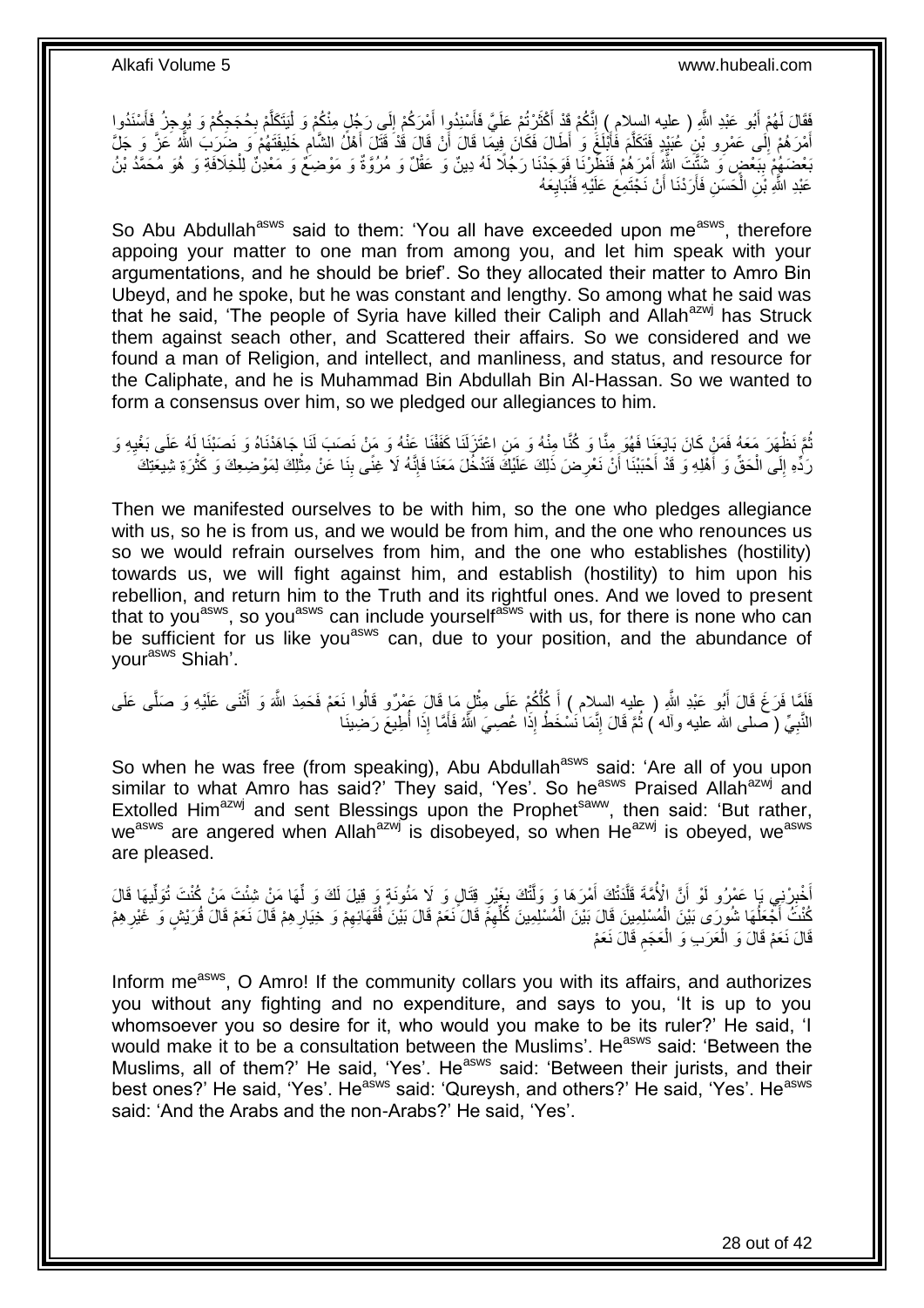فَقَالَ لَهُمْ أَبُو عَبْدِ اللَّهِ ( عليه السلام ) إِنَّكُمْ قَدْ أَكْثَرْتُمْ عَلَيَّ فَأَسْنِدُوا أَمْرَكُمْ إِلَى رَجُلٍ مِنْكُمْ وَ لْيَتَكَلَّمْ بِحُجَجِكُمْ وَ يُوجِزْ فَأَسْنَدُوا أَمْرَهُمْ إِلَى عَمْرِو بْنِ عُبَيْدٍ فَتَكَلَّمَ فَأَبْلَغَ وَ أَطَالَ فَكَانَ فِيمَا قَالَ أَنْ قَالَ قَدْ قَتَلَ أَهْلُ الشَّامِ خَلِيفَتَهُمْ وَ ضَرَبَ اللَّهُ عَزَّ وَ جَلَّ بَعْضَهُمْ بِبَعْضٍ وَ شَتَّتَ اللَّهُ أَمْرَهُمْ فَنَظَرْنَا فَوَجَدْنَا رَجُلًا لَهُ دِينٌ وَ عَقْلٌ وَ مُرُوَّةٌ وَ مَوْضِعٌ وَ مَعْدِنٌ لِلْخِلَافَةِ وَ هُوَ مُحَمَّدُ بْنُ عَبْدِ اللَّهِ بْنِ الْحَسَنِ فَأَرَدْنَا أَنْ نَجْتَمِعَ عَلَيْهِ فَنُبَايِعَهُ

So Abu Abdullah[asws] said to them: 'You all have exceeded upon me[asws], therefore appoing your matter to one man from among you, and let him speak with your argumentations, and he should be brief'. So they allocated their matter to Amro Bin Ubeyd, and he spoke, but he was constant and lengthy. So among what he said was that he said, 'The people of Syria have killed their Caliph and Allah[azwj] has Struck them against seach other, and Scattered their affairs. So we considered and we found a man of Religion, and intellect, and manliness, and status, and resource for the Caliphate, and he is Muhammad Bin Abdullah Bin Al-Hassan. So we wanted to form a consensus over him, so we pledged our allegiances to him.

ثُمَّ نَظْهَرَ مَعَهُ فَمَنْ كَانَ بَايَعَنَا فَهُوَ مِنَّا وَ كُنَّا مِنْهُ وَ مَنِ اعْتَزَلَنَا كَفَفْنَا عَنْهُ وَ مَنْ نَصَبَ لَنَا جَاهَدْنَاهُ وَ نَصَبْنَا لَهُ عَلَى بَغْيِهِ وَ رَدِّهِ إِلَى الْحَقِّ وَ أَهْلِهِ وَ قَدْ أَحْبَبْنَا أَنْ نَعْرِضَ ذَلِكَ عَلَيْكَ فَتَدْخُلَ مَعَنَا فَإِنَّهُ لَا غِنًى بِنَا عَنْ مِثْلِكَ لِمَوْضِعِكَ وَ كَثْرَةِ شِيعَتِكَ

Then we manifested ourselves to be with him, so the one who pledges allegiance with us, so he is from us, and we would be from him, and the one who renounces us so we would refrain ourselves from him, and the one who establishes (hostility) towards us, we will fight against him, and establish (hostility) to him upon his rebellion, and return him to the Truth and its rightful ones. And we loved to present that to you[asws], so you[asws] can include yourself[asws] with us, for there is none who can be sufficient for us like you[asws] can, due to your position, and the abundance of your[asws] Shiah'.

فَلَمَّا فَرَغَ قَالَ أَبُو عَبْدِ اللَّهِ ( عليه السلام ) أَ كُلُّكُمْ عَلَى مِثْلِ مَا قَالَ عَمْرٌو قَالُوا نَعَمْ فَحَمِدَ اللَّهَ وَ أَثْنَى عَلَيْهِ وَ صَلَّى عَلَى النَّبِيِّ ( صلى الله عليه وآله ) ثُمَّ قَالَ إِنَّمَا نَسْخَطُ إِذَا عُصِيَ اللَّهُ فَأَمَّا إِذَا أُطِيعَ رَضِينَا

So when he was free (from speaking), Abu Abdullah[asws] said: 'Are all of you upon similar to what Amro has said?' They said, 'Yes'. So he[asws] Praised Allah[azwj] and Extolled Him[azwj] and sent Blessings upon the Prophet[saww], then said: 'But rather, we[asws] are angered when Allah[azwj] is disobeyed, so when He[azwj] is obeyed, we[asws] are pleased.

أَخْبِرْنِي يَا عَمْرُو لَوْ أَنَّ الْأُمَّةَ قَلَّدَتْكَ أَمْرَهَا وَ وَلَّتْكَ بِغَيْرِ قِتَالٍ وَ لَا مَئُونَةٍ وَ قِيلَ لَكَ وَلِّهَا مَنْ شِئْتَ مَنْ كُنْتَ تُوَلِّيهَا قَالَ كُنْتُ أَجْعَلُهَا شُورَى بَيْنَ الْمُسْلِمِينَ قَالَ بَيْنَ الْمُسْلِمِينَ كُلِّهِمْ قَالَ نَعَمْ قَالَ بَيْنَ فُقَهَائِهِمْ وَ خِيَارِهِمْ قَالَ نَعَمْ قَالَ قُرَيْشٍ وَ غَيْرِهِمْ قَالَ نَعَمْ قَالَ وَ الْعَرَبِ وَ الْعَجَمِ قَالَ نَعَمْ

Inform me[asws], O Amro! If the community collars you with its affairs, and authorizes you without any fighting and no expenditure, and says to you, 'It is up to you whomsoever you so desire for it, who would you make to be its ruler?' He said, 'I would make it to be a consultation between the Muslims'. He[asws] said: 'Between the Muslims, all of them?' He said, 'Yes'. He[asws] said: 'Between their jurists, and their best ones?' He said, 'Yes'. He[asws] said: 'Qureysh, and others?' He said, 'Yes'. He[asws] said: 'And the Arabs and the non-Arabs?' He said, 'Yes'.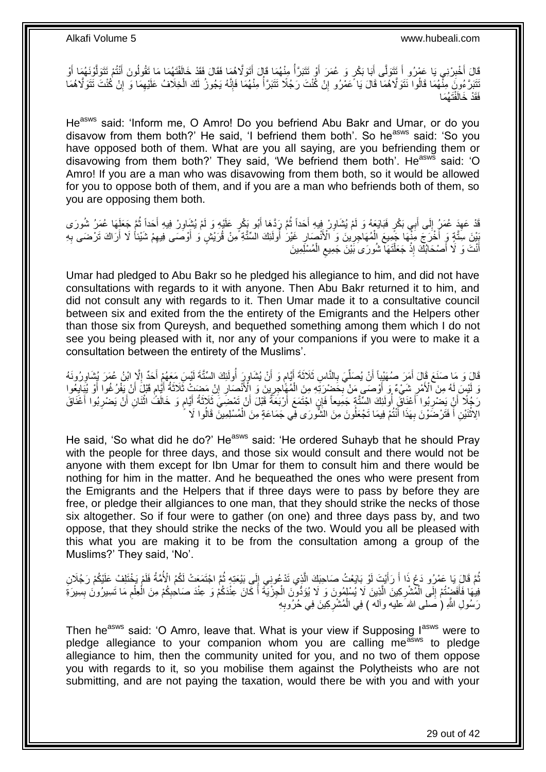قَالَ أَخْبِرْنِي يَا عَمْرُو أَ تَتَوَلَّى أَبَا بَكْرٍ وَ عُمَرَ أَوْ تَتَبَرَّأُ مِنْهُمَا قَالَ أَتَوَلَّاهُمَا فَقَالَ فَقَدْ خَالَفْتَهُمَا مَا تَقُولُونَ أَنْتُمْ تَتَوَلَّوْنَهُمَا أَوْ تَتَبَرَّءُونَ مِنْهُمَا قَالُوا نَتَوَلَّاهُمَا قَالَ يَا عَمْرُو إِنْ كُنْتَ رَجُلًا تَتَبَرَّأُ مِنْهُمَا فَإِنَّهُ يَجُوزُ لَكَ الْخِلَافُ عَلَيْهِمَا وَ إِنْ كُنْتَ تَتَوَلَّاهُمَا فَقَدْ خَالَفْتَهُمَا

He[asws] said: 'Inform me, O Amro! Do you befriend Abu Bakr and Umar, or do you disavow from them both?' He said, 'I befriend them both'. So he[asws] said: 'So you have opposed both of them. What are you all saying, are you befriending them or disavowing from them both?' They said, 'We befriend them both'. He[asws] said: 'O Amro! If you are a man who was disavowing from them both, so it would be allowed for you to oppose both of them, and if you are a man who befriends both of them, so you are opposing them both.

قَدْ عَهِدَ عُمَرُ إِلَى أَبِي بَكْرٍ فَبَايَعَهُ وَ لَمْ يُشَاوِرْ فِيهِ أَحَداً ثُمَّ رَدَّهَا أَبُو بَكْرٍ عَلَيْهِ وَ لَمْ يُشَاوِرْ فِيهِ أَحَداً ثُمَّ جَعَلَهَا عُمَرُ شُورَى بَيْنَ سِتَّةٍ وَ أَخْرَجَ مِنْهَا جَمِيعَ الْمُهَاجِرِينَ وَ الْأَنْصَارِ غَيْرَ أُولَئِكَ السِّتَّةِ مِنْ قُرَيْشٍ وَ أَوْصَى فِيهِمْ شَيْئاً لَا أَرَاكَ تَرْضَى بِهِ أَنْتَ وَ لَا أَصْحَابُكَ إِذْ جَعَلْتَهَا شُورَى بَيْنَ جَمِيعِ الْمُسْلِمِينَ

Umar had pledged to Abu Bakr so he pledged his allegiance to him, and did not have consultations with regards to it with anyone. Then Abu Bakr returned it to him, and did not consult any with regards to it. Then Umar made it to a consultative council between six and exited from the the entirety of the Emigrants and the Helpers other than those six from Qureysh, and bequethed something among them which I do not see you being pleased with it, nor any of your companions if you were to make it a consultation between the entirety of the Muslims'.

قَالَ وَ مَا صَنَعَ قَالَ أَمَرَ صُهَيْباً أَنْ يُصَلِّيَ بِالنَّاسِ ثَلَاثَةَ أَيَّامٍ وَ أَنْ يُشَاوِرَ أُولَئِكَ السِّتَّةَ لَيْسَ مَعَهُمْ أَحَدٌ إِلَّا ابْنُ عُمَرَ يُشَاوِرُونَهُ وَ لَيْسَ لَهُ مِنَ الْأَمْرِ شَيْءٌ وَ أَوْصَى مَنْ بِحَضْرَتِهِ مِنَ الْمُهَاجِرِينَ وَ الْأَنْصَارِ إِنْ مَضَتْ ثَلَاثَةُ أَيَّامٍ قَبْلَ أَنْ يَفْرُغُوا أَوْ يُبَايِعُوا رَجُلًا أَنْ يَضْرِبُوا أَعْنَاقَ أُولَئِكَ السِّتَّةِ جَمِيعاً فَإِنِ اجْتَمَعَ أَرْبَعَةٌ قَبْلَ أَنْ تَمْضِيَ ثَلَاثَةُ أَيَّامٍ وَ خَالَفَ اثْنَانِ أَنْ يَضْرِبُوا أَعْنَاقَ الِاثْنَيْنِ أَ فَتَرْضَوْنَ بِهَذَا أَنْتُمْ فِيمَا تَجْعَلُونَ مِنَ الشُّورَى فِي جَمَاعَةٍ مِنَ الْمُسْلِمِينَ قَالُوا لَا

He said, 'So what did he do?' He[asws] said: 'He ordered Suhayb that he should Pray with the people for three days, and those six would consult and there would not be anyone with them except for Ibn Umar for them to consult him and there would be nothing for him in the matter. And he bequeathed the ones who were present from the Emigrants and the Helpers that if three days were to pass by before they are free, or pledge their allgiances to one man, that they should strike the necks of those six altogether. So if four were to gather (on one) and three days pass by, and two oppose, that they should strike the necks of the two. Would you all be pleased with this what you are making it to be from the consultation among a group of the Muslims?' They said, 'No'.

ثُمَّ قَالَ يَا عَمْرُو دَعْ ذَا أَ رَأَيْتَ لَوْ بَايَعْتُ صَاحِبَكَ الَّذِي تَدْعُونِي إِلَى بَيْعَتِهِ ثُمَّ اجْتَمَعَتْ لَكُمُ الْأُمَّةُ فَلَمْ يَخْتَلِفْ عَلَيْكُمْ رَجُلَانِ فِيهَا فَأَفَضْتُمْ إِلَى الْمُشْرِكِينَ الَّذِينَ لَا يُسْلِمُونَ وَ لَا يُؤَدُّونَ الْجِزْيَةَ أَ كَانَ عِنْدَكُمْ وَ عِنْدَ صَاحِبِكُمْ مِنَ الْعِلْمِ مَا تَسِيرُونَ بِسِيرَةِ رَسُولِ اللَّهِ ( صلى الله عليه وآله ) فِي الْمُشْرِكِينَ فِي حُرُوبِهِ

Then he[asws] said: 'O Amro, leave that. What is your view if Supposing I[asws] were to pledge allegiance to your companion whom you are calling me[asws] to pledge allegiance to him, then the community united for you, and no two of them oppose you with regards to it, so you mobilise them against the Polytheists who are not submitting, and are not paying the taxation, would there be with you and with your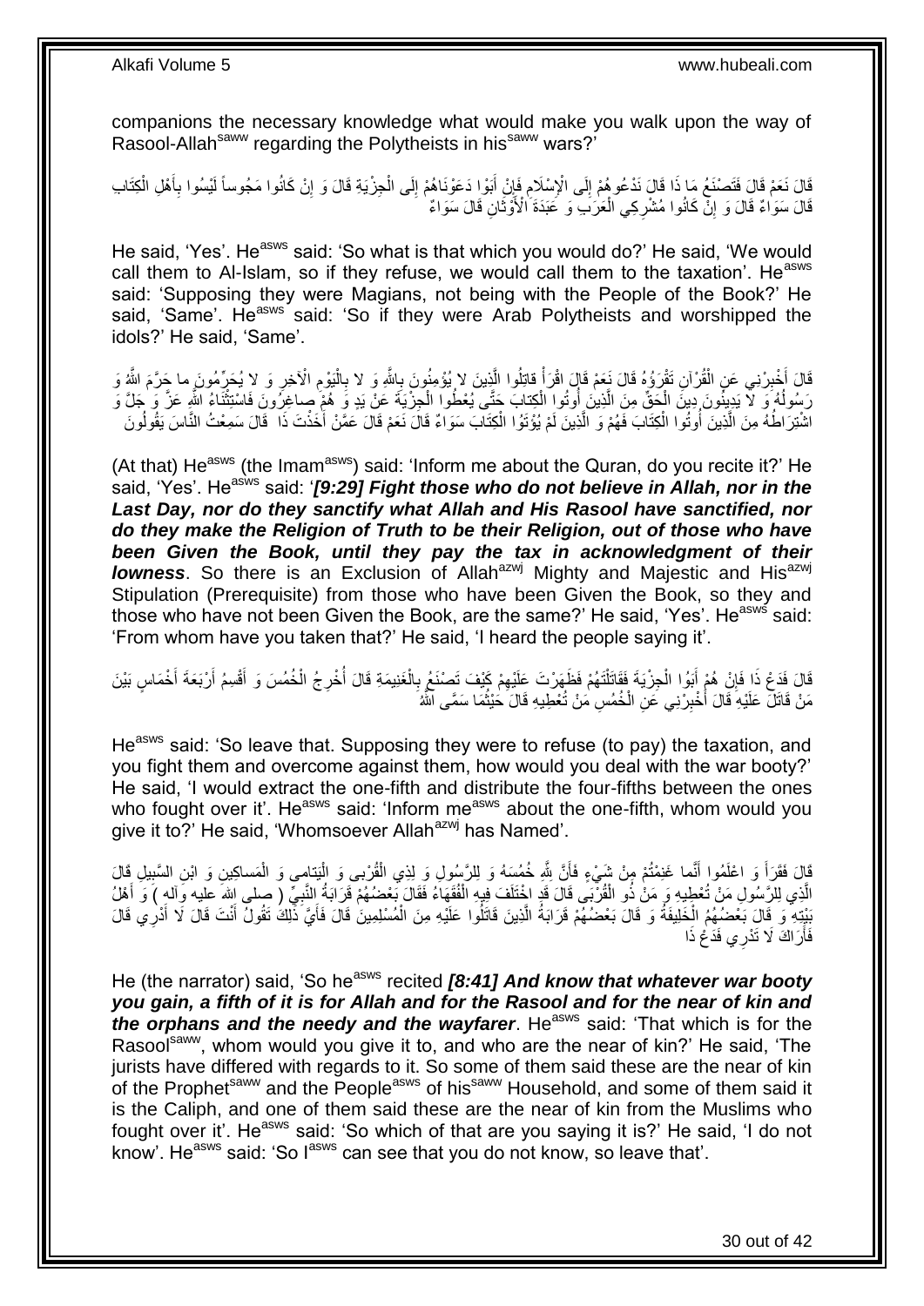companions the necessary knowledge what would make you walk upon the way of Rasool-Allah[saww] regarding the Polytheists in his[saww] wars?'

قَالَ نَعَمْ قَالَ فَتَصْنَعُ مَا ذَا قَالَ نَدْعُوهُمْ إِلَى الْإِسْلَامِ فَإِنْ أَبَوْا دَعَوْنَاهُمْ إِلَى الْجِزْيَةِ قَالَ وَ إِنْ كَانُوا مَجُوساً لَيْسُوا بِأَهْلِ الْكِتَابِ قَالَ سَوَاءٌ قَالَ وَ إِنْ كَانُوا مُشْرِكِي الْعَرَبِ وَ عَبَدَةَ الْأَوْثَانِ قَالَ سَوَاءٌ

He said, 'Yes'. He[asws] said: 'So what is that which you would do?' He said, 'We would call them to Al-Islam, so if they refuse, we would call them to the taxation'. He[asws] said: 'Supposing they were Magians, not being with the People of the Book?' He said, 'Same'. He[asws] said: 'So if they were Arab Polytheists and worshipped the idols?' He said, 'Same'.

قَالَ أَخْبِرْنِي عَنِ الْقُرْآنِ تَقْرَؤُهُ قَالَ نَعَمْ قَالَ اقْرَأْ قاتِلُوا الَّذِينَ لا يُؤْمِنُونَ بِاللَّهِ وَ لا بِالْيَوْمِ الْآخِرِ وَ لا يُحَرِّمُونَ ما حَرَّمَ اللَّهُ وَ رَسُولُهُ وَ لا يَدِينُونَ دِينَ الْحَقِّ مِنَ الَّذِينَ أُوتُوا الْكِتابَ حَتَّى يُعْطُوا الْجِزْيَةَ عَنْ يَدٍ وَ هُمْ صاغِرُونَ فَاسْتِثْنَاءُ اللَّهِ عَزَّ وَ جَلَّ وَ اشْتِرَاطُهُ مِنَ الَّذِينَ أُوتُوا الْكِتَابَ فَهُمْ وَ الَّذِينَ لَمْ يُؤْتَوُا الْكِتَابَ سَوَاءٌ قَالَ نَعَمْ قَالَ عَمَّنْ أَخَذْتَ ذَا قَالَ سَمِعْتُ النَّاسَ يَقُولُونَ

(At that) He[asws] (the Imam[asws]) said: 'Inform me about the Quran, do you recite it?' He said, 'Yes'. He[asws] said: '***[9:29] Fight those who do not believe in Allah, nor in the Last Day, nor do they sanctify what Allah and His Rasool have sanctified, nor do they make the Religion of Truth to be their Religion, out of those who have been Given the Book, until they pay the tax in acknowledgment of their lowness***. So there is an Exclusion of Allah[azwj] Mighty and Majestic and His[azwj] Stipulation (Prerequisite) from those who have been Given the Book, so they and those who have not been Given the Book, are the same?' He said, 'Yes'. He[asws] said: 'From whom have you taken that?' He said, 'I heard the people saying it'.

قَالَ فَدَعْ ذَا فَإِنْ هُمْ أَبَوُا الْجِزْيَةَ فَقَاتَلْتَهُمْ فَظَهَرْتَ عَلَيْهِمْ كَيْفَ تَصْنَعُ بِالْغَنِيمَةِ قَالَ أُخْرِجُ الْخُمُسَ وَ أَقْسِمُ أَرْبَعَةَ أَخْمَاسٍ بَيْنَ مَنْ قَاتَلَ عَلَيْهِ قَالَ أَخْبِرْنِي عَنِ الْخُمُسِ مَنْ تُعْطِيهِ قَالَ حَيْثُمَا سَمَّى اللَّهُ

He[asws] said: 'So leave that. Supposing they were to refuse (to pay) the taxation, and you fight them and overcome against them, how would you deal with the war booty?' He said, 'I would extract the one-fifth and distribute the four-fifths between the ones who fought over it'. He[asws] said: 'Inform me[asws] about the one-fifth, whom would you give it to?' He said, 'Whomsoever Allah[azwj] has Named'.

قَالَ فَقَرَأَ وَ اعْلَمُوا أَنَّما غَنِمْتُمْ مِنْ شَيْءٍ فَأَنَّ لِلَّهِ خُمُسَهُ وَ لِلرَّسُولِ وَ لِذِي الْقُرْبى وَ الْيَتامى وَ الْمَساكِينِ وَ ابْنِ السَّبِيلِ قَالَ الَّذِي لِلرَّسُولِ مَنْ تُعْطِيهِ وَ مَنْ ذُو الْقُرْبَى قَالَ قَدِ اخْتَلَفَ فِيهِ الْفُقَهَاءُ فَقَالَ بَعْضُهُمْ قَرَابَةُ النَّبِيِّ ( صلى الله عليه وآله ) وَ أَهْلُ بَيْتِهِ وَ قَالَ بَعْضُهُمُ الْخَلِيفَةُ وَ قَالَ بَعْضُهُمْ قَرَابَةُ الَّذِينَ قَاتَلُوا عَلَيْهِ مِنَ الْمُسْلِمِينَ قَالَ فَأَيَّ ذَلِكَ تَقُولُ أَنْتَ قَالَ لَا أَدْرِي قَالَ فَأَرَاكَ لَا تَدْرِي فَدَعْ ذَا

He (the narrator) said, 'So he[asws] recited ***[8:41] And know that whatever war booty you gain, a fifth of it is for Allah and for the Rasool and for the near of kin and the orphans and the needy and the wayfarer***. He[asws] said: 'That which is for the Rasool[saww], whom would you give it to, and who are the near of kin?' He said, 'The jurists have differed with regards to it. So some of them said these are the near of kin of the Prophet[saww] and the People[asws] of his[saww] Household, and some of them said it is the Caliph, and one of them said these are the near of kin from the Muslims who fought over it'. He[asws] said: 'So which of that are you saying it is?' He said, 'I do not know'. He[asws] said: 'So I[asws] can see that you do not know, so leave that'.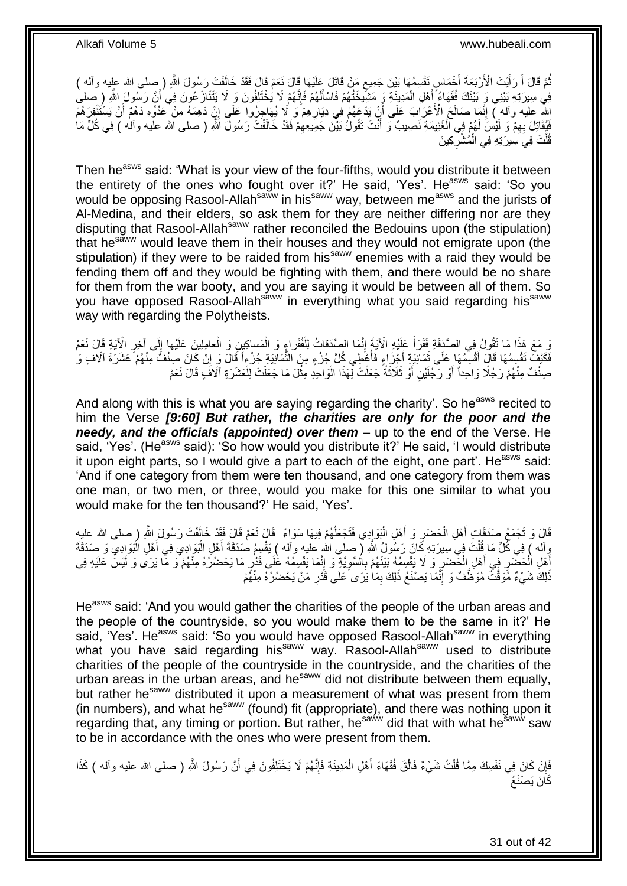ثُمَّ قَالَ أَ رَأَيْتَ الْأَرْبَعَةَ أَخْمَاسٍ تَقْسِمُهَا بَيْنَ جَمِيعِ مَنْ قَاتَلَ عَلَيْهَا قَالَ نَعَمْ قَالَ فَقَدْ خَالَفْتَ رَسُولَ اللَّهِ ( صلى الله عليه وآله ) فِي سِيرَتِهِ بَيْنِي وَ بَيْنَكَ فُقَهَاءُ أَهْلِ الْمَدِينَةِ وَ مَشِيخَتُهُمْ فَاسْأَلْهُمْ فَإِنَّهُمْ لَا يَخْتَلِفُونَ وَ لَا يَتَنَازَعُونَ فِي أَنَّ رَسُولَ اللَّهِ ( صلى الله عليه وآله ) إِنَّمَا صَالَحَ الْأَعْرَابَ عَلَى أَنْ يَدَعَهُمْ فِي دِيَارِهِمْ وَ لَا يُهَاجِرُوا عَلَى إِنْ دَهِمَهُ مِنْ عَدُوِّهِ دَهْمٌ أَنْ يَسْتَنْفِرَهُمْ فَيُقَاتِلَ بِهِمْ وَ لَيْسَ لَهُمْ فِي الْغَنِيمَةِ نَصِيبٌ وَ أَنْتَ تَقُولُ بَيْنَ جَمِيعِهِمْ فَقَدْ خَالَفْتَ رَسُولَ اللَّهِ ( صلى الله عليه وآله ) فِي كُلِّ مَا قُلْتَ فِي سِيرَتِهِ فِي الْمُشْرِكِينَ

Then he[asws] said: 'What is your view of the four-fifths, would you distribute it between the entirety of the ones who fought over it?' He said, 'Yes'. He[asws] said: 'So you would be opposing Rasool-Allah[saww] in his[saww] way, between me[asws] and the jurists of Al-Medina, and their elders, so ask them for they are neither differing nor are they disputing that Rasool-Allah[saww] rather reconciled the Bedouins upon (the stipulation) that he[saww] would leave them in their houses and they would not emigrate upon (the stipulation) if they were to be raided from his[saww] enemies with a raid they would be fending them off and they would be fighting with them, and there would be no share for them from the war booty, and you are saying it would be between all of them. So you have opposed Rasool-Allah[saww] in everything what you said regarding his[saww] way with regarding the Polytheists.

وَ مَعَ هَذَا مَا تَقُولُ فِي الصَّدَقَةِ فَقَرَأَ عَلَيْهِ الْآيَةَ إِنَّمَا الصَّدَقاتُ لِلْفُقَراءِ وَ الْمَساكِينِ وَ الْعامِلِينَ عَلَيْها إِلَى آخِرِ الْآيَةِ قَالَ نَعَمْ فَكَيْفَ تَقْسِمُهَا قَالَ أَقْسِمُهَا عَلَى ثَمَانِيَةِ أَجْزَاءٍ فَأُعْطِي كُلَّ جُزْءٍ مِنَ الثَّمَانِيَةِ جُزْءاً قَالَ وَ إِنْ كَانَ صِنْفٌ مِنْهُمْ عَشَرَةَ آلَافٍ وَ صِنْفٌ مِنْهُمْ رَجُلًا وَاحِداً أَوْ رَجُلَيْنِ أَوْ ثَلَاثَةً جَعَلْتَ لِهَذَا الْوَاحِدِ مِثْلَ مَا جَعَلْتَ لِلْعَشَرَةِ آلَافٍ قَالَ نَعَمْ

And along with this is what you are saying regarding the charity'. So he[asws] recited to him the Verse ***[9:60] But rather, the charities are only for the poor and the needy, and the officials (appointed) over them*** – up to the end of the Verse. He said, 'Yes'. (He[asws] said): 'So how would you distribute it?' He said, 'I would distribute it upon eight parts, so I would give a part to each of the eight, one part'. He[asws] said: 'And if one category from them were ten thousand, and one category from them was one man, or two men, or three, would you make for this one similar to what you would make for the ten thousand?' He said, 'Yes'.

قَالَ وَ تَجْمَعُ صَدَقَاتِ أَهْلِ الْحَضَرِ وَ أَهْلِ الْبَوَادِي فَتَجْعَلُهُمْ فِيهَا سَوَاءً قَالَ نَعَمْ قَالَ فَقَدْ خَالَفْتَ رَسُولَ اللَّهِ ( صلى الله عليه وآله ) فِي كُلِّ مَا قُلْتَ فِي سِيرَتِهِ كَانَ رَسُولُ اللَّهِ ( صلى الله عليه وآله ) يَقْسِمُ صَدَقَةَ أَهْلِ الْبَوَادِي فِي أَهْلِ الْبَوَادِي وَ صَدَقَةَ أَهْلِ الْحَضَرِ فِي أَهْلِ الْحَضَرِ وَ لَا يَقْسِمُهُ بَيْنَهُمْ بِالسَّوِيَّةِ وَ إِنَّمَا يَقْسِمُهُ عَلَى قَدْرِ مَا يَحْضُرُهُ مِنْهُمْ وَ مَا يَرَى وَ لَيْسَ عَلَيْهِ فِي ذَلِكَ شَيْءٌ مُوَقَّتٌ مُوَظَّفٌ وَ إِنَّمَا يَصْنَعُ ذَلِكَ بِمَا يَرَى عَلَى قَدْرِ مَنْ يَحْضُرُهُ مِنْهُمْ

He[asws] said: 'And you would gather the charities of the people of the urban areas and the people of the countryside, so you would make them to be the same in it?' He said, 'Yes'. He[asws] said: 'So you would have opposed Rasool-Allah[saww] in everything what you have said regarding his[saww] way. Rasool-Allah[saww] used to distribute charities of the people of the countryside in the countryside, and the charities of the urban areas in the urban areas, and he[saww] did not distribute between them equally, but rather he[saww] distributed it upon a measurement of what was present from them (in numbers), and what he[saww] (found) fit (appropriate), and there was nothing upon it regarding that, any timing or portion. But rather, he[saww] did that with what he[saww] saw to be in accordance with the ones who were present from them.

فَإِنْ كَانَ فِي نَفْسِكَ مِمَّا قُلْتُ شَيْءٌ فَالْقَ فُقَهَاءَ أَهْلِ الْمَدِينَةِ فَإِنَّهُمْ لَا يَخْتَلِفُونَ فِي أَنَّ رَسُولَ اللَّهِ ( صلى الله عليه وآله ) كَذَا كَانَ يَصْنَعُ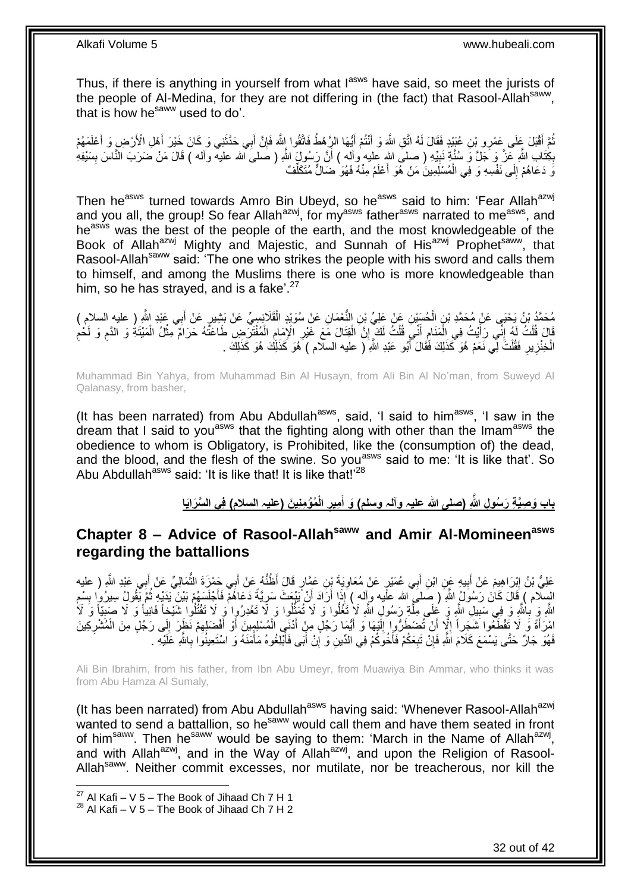Thus, if there is anything in yourself from what I[asws] have said, so meet the jurists of the people of Al-Medina, for they are not differing in (the fact) that Rasool-Allah[saww], that is how he[saww] used to do'.

ثُمَّ أَقْبَلَ عَلَى عَمْرِو بْنِ عُبَيْدٍ فَقَالَ لَهُ اتَّقِ اللَّهَ وَ أَنْتُمْ أَيُّهَا الرَّهْطُ فَاتَّقُوا اللَّهَ فَإِنَّ أَبِي حَدَّثَنِي وَ كَانَ خَيْرَ أَهْلِ الْأَرْضِ وَ أَعْلَمَهُمْ بِكِتَابِ اللَّهِ عَزَّ وَ جَلَّ وَ سُنَّةِ نَبِيِّهِ ( صلى الله عليه وآله ) أَنَّ رَسُولَ اللَّهِ ( صلى الله عليه وآله ) قَالَ مَنْ ضَرَبَ النَّاسَ بِسَيْفِهِ وَ دَعَاهُمْ إِلَى نَفْسِهِ وَ فِي الْمُسْلِمِينَ مَنْ هُوَ أَعْلَمُ مِنْهُ فَهُوَ ضَالٌّ مُتَكَلِّفٌ

Then he[asws] turned towards Amro Bin Ubeyd, so he[asws] said to him: 'Fear Allah[azwj] and you all, the group! So fear Allah[azwj], for my[asws] father[asws] narrated to me[asws], and he[asws] was the best of the people of the earth, and the most knowledgeable of the Book of Allah[azwj] Mighty and Majestic, and Sunnah of His[azwj] Prophet[saww], that Rasool-Allah[saww] said: 'The one who strikes the people with his sword and calls them to himself, and among the Muslims there is one who is more knowledgeable than him, so he has strayed, and is a fake'.[27]

مُحَمَّدُ بْنُ يَحْيَى عَنْ مُحَمَّدِ بْنِ الْحُسَيْنِ عَنْ عَلِيِّ بْنِ النُّعْمَانِ عَنْ سُوَيْدٍ الْقَلَانِسِيِّ عَنْ بَشِيرٍ عَنْ أَبِي عَبْدِ اللَّهِ ( عليه السلام ) قَالَ قُلْتُ لَهُ إِنِّي رَأَيْتُ فِي الْمَنَامِ أَنِّي قُلْتُ لَكَ إِنَّ الْقِتَالَ مَعَ غَيْرِ الْإِمَامِ الْمُفْتَرَضِ طَاعَتُهُ حَرَامٌ مِثْلُ الْمَيْتَةِ وَ الدَّمِ وَ لَحْمِ الْخِنْزِيرِ فَقُلْتَ لِي نَعَمْ هُوَ كَذَلِكَ فَقَالَ أَبُو عَبْدِ اللَّهِ ( عليه السلام ) هُوَ كَذَلِكَ هُوَ كَذَلِكَ .

Muhammad Bin Yahya, from Muhammad Bin Al Husayn, from Ali Bin Al No'man, from Suweyd Al Qalanasy, from basher,

(It has been narrated) from Abu Abdullah[asws], said, 'I said to him[asws], 'I saw in the dream that I said to you[asws] that the fighting along with other than the Imam[asws] the obedience to whom is Obligatory, is Prohibited, like the (consumption of) the dead, and the blood, and the flesh of the swine. So you[asws] said to me: 'It is like that'. So Abu Abdullah[asws] said: 'It is like that! It is like that!'[28]

## باب وَصِيَّةِ رَسُولِ اللَّهِ (صلى الله عليه وآله وسلم) وَ أَمِيرِ الْمُؤْمِنِينَ (عليه السلام) فِي السَّرَايَا

## Chapter 8 – Advice of Rasool-Allah[saww] and Amir Al-Momineen[asws] regarding the battallions

عَلِيُّ بْنُ إِبْرَاهِيمَ عَنْ أَبِيهِ عَنِ ابْنِ أَبِي عُمَيْرٍ عَنْ مُعَاوِيَةَ بْنِ عَمَّارٍ قَالَ أَظُنُّهُ عَنْ أَبِي حَمْزَةَ الثُّمَالِيِّ عَنْ أَبِي عَبْدِ اللَّهِ ( عليه السلام ) قَالَ كَانَ رَسُولُ اللَّهِ ( صلى الله عليه وآله ) إِذَا أَرَادَ أَنْ يَبْعَثَ سَرِيَّةً دَعَاهُمْ فَأَجْلَسَهُمْ بَيْنَ يَدَيْهِ ثُمَّ يَقُولُ سِيرُوا بِسْمِ اللَّهِ وَ بِاللَّهِ وَ فِي سَبِيلِ اللَّهِ وَ عَلَى مِلَّةِ رَسُولِ اللَّهِ لَا تَغُلُّوا وَ لَا تُمَثِّلُوا وَ لَا تَغْدِرُوا وَ لَا تَقْتُلُوا شَيْخاً فَانِياً وَ لَا صَبِيّاً وَ لَا امْرَأَةً وَ لَا تَقْطَعُوا شَجَراً إِلَّا أَنْ تُضْطَرُّوا إِلَيْهَا وَ أَيُّمَا رَجُلٍ مِنْ أَدْنَى الْمُسْلِمِينَ أَوْ أَفْضَلِهِمْ نَظَرَ إِلَى رَجُلٍ مِنَ الْمُشْرِكِينَ فَهُوَ جَارٌ حَتَّى يَسْمَعَ كَلَامَ اللَّهِ فَإِنْ تَبِعَكُمْ فَأَخُوكُمْ فِي الدِّينِ وَ إِنْ أَبَى فَأَبْلِغُوهُ مَأْمَنَهُ وَ اسْتَعِينُوا بِاللَّهِ عَلَيْهِ .

Ali Bin Ibrahim, from his father, from Ibn Abu Umeyr, from Muawiya Bin Ammar, who thinks it was from Abu Hamza Al Sumaly,

(It has been narrated) from Abu Abdullah[asws] having said: 'Whenever Rasool-Allah[azwj] wanted to send a battallion, so he[saww] would call them and have them seated in front of him[saww]. Then he[saww] would be saying to them: 'March in the Name of Allah[azwj], and with Allah[azwj], and in the Way of Allah[azwj], and upon the Religion of Rasool-Allah[saww]. Neither commit excesses, nor mutilate, nor be treacherous, nor kill the

[27] Al Kafi – V 5 – The Book of Jihaad Ch 7 H 1
[28] Al Kafi – V 5 – The Book of Jihaad Ch 7 H 2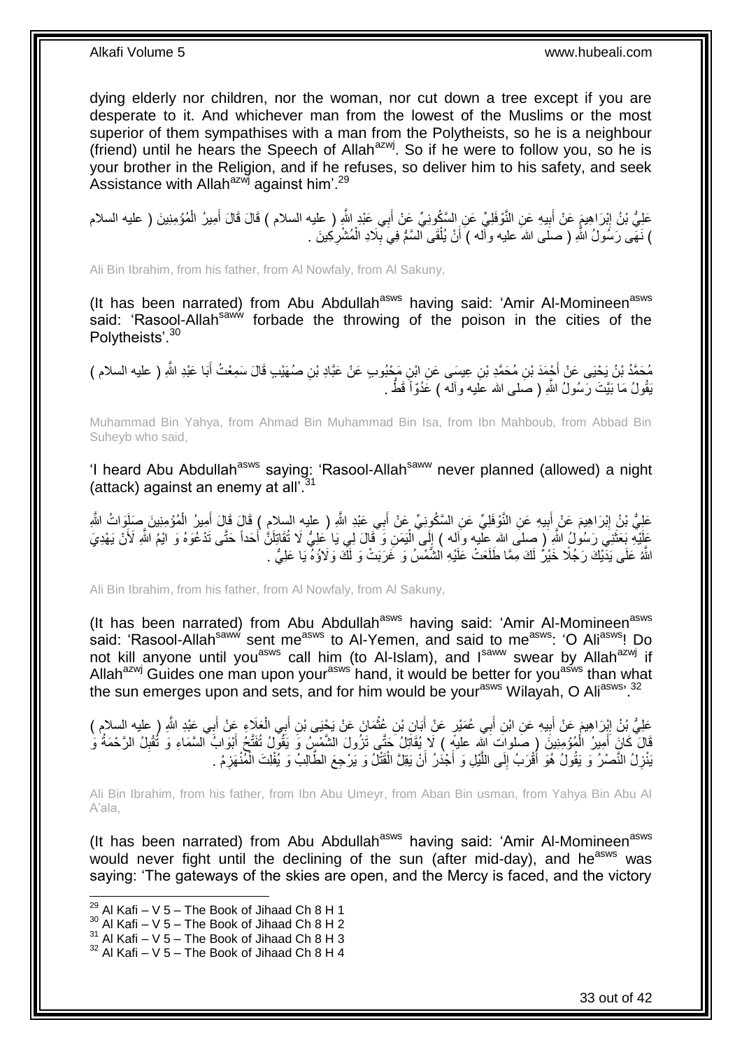dying elderly nor children, nor the woman, nor cut down a tree except if you are desperate to it. And whichever man from the lowest of the Muslims or the most superior of them sympathises with a man from the Polytheists, so he is a neighbour (friend) until he hears the Speech of Allah[azwj]. So if he were to follow you, so he is your brother in the Religion, and if he refuses, so deliver him to his safety, and seek Assistance with Allah[azwj] against him'.[29]

عَلِيُّ بْنُ إِبْرَاهِيمَ عَنْ أَبِيهِ عَنِ النَّوْفَلِيِّ عَنِ السَّكُونِيِّ عَنْ أَبِي عَبْدِ اللَّهِ ( عليه السلام ) قَالَ قَالَ أَمِيرُ الْمُؤْمِنِينَ ( عليه السلام ) نَهَى رَسُولُ اللَّهِ ( صلى الله عليه وآله ) أَنْ يُلْقَى السَّمُّ فِي بِلَادِ الْمُشْرِكِينَ .

Ali Bin Ibrahim, from his father, from Al Nowfaly, from Al Sakuny,

(It has been narrated) from Abu Abdullah[asws] having said: 'Amir Al-Momineen[asws] said: 'Rasool-Allah[saww] forbade the throwing of the poison in the cities of the Polytheists'.[30]

مُحَمَّدُ بْنُ يَحْيَى عَنْ أَحْمَدَ بْنِ مُحَمَّدِ بْنِ عِيسَى عَنِ ابْنِ مَحْبُوبٍ عَنْ عَبَّادِ بْنِ صُهَيْبٍ قَالَ سَمِعْتُ أَبَا عَبْدِ اللَّهِ ( عليه السلام ) يَقُولُ مَا بَيَّتَ رَسُولُ اللَّهِ ( صلى الله عليه وآله ) عَدُوّاً قَطُّ .

Muhammad Bin Yahya, from Ahmad Bin Muhammad Bin Isa, from Ibn Mahboub, from Abbad Bin Suheyb who said,

'I heard Abu Abdullah[asws] saying: 'Rasool-Allah[saww] never planned (allowed) a night (attack) against an enemy at all'.[31]

عَلِيُّ بْنُ إِبْرَاهِيمَ عَنْ أَبِيهِ عَنِ النَّوْفَلِيِّ عَنِ السَّكُونِيِّ عَنْ أَبِي عَبْدِ اللَّهِ ( عليه السلام ) قَالَ قَالَ أَمِيرُ الْمُؤْمِنِينَ صَلَوَاتُ اللَّهِ عَلَيْهِ بَعَثَنِي رَسُولُ اللَّهِ ( صلى الله عليه وآله ) إِلَى الْيَمَنِ وَ قَالَ لِي يَا عَلِيُّ لَا تُقَاتِلَنَّ أَحَداً حَتَّى تَدْعُوَهُ وَ ايْمُ اللَّهِ لَأَنْ يَهْدِيَ اللَّهُ عَلَى يَدَيْكَ رَجُلًا خَيْرٌ لَكَ مِمَّا طَلَعَتْ عَلَيْهِ الشَّمْسُ وَ غَرَبَتْ وَ لَكَ وَلَاؤُهُ يَا عَلِيُّ .

Ali Bin Ibrahim, from his father, from Al Nowfaly, from Al Sakuny,

(It has been narrated) from Abu Abdullah[asws] having said: 'Amir Al-Momineen[asws] said: 'Rasool-Allah[saww] sent me[asws] to Al-Yemen, and said to me[asws]: 'O Ali[asws]! Do not kill anyone until you[asws] call him (to Al-Islam), and I[saww] swear by Allah[azwj] if Allah[azwj] Guides one man upon your[asws] hand, it would be better for you[asws] than what the sun emerges upon and sets, and for him would be your[asws] Wilayah, O Ali[asws]'.[32]

عَلِيُّ بْنُ إِبْرَاهِيمَ عَنْ أَبِيهِ عَنِ ابْنِ أَبِي عُمَيْرٍ عَنْ أَبَانِ بْنِ عُثْمَانَ عَنْ يَحْيَى بْنِ أَبِي الْعَلَاءِ عَنْ أَبِي عَبْدِ اللَّهِ ( عليه السلام ) قَالَ كَانَ أَمِيرُ الْمُؤْمِنِينَ ( صلوات الله عليه ) لَا يُقَاتِلُ حَتَّى تَزُولَ الشَّمْسُ وَ يَقُولُ تُفَتَّحُ أَبْوَابُ السَّمَاءِ وَ تُقْبِلُ الرَّحْمَةُ وَ يَنْزِلُ النَّصْرُ وَ يَقُولُ هُوَ أَقْرَبُ إِلَى اللَّيْلِ وَ أَجْدَرُ أَنْ يَقِلَّ الْقَتْلُ وَ يَرْجِعَ الطَّالِبُ وَ يُفْلِتَ الْمُنْهَزِمُ .

Ali Bin Ibrahim, from his father, from Ibn Abu Umeyr, from Aban Bin usman, from Yahya Bin Abu Al A'ala,

(It has been narrated) from Abu Abdullah[asws] having said: 'Amir Al-Momineen[asws] would never fight until the declining of the sun (after mid-day), and he[asws] was saying: 'The gateways of the skies are open, and the Mercy is faced, and the victory

---

[29] Al Kafi – V 5 – The Book of Jihaad Ch 8 H 1
[30] Al Kafi – V 5 – The Book of Jihaad Ch 8 H 2
[31] Al Kafi – V 5 – The Book of Jihaad Ch 8 H 3
[32] Al Kafi – V 5 – The Book of Jihaad Ch 8 H 4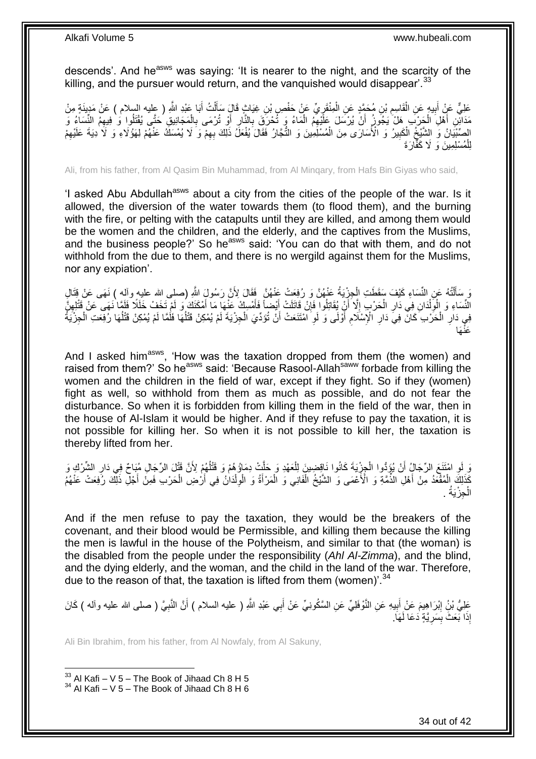descends'. And he[asws] was saying: 'It is nearer to the night, and the scarcity of the killing, and the pursuer would return, and the vanquished would disappear'.[33]

عَلِيٌّ عَنْ أَبِيهِ عَنِ الْقَاسِمِ بْنِ مُحَمَّدٍ عَنِ الْمِنْقَرِيِّ عَنْ حَفْصِ بْنِ غِيَاثٍ قَالَ سَأَلْتُ أَبَا عَبْدِ اللَّهِ ( عليه السلام ) عَنْ مَدِينَةٍ مِنْ مَدَائِنِ أَهْلِ الْحَرْبِ هَلْ يَجُوزُ أَنْ يُرْسَلَ عَلَيْهِمُ الْمَاءُ وَ تُحْرَقَ بِالنَّارِ أَوْ تُرْمَى بِالْمَجَانِيقِ حَتَّى يُقْتَلُوا وَ فِيهِمُ النِّسَاءُ وَ الصِّبْيَانُ وَ الشَّيْخُ الْكَبِيرُ وَ الْأُسَارَى مِنَ الْمُسْلِمِينَ وَ التُّجَّارُ فَقَالَ يُفْعَلُ ذَلِكَ بِهِمْ وَ لَا يُمْسَكُ عَنْهُمْ لِهَؤُلَاءِ وَ لَا دِيَةَ عَلَيْهِمْ لِلْمُسْلِمِينَ وَ لَا كَفَّارَةَ

Ali, from his father, from Al Qasim Bin Muhammad, from Al Minqary, from Hafs Bin Giyas who said,

'I asked Abu Abdullah[asws] about a city from the cities of the people of the war. Is it allowed, the diversion of the water towards them (to flood them), and the burning with the fire, or pelting with the catapults until they are killed, and among them would be the women and the children, and the elderly, and the captives from the Muslims, and the business people?' So he[asws] said: 'You can do that with them, and do not withhold from the due to them, and there is no wergild against them for the Muslims, nor any expiation'.

وَ سَأَلْتُهُ عَنِ النِّسَاءِ كَيْفَ سَقَطَتِ الْجِزْيَةُ عَنْهُنَّ وَ رُفِعَتْ عَنْهُنَّ فَقَالَ لِأَنَّ رَسُولَ اللَّهِ (صلى الله عليه وآله ) نَهَى عَنْ قِتَالِ النِّسَاءِ وَ الْوِلْدَانِ فِي دَارِ الْحَرْبِ إِلَّا أَنْ يُقَاتِلُوا فَإِنْ قَاتَلَتْ أَيْضاً فَأَمْسِكْ عَنْهَا مَا أَمْكَنَكَ وَ لَمْ تَخَفْ خَلَلًا فَلَمَّا نَهَى عَنْ قَتْلِهِنَّ فِي دَارِ الْحَرْبِ كَانَ فِي دَارِ الْإِسْلَامِ أَوْلَى وَ لَوِ امْتَنَعَتْ أَنْ تُؤَدِّيَ الْجِزْيَةَ لَمْ يُمْكِنْ قَتْلُهَا فَلَمَّا لَمْ يُمْكِنْ قَتْلُهَا رُفِعَتِ الْجِزْيَةُ عَنْهَا

And I asked him[asws], 'How was the taxation dropped from them (the women) and raised from them?' So he[asws] said: 'Because Rasool-Allah[saww] forbade from killing the women and the children in the field of war, except if they fight. So if they (women) fight as well, so withhold from them as much as possible, and do not fear the disturbance. So when it is forbidden from killing them in the field of the war, then in the house of Al-Islam it would be higher. And if they refuse to pay the taxation, it is not possible for killing her. So when it is not possible to kill her, the taxation is thereby lifted from her.

وَ لَوِ امْتَنَعَ الرِّجَالُ أَنْ يُؤَدُّوا الْجِزْيَةَ كَانُوا نَاقِضِينَ لِلْعَهْدِ وَ حَلَّتْ دِمَاؤُهُمْ وَ قَتْلُهُمْ لِأَنَّ قَتْلَ الرِّجَالِ مُبَاحٌ فِي دَارِ الشِّرْكِ وَ كَذَلِكَ الْمُقْعَدُ مِنْ أَهْلِ الذِّمَّةِ وَ الْأَعْمَى وَ الشَّيْخُ الْفَانِي وَ الْمَرْأَةُ وَ الْوِلْدَانُ فِي أَرْضِ الْحَرْبِ فَمِنْ أَجْلِ ذَلِكَ رُفِعَتْ عَنْهُمُ الْجِزْيَةُ .

And if the men refuse to pay the taxation, they would be the breakers of the covenant, and their blood would be Permissible, and killing them because the killing the men is lawful in the house of the Polytheism, and similar to that (the woman) is the disabled from the people under the responsibility (*Ahl Al-Zimma*), and the blind, and the dying elderly, and the woman, and the child in the land of the war. Therefore, due to the reason of that, the taxation is lifted from them (women)'.[34]

عَلِيُّ بْنُ إِبْرَاهِيمَ عَنْ أَبِيهِ عَنِ النَّوْفَلِيِّ عَنِ السَّكُونِيِّ عَنْ أَبِي عَبْدِ اللَّهِ ( عليه السلام ) أَنَّ النَّبِيَّ ( صلى الله عليه وآله ) كَانَ إِذَا بَعَثَ بِسَرِيَّةٍ دَعَا لَهَا.

Ali Bin Ibrahim, from his father, from Al Nowfaly, from Al Sakuny,

[33] Al Kafi – V 5 – The Book of Jihaad Ch 8 H 5
[34] Al Kafi – V 5 – The Book of Jihaad Ch 8 H 6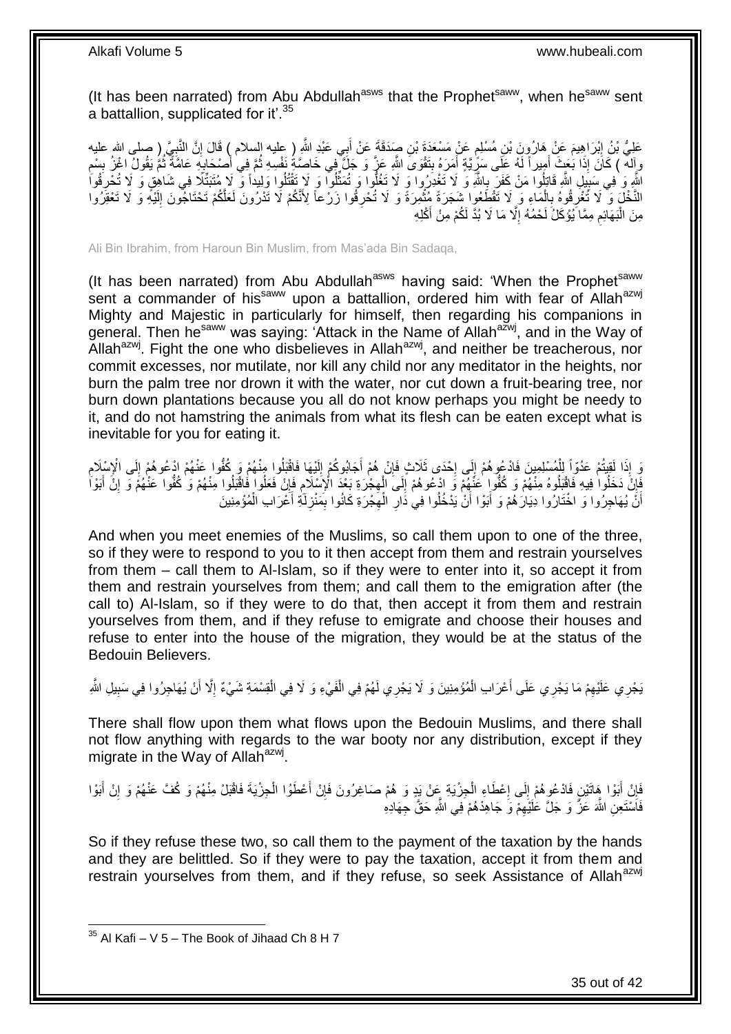(It has been narrated) from Abu Abdullah[asws] that the Prophet[saww], when he[saww] sent a battallion, supplicated for it'.[35]

عَلِيُّ بْنُ إِبْرَاهِيمَ عَنْ هَارُونَ بْنِ مُسْلِمٍ عَنْ مَسْعَدَةَ بْنِ صَدَقَةَ عَنْ أَبِي عَبْدِ اللَّهِ ( عليه السلام ) قَالَ إِنَّ النَّبِيَّ ( صلى الله عليه وآله ) كَانَ إِذَا بَعَثَ أَمِيراً لَهُ عَلَى سَرِيَّةٍ أَمَرَهُ بِتَقْوَى اللَّهِ عَزَّ وَ جَلَّ فِي خَاصَّةِ نَفْسِهِ ثُمَّ فِي أَصْحَابِهِ عَامَّةً ثُمَّ يَقُولُ اغْزُ بِسْمِ اللَّهِ وَ فِي سَبِيلِ اللَّهِ قَاتِلُوا مَنْ كَفَرَ بِاللَّهِ وَ لَا تَغْدِرُوا وَ لَا تَغُلُّوا وَ لَا تُمَثِّلُوا وَ لَا تَقْتُلُوا وَلِيداً وَ لَا مُتَبَتِّلًا فِي شَاهِقٍ وَ لَا تُحْرِقُوا النَّخْلَ وَ لَا تُغْرِقُوهُ بِالْمَاءِ وَ لَا تَقْطَعُوا شَجَرَةً مُثْمِرَةً وَ لَا تُحْرِقُوا زَرْعاً لِأَنَّكُمْ لَا تَدْرُونَ لَعَلَّكُمْ تَحْتَاجُونَ إِلَيْهِ وَ لَا تَعْقِرُوا مِنَ الْبَهَائِمِ مِمَّا يُؤْكَلُ لَحْمُهُ إِلَّا مَا لَا بُدَّ لَكُمْ مِنْ أَكْلِهِ

Ali Bin Ibrahim, from Haroun Bin Muslim, from Mas'ada Bin Sadaqa,

(It has been narrated) from Abu Abdullah[asws] having said: 'When the Prophet[saww] sent a commander of his[saww] upon a battallion, ordered him with fear of Allah[azwj] Mighty and Majestic in particularly for himself, then regarding his companions in general. Then he[saww] was saying: 'Attack in the Name of Allah[azwj], and in the Way of Allah[azwj]. Fight the one who disbelieves in Allah[azwj], and neither be treacherous, nor commit excesses, nor mutilate, nor kill any child nor any meditator in the heights, nor burn the palm tree nor drown it with the water, nor cut down a fruit-bearing tree, nor burn down plantations because you all do not know perhaps you might be needy to it, and do not hamstring the animals from what its flesh can be eaten except what is inevitable for you for eating it.

وَ إِذَا لَقِيتُمْ عَدُوّاً لِلْمُسْلِمِينَ فَادْعُوهُمْ إِلَى إِحْدَى ثَلَاثٍ فَإِنْ هُمْ أَجَابُوكُمْ إِلَيْهَا فَاقْبَلُوا مِنْهُمْ وَ كُفُّوا عَنْهُمْ ادْعُوهُمْ إِلَى الْإِسْلَامِ فَإِنْ دَخَلُوا فِيهِ فَاقْبَلُوهُ مِنْهُمْ وَ كُفُّوا عَنْهُمْ وَ ادْعُوهُمْ إِلَى الْهِجْرَةِ بَعْدَ الْإِسْلَامِ فَإِنْ فَعَلُوا فَاقْبَلُوا مِنْهُمْ وَ كُفُّوا عَنْهُمْ وَ إِنْ أَبَوْا أَنْ يُهَاجِرُوا وَ اخْتَارُوا دِيَارَهُمْ وَ أَبَوْا أَنْ يَدْخُلُوا فِي دَارِ الْهِجْرَةِ كَانُوا بِمَنْزِلَةِ أَعْرَابِ الْمُؤْمِنِينَ

And when you meet enemies of the Muslims, so call them upon to one of the three, so if they were to respond to you to it then accept from them and restrain yourselves from them – call them to Al-Islam, so if they were to enter into it, so accept it from them and restrain yourselves from them; and call them to the emigration after (the call to) Al-Islam, so if they were to do that, then accept it from them and restrain yourselves from them, and if they refuse to emigrate and choose their houses and refuse to enter into the house of the migration, they would be at the status of the Bedouin Believers.

يَجْرِي عَلَيْهِمْ مَا يَجْرِي عَلَى أَعْرَابِ الْمُؤْمِنِينَ وَ لَا يَجْرِي لَهُمْ فِي الْفَيْءِ وَ لَا فِي الْقِسْمَةِ شَيْءٌ إِلَّا أَنْ يُهَاجِرُوا فِي سَبِيلِ اللَّهِ

There shall flow upon them what flows upon the Bedouin Muslims, and there shall not flow anything with regards to the war booty nor any distribution, except if they migrate in the Way of Allah[azwj].

فَإِنْ أَبَوْا هَاتَيْنِ فَادْعُوهُمْ إِلَى إِعْطَاءِ الْجِزْيَةِ عَنْ يَدٍ وَ هُمْ صَاغِرُونَ فَإِنْ أَعْطَوُا الْجِزْيَةَ فَاقْبَلْ مِنْهُمْ وَ كُفَّ عَنْهُمْ وَ إِنْ أَبَوْا فَاسْتَعِنِ اللَّهَ عَزَّ وَ جَلَّ عَلَيْهِمْ وَ جَاهِدْهُمْ فِي اللَّهِ حَقَّ جِهَادِهِ

So if they refuse these two, so call them to the payment of the taxation by the hands and they are belittled. So if they were to pay the taxation, accept it from them and restrain yourselves from them, and if they refuse, so seek Assistance of Allah[azwj]

[35] Al Kafi – V 5 – The Book of Jihaad Ch 8 H 7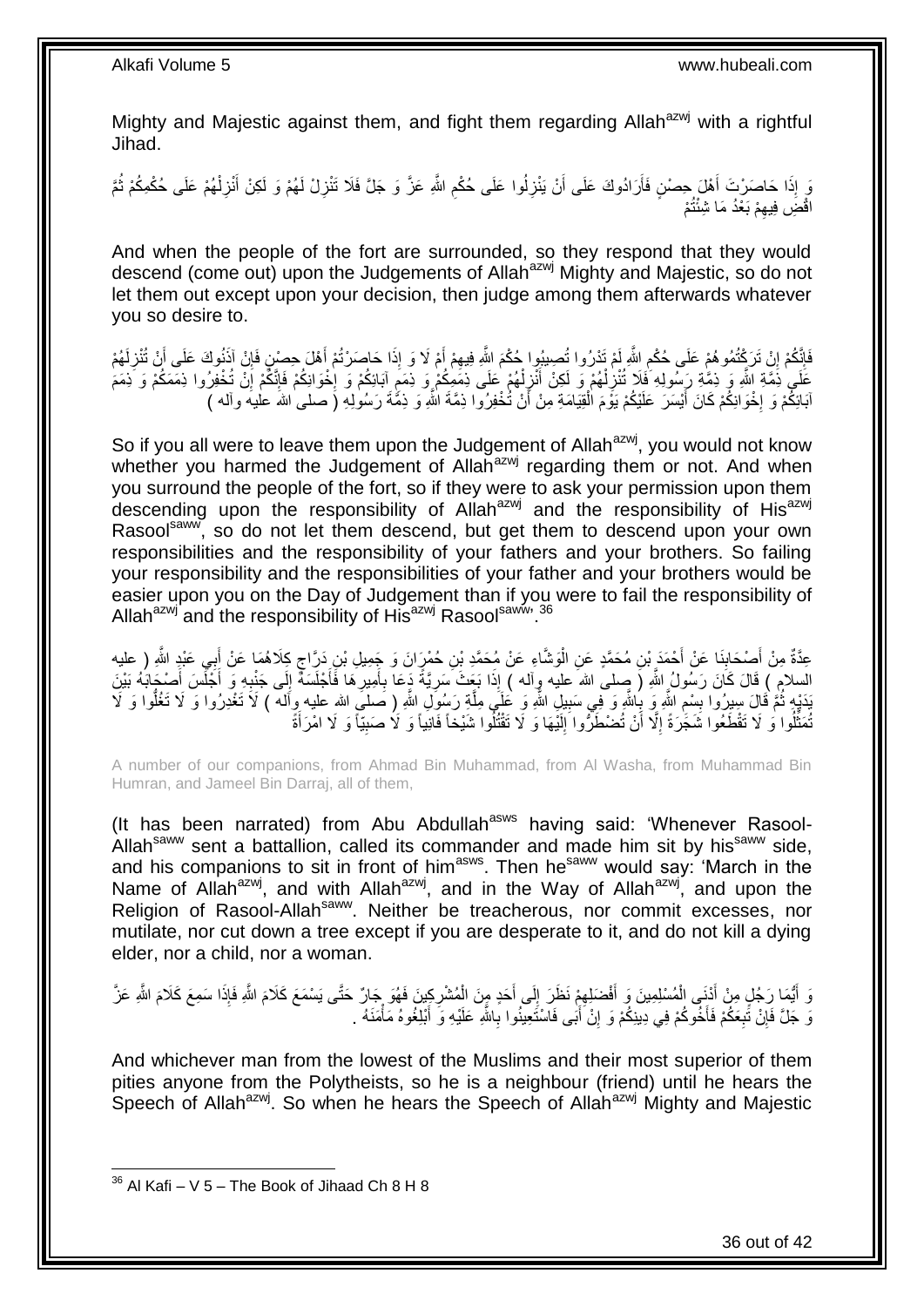Mighty and Majestic against them, and fight them regarding Allah[azwj] with a rightful Jihad.

وَ إِذَا حَاصَرْتَ أَهْلَ حِصْنٍ فَأَرَادُوكَ عَلَى أَنْ يَنْزِلُوا عَلَى حُكْمِ اللَّهِ عَزَّ وَ جَلَّ فَلَا تُنْزِلْ لَهُمْ وَ لَكِنْ أَنْزِلْهُمْ عَلَى حُكْمِكُمْ ثُمَّ اقْضِ فِيهِمْ بَعْدُ مَا شِئْتُمْ

And when the people of the fort are surrounded, so they respond that they would descend (come out) upon the Judgements of Allah[azwj] Mighty and Majestic, so do not let them out except upon your decision, then judge among them afterwards whatever you so desire to.

فَإِنَّكُمْ إِنْ تَرَكْتُمُوهُمْ عَلَى حُكْمِ اللَّهِ لَمْ تَدْرُوا تُصِيبُوا حُكْمَ اللَّهِ فِيهِمْ أَمْ لَا وَ إِذَا حَاصَرْتُمْ أَهْلَ حِصْنٍ فَإِنْ آذَنُوكَ عَلَى أَنْ تُنْزِلَهُمْ عَلَى ذِمَّةِ اللَّهِ وَ ذِمَّةِ رَسُولِهِ فَلَا تُنْزِلْهُمْ وَ لَكِنْ أَنْزِلْهُمْ عَلَى ذِمَمِكُمْ وَ ذِمَمِ آبَائِكُمْ وَ إِخْوَانِكُمْ فَإِنَّكُمْ إِنْ تُخْفِرُوا ذِمَمَكُمْ وَ ذِمَمَ آبَائِكُمْ وَ إِخْوَانِكُمْ كَانَ أَيْسَرَ عَلَيْكُمْ يَوْمَ الْقِيَامَةِ مِنْ أَنْ تُخْفِرُوا ذِمَّةَ اللَّهِ وَ ذِمَّةَ رَسُولِهِ ( صلى الله عليه وآله )

So if you all were to leave them upon the Judgement of Allah[azwj], you would not know whether you harmed the Judgement of Allah[azwj] regarding them or not. And when you surround the people of the fort, so if they were to ask your permission upon them descending upon the responsibility of Allah[azwj] and the responsibility of His[azwj] Rasool[saww], so do not let them descend, but get them to descend upon your own responsibilities and the responsibility of your fathers and your brothers. So failing your responsibility and the responsibilities of your father and your brothers would be easier upon you on the Day of Judgement than if you were to fail the responsibility of Allah[azwj] and the responsibility of His[azwj] Rasool[saww].[36]

عِدَّةٌ مِنْ أَصْحَابِنَا عَنْ أَحْمَدَ بْنِ مُحَمَّدٍ عَنِ الْوَشَّاءِ عَنْ مُحَمَّدِ بْنِ حُمْرَانَ وَ جَمِيلِ بْنِ دَرَّاجٍ كِلَاهُمَا عَنْ أَبِي عَبْدِ اللَّهِ ( عليه السلام ) قَالَ كَانَ رَسُولُ اللَّهِ ( صلى الله عليه وآله ) إِذَا بَعَثَ سَرِيَّةً دَعَا بِأَمِيرِهَا فَأَجْلَسَهُ إِلَى جَنْبِهِ وَ أَجْلَسَ أَصْحَابَهُ بَيْنَ يَدَيْهِ ثُمَّ قَالَ سِيرُوا بِسْمِ اللَّهِ وَ بِاللَّهِ وَ فِي سَبِيلِ اللَّهِ وَ عَلَى مِلَّةِ رَسُولِ اللَّهِ ( صلى الله عليه وآله ) لَا تَغْدِرُوا وَ لَا تَغُلُّوا وَ لَا تُمَثِّلُوا وَ لَا تَقْطَعُوا شَجَرَةً إِلَّا أَنْ تُضْطَرُّوا إِلَيْهَا وَ لَا تَقْتُلُوا شَيْخاً فَانِياً وَ لَا صَبِيّاً وَ لَا امْرَأَةً

A number of our companions, from Ahmad Bin Muhammad, from Al Washa, from Muhammad Bin Humran, and Jameel Bin Darraj, all of them,

(It has been narrated) from Abu Abdullah[asws] having said: 'Whenever Rasool-Allah[saww] sent a battallion, called its commander and made him sit by his[saww] side, and his companions to sit in front of him[asws]. Then he[saww] would say: 'March in the Name of Allah[azwj], and with Allah[azwj], and in the Way of Allah[azwj], and upon the Religion of Rasool-Allah[saww]. Neither be treacherous, nor commit excesses, nor mutilate, nor cut down a tree except if you are desperate to it, and do not kill a dying elder, nor a child, nor a woman.

وَ أَيُّمَا رَجُلٍ مِنْ أَدْنَى الْمُسْلِمِينَ وَ أَفْضَلِهِمْ نَظَرَ إِلَى أَحَدٍ مِنَ الْمُشْرِكِينَ فَهُوَ جَارٌ حَتَّى يَسْمَعَ كَلَامَ اللَّهِ فَإِذَا سَمِعَ كَلَامَ اللَّهِ عَزَّ وَ جَلَّ فَإِنْ تَبِعَكُمْ فَأَخُوكُمْ فِي دِينِكُمْ وَ إِنْ أَبَى فَاسْتَعِينُوا بِاللَّهِ عَلَيْهِ وَ أَبْلِغُوهُ مَأْمَنَهُ .

And whichever man from the lowest of the Muslims and their most superior of them pities anyone from the Polytheists, so he is a neighbour (friend) until he hears the Speech of Allah[azwj]. So when he hears the Speech of Allah[azwj] Mighty and Majestic

[36] Al Kafi – V 5 – The Book of Jihaad Ch 8 H 8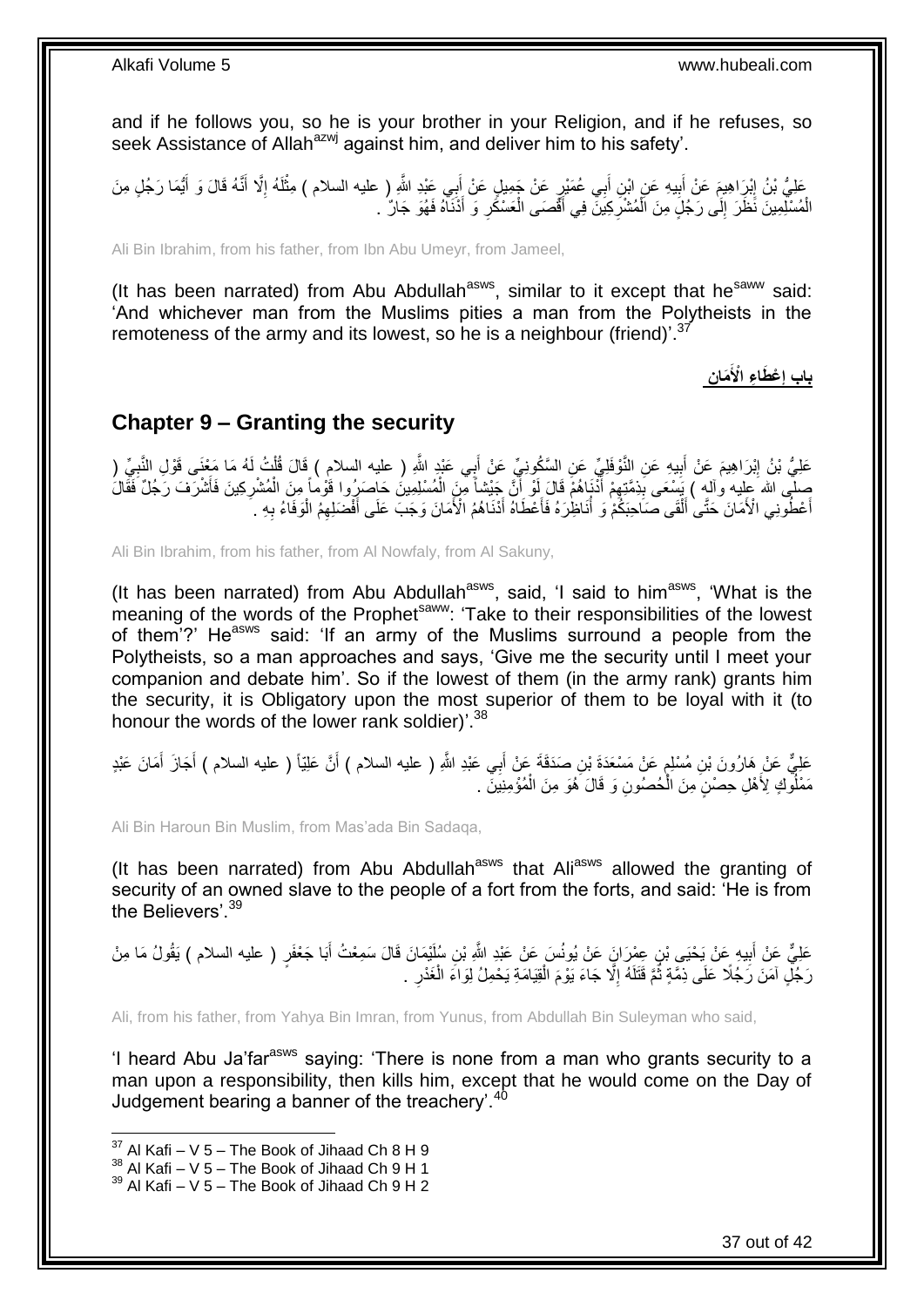and if he follows you, so he is your brother in your Religion, and if he refuses, so seek Assistance of Allah[azwj] against him, and deliver him to his safety'.

عَلِيُّ بْنُ إِبْرَاهِيمَ عَنْ أَبِيهِ عَنِ ابْنِ أَبِي عُمَيْرٍ عَنْ جَمِيلٍ عَنْ أَبِي عَبْدِ اللَّهِ ( عليه السلام ) مِثْلَهُ إِلَّا أَنَّهُ قَالَ وَ أَيُّمَا رَجُلٍ مِنَ الْمُسْلِمِينَ نَظَرَ إِلَى رَجُلٍ مِنَ الْمُشْرِكِينَ فِي أَقْصَى الْعَسْكَرِ وَ أَدْنَاهُ فَهُوَ جَارٌ .

Ali Bin Ibrahim, from his father, from Ibn Abu Umeyr, from Jameel,

(It has been narrated) from Abu Abdullah[asws], similar to it except that he[saww] said: 'And whichever man from the Muslims pities a man from the Polytheists in the remoteness of the army and its lowest, so he is a neighbour (friend)'.[37]

## باب إِعْطَاءِ الْأَمَانِ

## Chapter 9 – Granting the security

عَلِيُّ بْنُ إِبْرَاهِيمَ عَنْ أَبِيهِ عَنِ النَّوْفَلِيِّ عَنِ السَّكُونِيِّ عَنْ أَبِي عَبْدِ اللَّهِ ( عليه السلام ) قَالَ قُلْتُ لَهُ مَا مَعْنَى قَوْلِ النَّبِيِّ ( صلى الله عليه وآله ) يَسْعَى بِذِمَّتِهِمْ أَدْنَاهُمْ قَالَ لَوْ أَنَّ جَيْشاً مِنَ الْمُسْلِمِينَ حَاصَرُوا قَوْماً مِنَ الْمُشْرِكِينَ فَأَشْرَفَ رَجُلٌ فَقَالَ أَعْطُونِي الْأَمَانَ حَتَّى أَلْقَى صَاحِبَكُمْ وَ أُنَاظِرَهُ فَأَعْطَاهُ أَدْنَاهُمُ الْأَمَانَ وَجَبَ عَلَى أَفْضَلِهِمُ الْوَفَاءُ بِهِ .

Ali Bin Ibrahim, from his father, from Al Nowfaly, from Al Sakuny,

(It has been narrated) from Abu Abdullah[asws], said, 'I said to him[asws], 'What is the meaning of the words of the Prophet[saww]: 'Take to their responsibilities of the lowest of them'?' He[asws] said: 'If an army of the Muslims surround a people from the Polytheists, so a man approaches and says, 'Give me the security until I meet your companion and debate him'. So if the lowest of them (in the army rank) grants him the security, it is Obligatory upon the most superior of them to be loyal with it (to honour the words of the lower rank soldier)'.[38]

عَلِيٌّ عَنْ هَارُونَ بْنِ مُسْلِمٍ عَنْ مَسْعَدَةَ بْنِ صَدَقَةَ عَنْ أَبِي عَبْدِ اللَّهِ ( عليه السلام ) أَنَّ عَلِيّاً ( عليه السلام ) أَجَازَ أَمَانَ عَبْدٍ مَمْلُوكٍ لِأَهْلِ حِصْنٍ مِنَ الْحُصُونِ وَ قَالَ هُوَ مِنَ الْمُؤْمِنِينَ .

Ali Bin Haroun Bin Muslim, from Mas'ada Bin Sadaqa,

(It has been narrated) from Abu Abdullah[asws] that Ali[asws] allowed the granting of security of an owned slave to the people of a fort from the forts, and said: 'He is from the Believers'.[39]

عَلِيٌّ عَنْ أَبِيهِ عَنْ يَحْيَى بْنِ عِمْرَانَ عَنْ يُونُسَ عَنْ عَبْدِ اللَّهِ بْنِ سُلَيْمَانَ قَالَ سَمِعْتُ أَبَا جَعْفَرٍ ( عليه السلام ) يَقُولُ مَا مِنْ رَجُلٍ آمَنَ رَجُلًا عَلَى ذِمَّةٍ ثُمَّ قَتَلَهُ إِلَّا جَاءَ يَوْمَ الْقِيَامَةِ يَحْمِلُ لِوَاءَ الْغَدْرِ .

Ali, from his father, from Yahya Bin Imran, from Yunus, from Abdullah Bin Suleyman who said,

'I heard Abu Ja'far[asws] saying: 'There is none from a man who grants security to a man upon a responsibility, then kills him, except that he would come on the Day of Judgement bearing a banner of the treachery'.[40]

---

[37] Al Kafi – V 5 – The Book of Jihaad Ch 8 H 9
[38] Al Kafi – V 5 – The Book of Jihaad Ch 9 H 1
[39] Al Kafi – V 5 – The Book of Jihaad Ch 9 H 2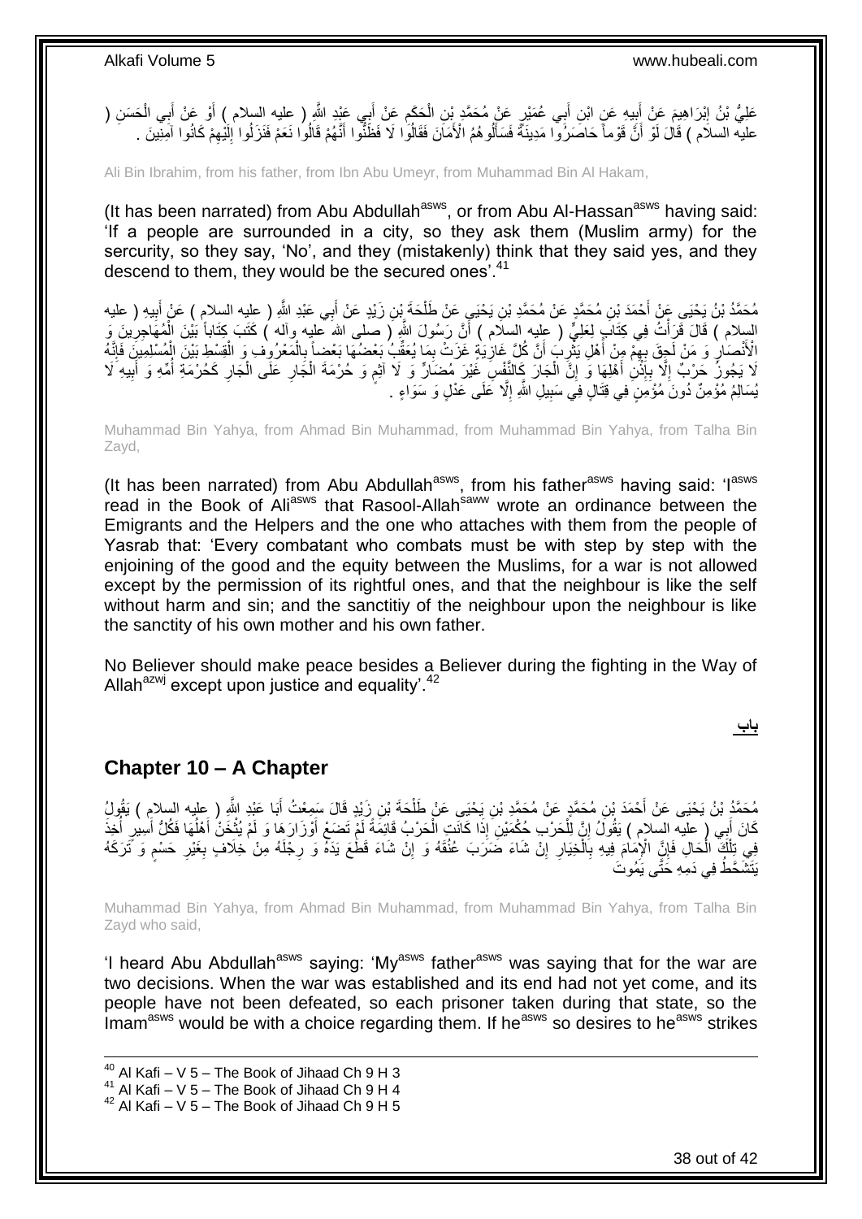عَلِيُّ بْنُ إِبْرَاهِيمَ عَنْ أَبِيهِ عَنِ ابْنِ أَبِي عُمَيْرٍ عَنْ مُحَمَّدِ بْنِ الْحَكَمِ عَنْ أَبِي عَبْدِ اللَّهِ ( عليه السلام ) أَوْ عَنْ أَبِي الْحَسَنِ ( عليه السلام ) قَالَ لَوْ أَنَّ قَوْماً حَاصَرُوا مَدِينَةً فَسَأَلُوهُمُ الْأَمَانَ فَقَالُوا لَا فَظَنُّوا أَنَّهُمْ قَالُوا نَعَمْ فَنَزَلُوا إِلَيْهِمْ كَانُوا آمِنِينَ .

Ali Bin Ibrahim, from his father, from Ibn Abu Umeyr, from Muhammad Bin Al Hakam,

(It has been narrated) from Abu Abdullah[asws], or from Abu Al-Hassan[asws] having said: 'If a people are surrounded in a city, so they ask them (Muslim army) for the sercurity, so they say, 'No', and they (mistakenly) think that they said yes, and they descend to them, they would be the secured ones'.[41]

مُحَمَّدُ بْنُ يَحْيَى عَنْ أَحْمَدَ بْنِ مُحَمَّدٍ عَنْ مُحَمَّدِ بْنِ يَحْيَى عَنْ طَلْحَةَ بْنِ زَيْدٍ عَنْ أَبِي عَبْدِ اللَّهِ ( عليه السلام ) عَنْ أَبِيهِ ( عليه السلام ) قَالَ قَرَأْتُ فِي كِتَابٍ لِعَلِيٍّ ( عليه السلام ) أَنَّ رَسُولَ اللَّهِ ( صلى الله عليه وآله ) كَتَبَ كِتَاباً بَيْنَ الْمُهَاجِرِينَ وَ الْأَنْصَارِ وَ مَنْ لَحِقَ بِهِمْ مِنْ أَهْلِ يَثْرِبَ أَنَّ كُلَّ غَازِيَةٍ غَزَتْ بِمَا يُعَقِّبُ بَعْضُهَا بَعْضاً بِالْمَعْرُوفِ وَ الْقِسْطِ بَيْنَ الْمُسْلِمِينَ فَإِنَّهُ لَا يَجُوزُ حَرْبٌ إِلَّا بِإِذْنِ أَهْلِهَا وَ إِنَّ الْجَارَ كَالنَّفْسِ غَيْرَ مُضَارٍّ وَ لَا آثِمٍ وَ حُرْمَةُ الْجَارِ عَلَى الْجَارِ كَحُرْمَةِ أُمِّهِ وَ أَبِيهِ لَا يُسَالِمُ مُؤْمِنٌ دُونَ مُؤْمِنٍ فِي قِتَالٍ فِي سَبِيلِ اللَّهِ إِلَّا عَلَى عَدْلٍ وَ سَوَاءٍ .

Muhammad Bin Yahya, from Ahmad Bin Muhammad, from Muhammad Bin Yahya, from Talha Bin Zayd,

(It has been narrated) from Abu Abdullah[asws], from his father[asws] having said: 'I[asws] read in the Book of Ali[asws] that Rasool-Allah[saww] wrote an ordinance between the Emigrants and the Helpers and the one who attaches with them from the people of Yasrab that: 'Every combatant who combats must be with step by step with the enjoining of the good and the equity between the Muslims, for a war is not allowed except by the permission of its rightful ones, and that the neighbour is like the self without harm and sin; and the sanctitiy of the neighbour upon the neighbour is like the sanctity of his own mother and his own father.

No Believer should make peace besides a Believer during the fighting in the Way of Allah[azwj] except upon justice and equality'.[42]

**باب**

## Chapter 10 – A Chapter

مُحَمَّدُ بْنُ يَحْيَى عَنْ أَحْمَدَ بْنِ مُحَمَّدٍ عَنْ مُحَمَّدِ بْنِ يَحْيَى عَنْ طَلْحَةَ بْنِ زَيْدٍ قَالَ سَمِعْتُ أَبَا عَبْدِ اللَّهِ ( عليه السلام ) يَقُولُ كَانَ أَبِي ( عليه السلام ) يَقُولُ إِنَّ لِلْحَرْبِ حُكْمَيْنِ إِذَا كَانَتِ الْحَرْبُ قَائِمَةً لَمْ تَضَعْ أَوْزَارَهَا وَ لَمْ يُثْخَنْ أَهْلُهَا فَكُلُّ أَسِيرٍ أُخِذَ فِي تِلْكَ الْحَالِ فَإِنَّ الْإِمَامَ فِيهِ بِالْخِيَارِ إِنْ شَاءَ ضَرَبَ عُنُقَهُ وَ إِنْ شَاءَ قَطَعَ يَدَهُ وَ رِجْلَهُ مِنْ خِلَافٍ بِغَيْرِ حَسْمٍ وَ تَرَكَهُ يَتَشَحَّطُ فِي دَمِهِ حَتَّى يَمُوتَ

Muhammad Bin Yahya, from Ahmad Bin Muhammad, from Muhammad Bin Yahya, from Talha Bin Zayd who said,

'I heard Abu Abdullah[asws] saying: 'My[asws] father[asws] was saying that for the war are two decisions. When the war was established and its end had not yet come, and its people have not been defeated, so each prisoner taken during that state, so the Imam[asws] would be with a choice regarding them. If he[asws] so desires to he[asws] strikes

[40] Al Kafi – V 5 – The Book of Jihaad Ch 9 H 3
[41] Al Kafi – V 5 – The Book of Jihaad Ch 9 H 4
[42] Al Kafi – V 5 – The Book of Jihaad Ch 9 H 5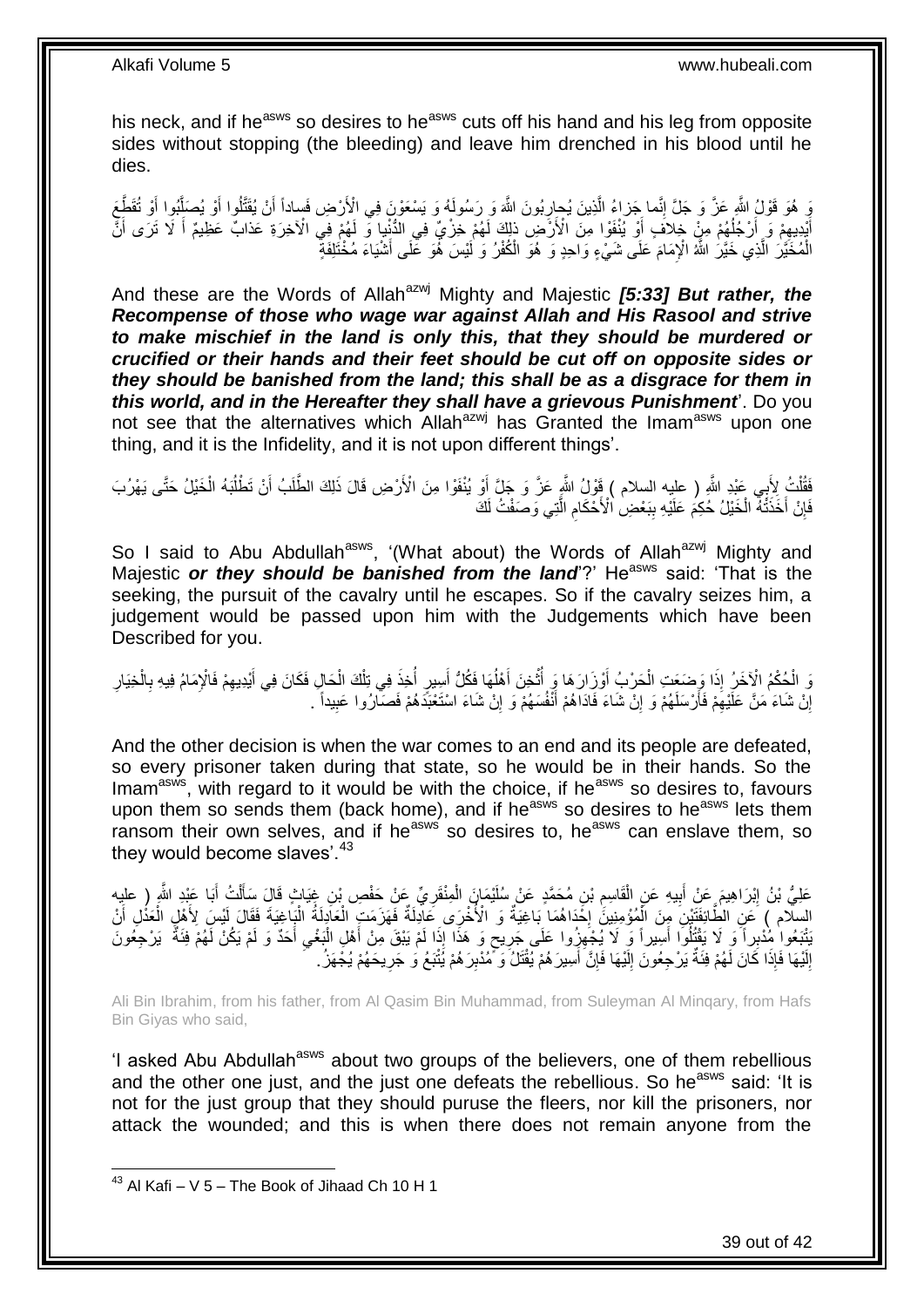his neck, and if he[asws] so desires to he[asws] cuts off his hand and his leg from opposite sides without stopping (the bleeding) and leave him drenched in his blood until he dies.

وَ هُوَ قَوْلُ اللَّهِ عَزَّ وَ جَلَّ إِنَّما جَزاءُ الَّذِينَ يُحارِبُونَ اللَّهَ وَ رَسُولَهُ وَ يَسْعَوْنَ فِي الْأَرْضِ فَساداً أَنْ يُقَتَّلُوا أَوْ يُصَلَّبُوا أَوْ تُقَطَّعَ أَيْدِيهِمْ وَ أَرْجُلُهُمْ مِنْ خِلافٍ أَوْ يُنْفَوْا مِنَ الْأَرْضِ ذلِكَ لَهُمْ خِزْيٌ فِي الدُّنْيا وَ لَهُمْ فِي الْآخِرَةِ عَذابٌ عَظِيمٌ أَ لَا تَرَى أَنَّ الْمُخَيَّرَ الَّذِي خَيَّرَ اللَّهُ الْإِمَامَ عَلَى شَيْءٍ وَاحِدٍ وَ هُوَ الْكُفْرُ وَ لَيْسَ هُوَ عَلَى أَشْيَاءَ مُخْتَلِفَةٍ

And these are the Words of Allah[azwj] Mighty and Majestic ***[5:33] But rather, the Recompense of those who wage war against Allah and His Rasool and strive to make mischief in the land is only this, that they should be murdered or crucified or their hands and their feet should be cut off on opposite sides or they should be banished from the land; this shall be as a disgrace for them in this world, and in the Hereafter they shall have a grievous Punishment***'. Do you not see that the alternatives which Allah[azwj] has Granted the Imam[asws] upon one thing, and it is the Infidelity, and it is not upon different things'.

فَقُلْتُ لِأَبِي عَبْدِ اللَّهِ ( عليه السلام ) قَوْلُ اللَّهِ عَزَّ وَ جَلَّ أَوْ يُنْفَوْا مِنَ الْأَرْضِ قَالَ ذَلِكَ الطَّلَبُ أَنْ تَطْلُبَهُ الْخَيْلُ حَتَّى يَهْرُبَ فَإِنْ أَخَذَتْهُ الْخَيْلُ حُكِمَ عَلَيْهِ بِبَعْضِ الْأَحْكَامِ الَّتِي وَصَفْتُ لَكَ

So I said to Abu Abdullah[asws], '(What about) the Words of Allah[azwj] Mighty and Majestic ***or they should be banished from the land***'?' He[asws] said: 'That is the seeking, the pursuit of the cavalry until he escapes. So if the cavalry seizes him, a judgement would be passed upon him with the Judgements which have been Described for you.

وَ الْحُكْمُ الْآخَرُ إِذَا وَضَعَتِ الْحَرْبُ أَوْزَارَهَا وَ أُثْخِنَ أَهْلُهَا فَكُلُّ أَسِيرٍ أُخِذَ فِي تِلْكَ الْحَالِ فَكَانَ فِي أَيْدِيهِمْ فَالْإِمَامُ فِيهِ بِالْخِيَارِ إِنْ شَاءَ مَنَّ عَلَيْهِمْ فَأَرْسَلَهُمْ وَ إِنْ شَاءَ فَادَاهُمْ أَنْفُسَهُمْ وَ إِنْ شَاءَ اسْتَعْبَدَهُمْ فَصَارُوا عَبِيداً .

And the other decision is when the war comes to an end and its people are defeated, so every prisoner taken during that state, so he would be in their hands. So the Imam[asws], with regard to it would be with the choice, if he[asws] so desires to, favours upon them so sends them (back home), and if he[asws] so desires to he[asws] lets them ransom their own selves, and if he[asws] so desires to, he[asws] can enslave them, so they would become slaves'.[43]

عَلِيُّ بْنُ إِبْرَاهِيمَ عَنْ أَبِيهِ عَنِ الْقَاسِمِ بْنِ مُحَمَّدٍ عَنْ سُلَيْمَانَ الْمِنْقَرِيِّ عَنْ حَفْصِ بْنِ غِيَاثٍ قَالَ سَأَلْتُ أَبَا عَبْدِ اللَّهِ ( عليه السلام ) عَنِ الطَّائِفَتَيْنِ مِنَ الْمُؤْمِنِينَ إِحْدَاهُمَا بَاغِيَةٌ وَ الْأُخْرَى عَادِلَةٌ فَهَزَمَتِ الْعَادِلَةُ الْبَاغِيَةَ فَقَالَ لَيْسَ لِأَهْلِ الْعَدْلِ أَنْ يَتْبَعُوا مُدْبِراً وَ لَا يَقْتُلُوا أَسِيراً وَ لَا يُجْهِزُوا عَلَى جَرِيحٍ وَ هَذَا إِذَا لَمْ يَبْقَ مِنْ أَهْلِ الْبَغْيِ أَحَدٌ وَ لَمْ يَكُنْ لَهُمْ فِئَةٌ يَرْجِعُونَ إِلَيْهَا فَإِذَا كَانَ لَهُمْ فِئَةٌ يَرْجِعُونَ إِلَيْهَا فَإِنَّ أَسِيرَهُمْ يُقْتَلُ وَ مُدْبِرَهُمْ يُتْبَعُ وَ جَرِيحَهُمْ يُجْهَزُ.

Ali Bin Ibrahim, from his father, from Al Qasim Bin Muhammad, from Suleyman Al Minqary, from Hafs Bin Giyas who said,

'I asked Abu Abdullah[asws] about two groups of the believers, one of them rebellious and the other one just, and the just one defeats the rebellious. So he[asws] said: 'It is not for the just group that they should puruse the fleers, nor kill the prisoners, nor attack the wounded; and this is when there does not remain anyone from the

[43] Al Kafi – V 5 – The Book of Jihaad Ch 10 H 1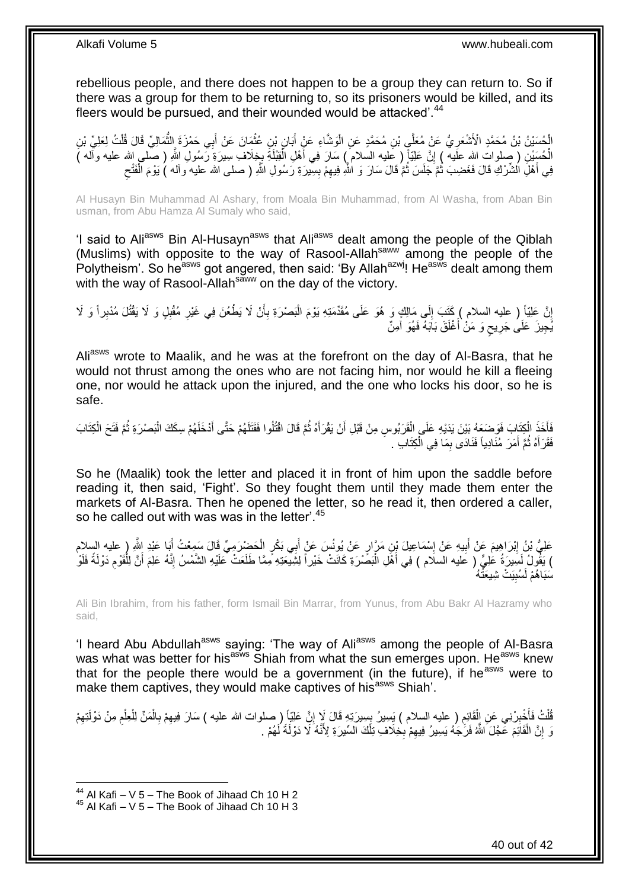rebellious people, and there does not happen to be a group they can return to. So if there was a group for them to be returning to, so its prisoners would be killed, and its fleers would be pursued, and their wounded would be attacked'.[44]

الْحُسَيْنُ بْنُ مُحَمَّدٍ الْأَشْعَرِيُّ عَنْ مُعَلَّى بْنِ مُحَمَّدٍ عَنِ الْوَشَّاءِ عَنْ أَبَانِ بْنِ عُثْمَانَ عَنْ أَبِي حَمْزَةَ الثُّمَالِيِّ قَالَ قُلْتُ لِعَلِيِّ بْنِ الْحُسَيْنِ ( صلوات الله عليه ) إِنَّ عَلِيّاً ( عليه السلام ) سَارَ فِي أَهْلِ الْقِبْلَةِ بِخِلَافِ سِيرَةِ رَسُولِ اللَّهِ ( صلى الله عليه وآله ) فِي أَهْلِ الشِّرْكِ قَالَ فَغَضِبَ ثُمَّ جَلَسَ ثُمَّ قَالَ سَارَ وَ اللَّهِ فِيهِمْ بِسِيرَةِ رَسُولِ اللَّهِ ( صلى الله عليه وآله ) يَوْمَ الْفَتْحِ

Al Husayn Bin Muhammad Al Ashary, from Moala Bin Muhammad, from Al Washa, from Aban Bin usman, from Abu Hamza Al Sumaly who said,

'I said to Ali[asws] Bin Al-Husayn[asws] that Ali[asws] dealt among the people of the Qiblah (Muslims) with opposite to the way of Rasool-Allah[saww] among the people of the Polytheism'. So he[asws] got angered, then said: 'By Allah[azwj]! He[asws] dealt among them with the way of Rasool-Allah[saww] on the day of the victory.

إِنَّ عَلِيّاً ( عليه السلام ) كَتَبَ إِلَى مَالِكٍ وَ هُوَ عَلَى مُقَدِّمَتِهِ يَوْمَ الْبَصْرَةِ بِأَنْ لَا يَطْعُنَ فِي غَيْرِ مُقْبِلٍ وَ لَا يَقْتُلَ مُدْبِراً وَ لَا يُجِيزَ عَلَى جَرِيحٍ وَ مَنْ أَغْلَقَ بَابَهُ فَهُوَ آمِنٌ

Ali[asws] wrote to Maalik, and he was at the forefront on the day of Al-Basra, that he would not thrust among the ones who are not facing him, nor would he kill a fleeing one, nor would he attack upon the injured, and the one who locks his door, so he is safe.

فَأَخَذَ الْكِتَابَ فَوَضَعَهُ بَيْنَ يَدَيْهِ عَلَى الْقَرَبُوسِ مِنْ قَبْلِ أَنْ يَقْرَأَهُ ثُمَّ قَالَ اقْتُلُوا فَقَتَلَهُمْ حَتَّى أَدْخَلَهُمْ سِكَكَ الْبَصْرَةِ ثُمَّ فَتَحَ الْكِتَابَ فَقَرَأَهُ ثُمَّ أَمَرَ مُنَادِياً فَنَادَى بِمَا فِي الْكِتَابِ .

So he (Maalik) took the letter and placed it in front of him upon the saddle before reading it, then said, 'Fight'. So they fought them until they made them enter the markets of Al-Basra. Then he opened the letter, so he read it, then ordered a caller, so he called out with was was in the letter'.[45]

عَلِيُّ بْنُ إِبْرَاهِيمَ عَنْ أَبِيهِ عَنْ إِسْمَاعِيلَ بْنِ مَرَّارٍ عَنْ يُونُسَ عَنْ أَبِي بَكْرٍ الْحَضْرَمِيِّ قَالَ سَمِعْتُ أَبَا عَبْدِ اللَّهِ ( عليه السلام ) يَقُولُ لَسِيرَةُ عَلِيٍّ ( عليه السلام ) فِي أَهْلِ الْبَصْرَةِ كَانَتْ خَيْراً لِشِيعَتِهِ مِمَّا طَلَعَتْ عَلَيْهِ الشَّمْسُ إِنَّهُ عَلِمَ أَنَّ لِلْقَوْمِ دَوْلَةً فَلَوْ سَبَاهُمْ لَسُبِيَتْ شِيعَتُهُ

Ali Bin Ibrahim, from his father, form Ismail Bin Marrar, from Yunus, from Abu Bakr Al Hazramy who said,

'I heard Abu Abdullah[asws] saying: 'The way of Ali[asws] among the people of Al-Basra was what was better for his[asws] Shiah from what the sun emerges upon. He[asws] knew that for the people there would be a government (in the future), if he[asws] were to make them captives, they would make captives of his[asws] Shiah'.

قُلْتُ فَأَخْبِرْنِي عَنِ الْقَائِمِ ( عليه السلام ) يَسِيرُ بِسِيرَتِهِ قَالَ لَا إِنَّ عَلِيّاً ( صلوات الله عليه ) سَارَ فِيهِمْ بِالْمَنِّ لِلْعِلْمِ مِنْ دَوْلَتِهِمْ وَ إِنَّ الْقَائِمَ عَجَّلَ اللَّهُ فَرَجَهُ يَسِيرُ فِيهِمْ بِخِلَافِ تِلْكَ السِّيرَةِ لِأَنَّهُ لَا دَوْلَةَ لَهُمْ .

---

[44] Al Kafi – V 5 – The Book of Jihaad Ch 10 H 2

[45] Al Kafi – V 5 – The Book of Jihaad Ch 10 H 3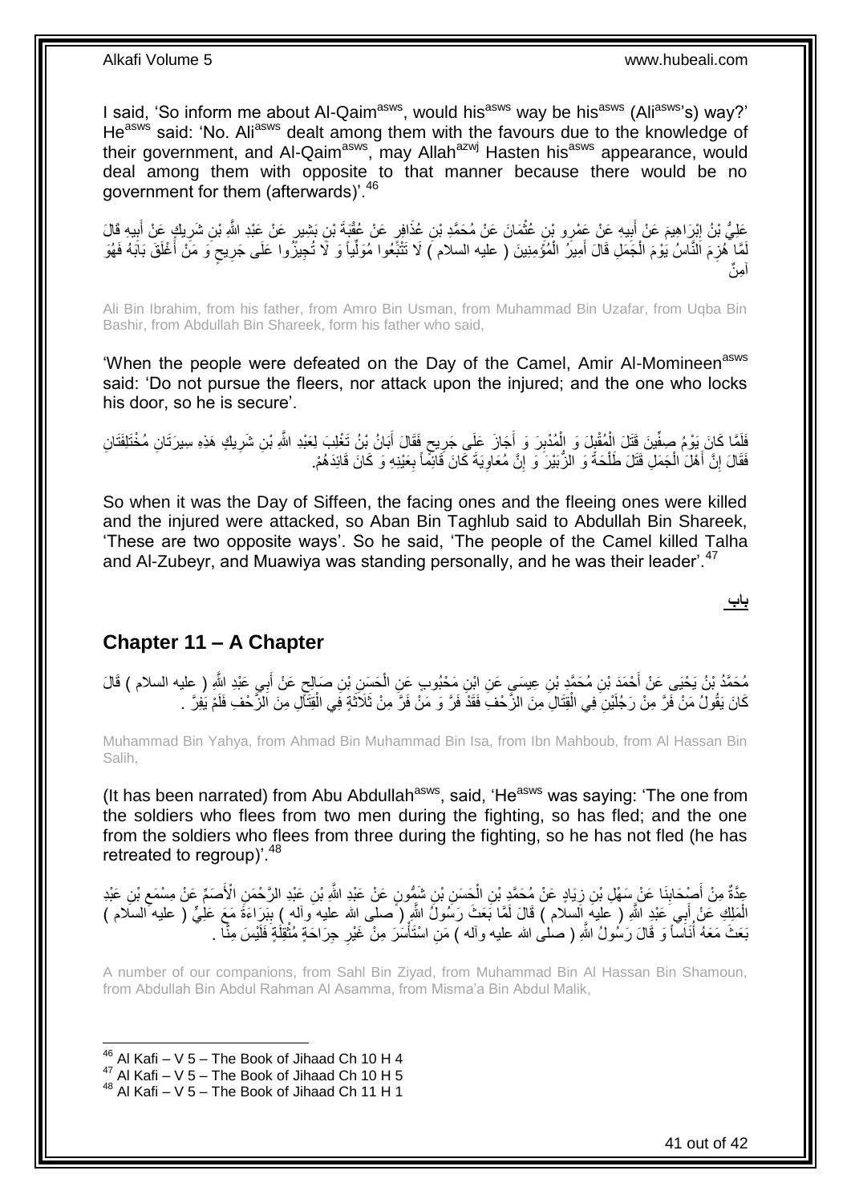I said, 'So inform me about Al-Qaim[asws], would his[asws] way be his[asws] (Ali[asws]'s) way?' He[asws] said: 'No. Ali[asws] dealt among them with the favours due to the knowledge of their government, and Al-Qaim[asws], may Allah[azwj] Hasten his[asws] appearance, would deal among them with opposite to that manner because there would be no government for them (afterwards)'.[46]

عَلِيُّ بْنُ إِبْرَاهِيمَ عَنْ أَبِيهِ عَنْ عَمْرِو بْنِ عُثْمَانَ عَنْ مُحَمَّدِ بْنِ عُذَافِرٍ عَنْ عُقْبَةَ بْنِ بَشِيرٍ عَنْ عَبْدِ اللَّهِ بْنِ شَرِيكٍ عَنْ أَبِيهِ قَالَ لَمَّا هُزِمَ النَّاسُ يَوْمَ الْجَمَلِ قَالَ أَمِيرُ الْمُؤْمِنِينَ ( عليه السلام ) لَا تَتْبَعُوا مُوَلِّياً وَ لَا تُجِيزُوا عَلَى جَرِيحٍ وَ مَنْ أَغْلَقَ بَابَهُ فَهُوَ آمِنٌ

Ali Bin Ibrahim, from his father, from Amro Bin Usman, from Muhammad Bin Uzafar, from Uqba Bin Bashir, from Abdullah Bin Shareek, form his father who said,

'When the people were defeated on the Day of the Camel, Amir Al-Momineen[asws] said: 'Do not pursue the fleers, nor attack upon the injured; and the one who locks his door, so he is secure'.

فَلَمَّا كَانَ يَوْمُ صِفِّينَ قَتَلَ الْمُقْبِلَ وَ الْمُدْبِرَ وَ أَجَازَ عَلَى جَرِيحٍ فَقَالَ أَبَانُ بْنُ تَغْلِبَ لِعَبْدِ اللَّهِ بْنِ شَرِيكٍ هَذِهِ سِيرَتَانِ مُخْتَلِفَتَانِ فَقَالَ إِنَّ أَهْلَ الْجَمَلِ قَتَلَ طَلْحَةُ وَ الزُّبَيْرُ وَ إِنَّ مُعَاوِيَةَ كَانَ قَائِماً بِعَيْنِهِ وَ كَانَ قَائِدَهُمْ.

So when it was the Day of Siffeen, the facing ones and the fleeing ones were killed and the injured were attacked, so Aban Bin Taghlub said to Abdullah Bin Shareek, 'These are two opposite ways'. So he said, 'The people of the Camel killed Talha and Al-Zubeyr, and Muawiya was standing personally, and he was their leader'.[47]

**باب**

## Chapter 11 – A Chapter

مُحَمَّدُ بْنُ يَحْيَى عَنْ أَحْمَدَ بْنِ مُحَمَّدِ بْنِ عِيسَى عَنِ ابْنِ مَحْبُوبٍ عَنِ الْحَسَنِ بْنِ صَالِحٍ عَنْ أَبِي عَبْدِ اللَّهِ ( عليه السلام ) قَالَ كَانَ يَقُولُ مَنْ فَرَّ مِنْ رَجُلَيْنِ فِي الْقِتَالِ مِنَ الزَّحْفِ فَقَدْ فَرَّ وَ مَنْ فَرَّ مِنْ ثَلَاثَةٍ فِي الْقِتَالِ مِنَ الزَّحْفِ فَلَمْ يَفِرَّ .

Muhammad Bin Yahya, from Ahmad Bin Muhammad Bin Isa, from Ibn Mahboub, from Al Hassan Bin Salih,

(It has been narrated) from Abu Abdullah[asws], said, 'He[asws] was saying: 'The one from the soldiers who flees from two men during the fighting, so has fled; and the one from the soldiers who flees from three during the fighting, so he has not fled (he has retreated to regroup)'.[48]

عِدَّةٌ مِنْ أَصْحَابِنَا عَنْ سَهْلِ بْنِ زِيَادٍ عَنْ مُحَمَّدِ بْنِ الْحَسَنِ بْنِ شَمُّونٍ عَنْ عَبْدِ اللَّهِ بْنِ عَبْدِ الرَّحْمَنِ الْأَصَمِّ عَنْ مِسْمَعِ بْنِ عَبْدِ الْمَلِكِ عَنْ أَبِي عَبْدِ اللَّهِ ( عليه السلام ) قَالَ لَمَّا بَعَثَ رَسُولُ اللَّهِ ( صلى الله عليه وآله ) بِبَرَاءَةَ مَعَ عَلِيٍّ ( عليه السلام ) بَعَثَ مَعَهُ أُنَاساً وَ قَالَ رَسُولُ اللَّهِ ( صلى الله عليه وآله ) مَنِ اسْتَأْسَرَ مِنْ غَيْرِ جِرَاحَةٍ مُثْقِلَةٍ فَلَيْسَ مِنَّا .

A number of our companions, from Sahl Bin Ziyad, from Muhammad Bin Al Hassan Bin Shamoun, from Abdullah Bin Abdul Rahman Al Asamma, from Misma'a Bin Abdul Malik,

[46] Al Kafi – V 5 – The Book of Jihaad Ch 10 H 4
[47] Al Kafi – V 5 – The Book of Jihaad Ch 10 H 5
[48] Al Kafi – V 5 – The Book of Jihaad Ch 11 H 1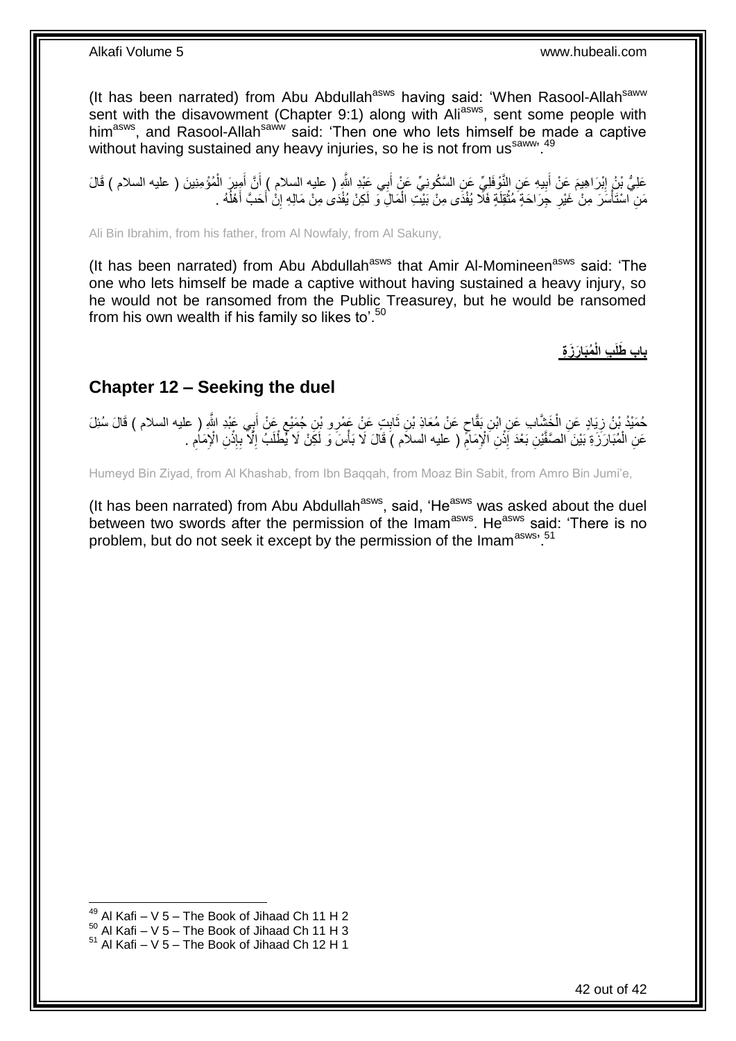(It has been narrated) from Abu Abdullah[asws] having said: 'When Rasool-Allah[saww] sent with the disavowment (Chapter 9:1) along with Ali[asws], sent some people with him[asws], and Rasool-Allah[saww] said: 'Then one who lets himself be made a captive without having sustained any heavy injuries, so he is not from us[saww]'.[49]

عَلِيُّ بْنُ إِبْرَاهِيمَ عَنْ أَبِيهِ عَنِ النَّوْفَلِيِّ عَنِ السَّكُونِيِّ عَنْ أَبِي عَبْدِ اللَّهِ ( عليه السلام ) أَنَّ أَمِيرَ الْمُؤْمِنِينَ ( عليه السلام ) قَالَ مَنِ اسْتَأْسَرَ مِنْ غَيْرِ جِرَاحَةٍ مُثْقِلَةٍ فَلَا يُفْدَى مِنْ بَيْتِ الْمَالِ وَ لَكِنْ يُفْدَى مِنْ مَالِهِ إِنْ أَحَبَّ أَهْلُهُ .

Ali Bin Ibrahim, from his father, from Al Nowfaly, from Al Sakuny,

(It has been narrated) from Abu Abdullah[asws] that Amir Al-Momineen[asws] said: 'The one who lets himself be made a captive without having sustained a heavy injury, so he would not be ransomed from the Public Treasurey, but he would be ransomed from his own wealth if his family so likes to'.[50]

## باب طَلَبِ الْمُبَارَزَةِ

## Chapter 12 – Seeking the duel

حُمَيْدُ بْنُ زِيَادٍ عَنِ الْخَشَّابِ عَنِ ابْنِ بَقَّاحٍ عَنْ مُعَاذِ بْنِ ثَابِتٍ عَنْ عَمْرِو بْنِ جُمَيْعٍ عَنْ أَبِي عَبْدِ اللَّهِ ( عليه السلام ) قَالَ سُئِلَ عَنِ الْمُبَارَزَةِ بَيْنَ الصَّفَّيْنِ بَعْدَ إِذْنِ الْإِمَامِ ( عليه السلام ) قَالَ لَا بَأْسَ وَ لَكِنْ لَا يُطْلَبُ إِلَّا بِإِذْنِ الْإِمَامِ .

Humeyd Bin Ziyad, from Al Khashab, from Ibn Baqqah, from Moaz Bin Sabit, from Amro Bin Jumi'e,

(It has been narrated) from Abu Abdullah[asws], said, 'He[asws] was asked about the duel between two swords after the permission of the Imam[asws]. He[asws] said: 'There is no problem, but do not seek it except by the permission of the Imam[asws]'.[51]

---

[49] Al Kafi – V 5 – The Book of Jihaad Ch 11 H 2
[50] Al Kafi – V 5 – The Book of Jihaad Ch 11 H 3
[51] Al Kafi – V 5 – The Book of Jihaad Ch 12 H 1